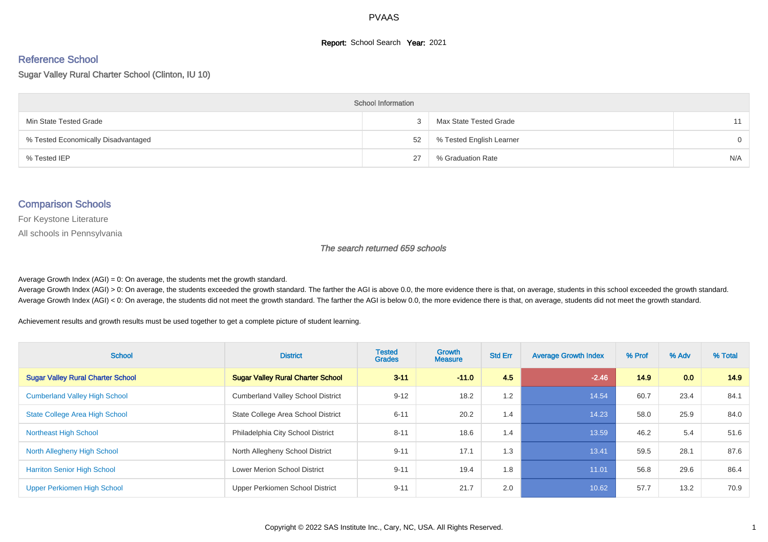# PVAAS

**Report:** School Search **Year:** 2021

## Reference School

### Sugar Valley Rural Charter School (Clinton, IU 10)

| School Information | | | |
|---|---|---|---|
| Min State Tested Grade | 3 | Max State Tested Grade | 11 |
| % Tested Economically Disadvantaged | 52 | % Tested English Learner | 0 |
| % Tested IEP | 27 | % Graduation Rate | N/A |

## Comparison Schools

For Keystone Literature

All schools in Pennsylvania

*The search returned 659 schools*

Average Growth Index (AGI) = 0: On average, the students met the growth standard.
Average Growth Index (AGI) > 0: On average, the students exceeded the growth standard. The farther the AGI is above 0.0, the more evidence there is that, on average, students in this school exceeded the growth standard.
Average Growth Index (AGI) < 0: On average, the students did not meet the growth standard. The farther the AGI is below 0.0, the more evidence there is that, on average, students did not meet the growth standard.

Achievement results and growth results must be used together to get a complete picture of student learning.

| School | District | Tested Grades | Growth Measure | Std Err | Average Growth Index | % Prof | % Adv | % Total |
|---|---|---|---|---|---|---|---|---|
| **Sugar Valley Rural Charter School** | **Sugar Valley Rural Charter School** | **3-11** | **-11.0** | **4.5** | **-2.46** | **14.9** | **0.0** | **14.9** |
| Cumberland Valley High School | Cumberland Valley School District | 9-12 | 18.2 | 1.2 | 14.54 | 60.7 | 23.4 | 84.1 |
| State College Area High School | State College Area School District | 6-11 | 20.2 | 1.4 | 14.23 | 58.0 | 25.9 | 84.0 |
| Northeast High School | Philadelphia City School District | 8-11 | 18.6 | 1.4 | 13.59 | 46.2 | 5.4 | 51.6 |
| North Allegheny High School | North Allegheny School District | 9-11 | 17.1 | 1.3 | 13.41 | 59.5 | 28.1 | 87.6 |
| Harriton Senior High School | Lower Merion School District | 9-11 | 19.4 | 1.8 | 11.01 | 56.8 | 29.6 | 86.4 |
| Upper Perkiomen High School | Upper Perkiomen School District | 9-11 | 21.7 | 2.0 | 10.62 | 57.7 | 13.2 | 70.9 |

Copyright © 2022 SAS Institute Inc., Cary, NC, USA. All Rights Reserved.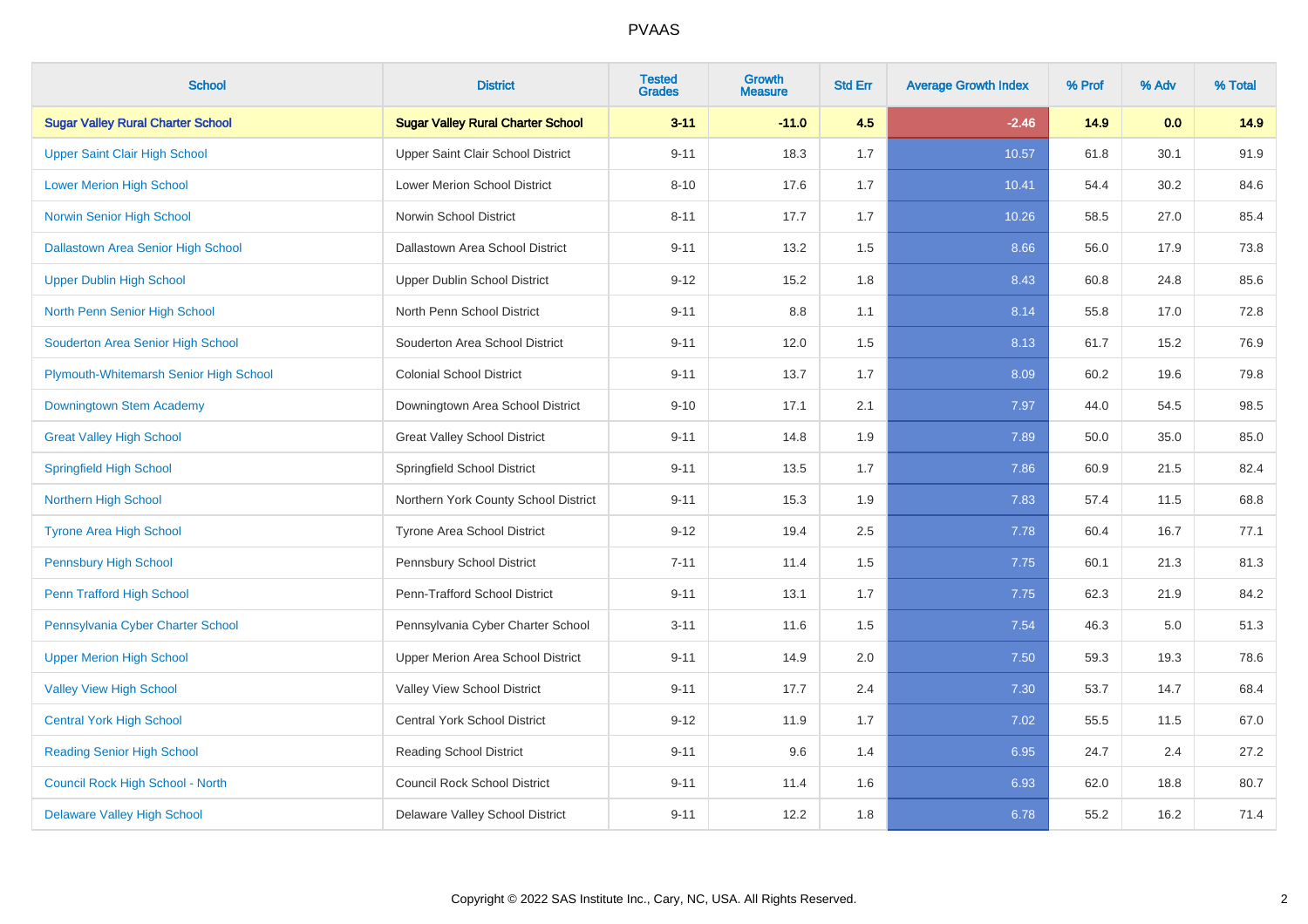| School | District | Tested Grades | Growth Measure | Std Err | Average Growth Index | % Prof | % Adv | % Total |
|---|---|---|---|---|---|---|---|---|
| **Sugar Valley Rural Charter School** | **Sugar Valley Rural Charter School** | **3-11** | **-11.0** | **4.5** | **-2.46** | **14.9** | **0.0** | **14.9** |
| Upper Saint Clair High School | Upper Saint Clair School District | 9-11 | 18.3 | 1.7 | 10.57 | 61.8 | 30.1 | 91.9 |
| Lower Merion High School | Lower Merion School District | 8-10 | 17.6 | 1.7 | 10.41 | 54.4 | 30.2 | 84.6 |
| Norwin Senior High School | Norwin School District | 8-11 | 17.7 | 1.7 | 10.26 | 58.5 | 27.0 | 85.4 |
| Dallastown Area Senior High School | Dallastown Area School District | 9-11 | 13.2 | 1.5 | 8.66 | 56.0 | 17.9 | 73.8 |
| Upper Dublin High School | Upper Dublin School District | 9-12 | 15.2 | 1.8 | 8.43 | 60.8 | 24.8 | 85.6 |
| North Penn Senior High School | North Penn School District | 9-11 | 8.8 | 1.1 | 8.14 | 55.8 | 17.0 | 72.8 |
| Souderton Area Senior High School | Souderton Area School District | 9-11 | 12.0 | 1.5 | 8.13 | 61.7 | 15.2 | 76.9 |
| Plymouth-Whitemarsh Senior High School | Colonial School District | 9-11 | 13.7 | 1.7 | 8.09 | 60.2 | 19.6 | 79.8 |
| Downingtown Stem Academy | Downingtown Area School District | 9-10 | 17.1 | 2.1 | 7.97 | 44.0 | 54.5 | 98.5 |
| Great Valley High School | Great Valley School District | 9-11 | 14.8 | 1.9 | 7.89 | 50.0 | 35.0 | 85.0 |
| Springfield High School | Springfield School District | 9-11 | 13.5 | 1.7 | 7.86 | 60.9 | 21.5 | 82.4 |
| Northern High School | Northern York County School District | 9-11 | 15.3 | 1.9 | 7.83 | 57.4 | 11.5 | 68.8 |
| Tyrone Area High School | Tyrone Area School District | 9-12 | 19.4 | 2.5 | 7.78 | 60.4 | 16.7 | 77.1 |
| Pennsbury High School | Pennsbury School District | 7-11 | 11.4 | 1.5 | 7.75 | 60.1 | 21.3 | 81.3 |
| Penn Trafford High School | Penn-Trafford School District | 9-11 | 13.1 | 1.7 | 7.75 | 62.3 | 21.9 | 84.2 |
| Pennsylvania Cyber Charter School | Pennsylvania Cyber Charter School | 3-11 | 11.6 | 1.5 | 7.54 | 46.3 | 5.0 | 51.3 |
| Upper Merion High School | Upper Merion Area School District | 9-11 | 14.9 | 2.0 | 7.50 | 59.3 | 19.3 | 78.6 |
| Valley View High School | Valley View School District | 9-11 | 17.7 | 2.4 | 7.30 | 53.7 | 14.7 | 68.4 |
| Central York High School | Central York School District | 9-12 | 11.9 | 1.7 | 7.02 | 55.5 | 11.5 | 67.0 |
| Reading Senior High School | Reading School District | 9-11 | 9.6 | 1.4 | 6.95 | 24.7 | 2.4 | 27.2 |
| Council Rock High School - North | Council Rock School District | 9-11 | 11.4 | 1.6 | 6.93 | 62.0 | 18.8 | 80.7 |
| Delaware Valley High School | Delaware Valley School District | 9-11 | 12.2 | 1.8 | 6.78 | 55.2 | 16.2 | 71.4 |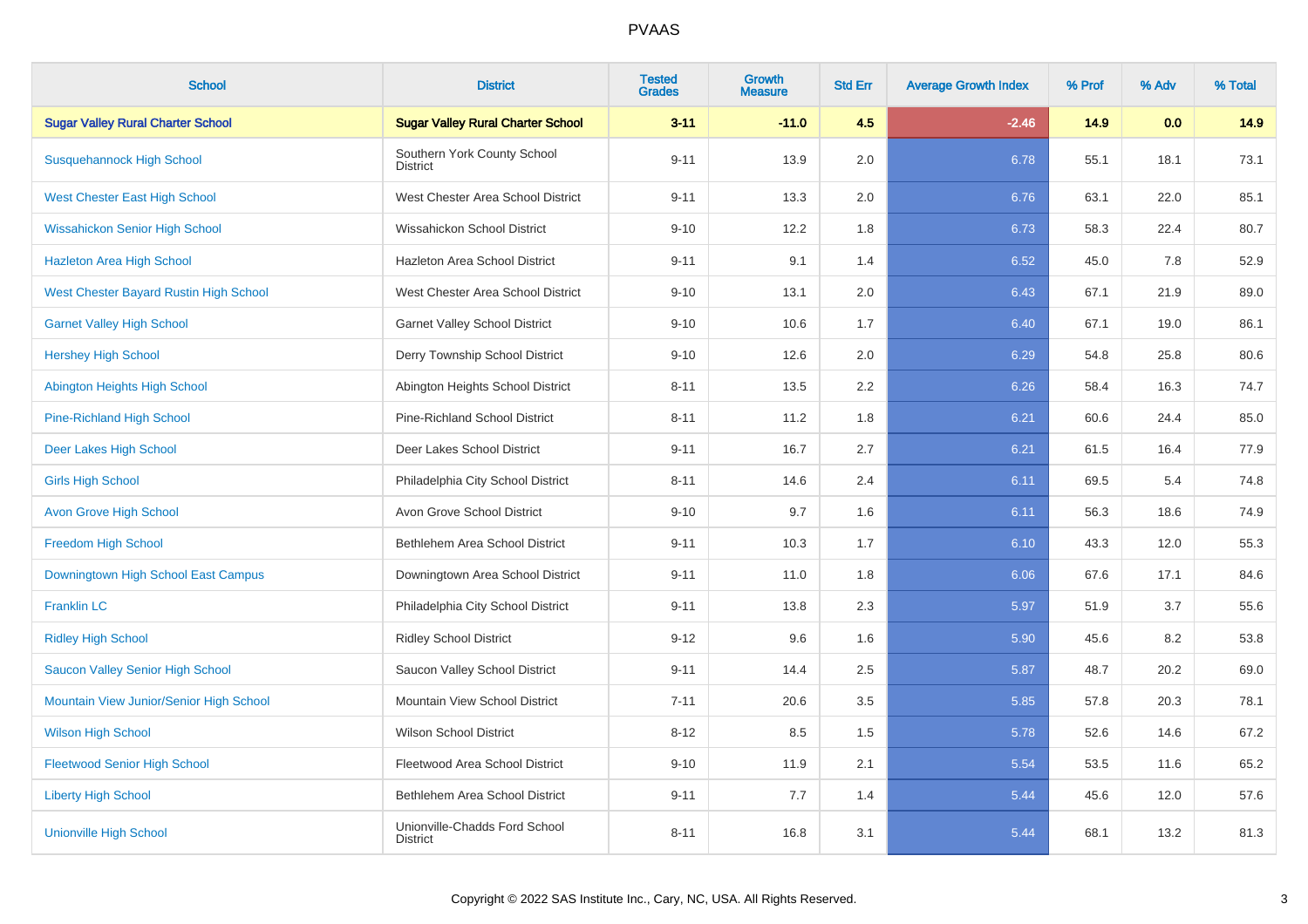| School | District | Tested Grades | Growth Measure | Std Err | Average Growth Index | % Prof | % Adv | % Total |
|---|---|---|---|---|---|---|---|---|
| **Sugar Valley Rural Charter School** | **Sugar Valley Rural Charter School** | **3-11** | **-11.0** | **4.5** | **-2.46** | **14.9** | **0.0** | **14.9** |
| Susquehannock High School | Southern York County School District | 9-11 | 13.9 | 2.0 | 6.78 | 55.1 | 18.1 | 73.1 |
| West Chester East High School | West Chester Area School District | 9-11 | 13.3 | 2.0 | 6.76 | 63.1 | 22.0 | 85.1 |
| Wissahickon Senior High School | Wissahickon School District | 9-10 | 12.2 | 1.8 | 6.73 | 58.3 | 22.4 | 80.7 |
| Hazleton Area High School | Hazleton Area School District | 9-11 | 9.1 | 1.4 | 6.52 | 45.0 | 7.8 | 52.9 |
| West Chester Bayard Rustin High School | West Chester Area School District | 9-10 | 13.1 | 2.0 | 6.43 | 67.1 | 21.9 | 89.0 |
| Garnet Valley High School | Garnet Valley School District | 9-10 | 10.6 | 1.7 | 6.40 | 67.1 | 19.0 | 86.1 |
| Hershey High School | Derry Township School District | 9-10 | 12.6 | 2.0 | 6.29 | 54.8 | 25.8 | 80.6 |
| Abington Heights High School | Abington Heights School District | 8-11 | 13.5 | 2.2 | 6.26 | 58.4 | 16.3 | 74.7 |
| Pine-Richland High School | Pine-Richland School District | 8-11 | 11.2 | 1.8 | 6.21 | 60.6 | 24.4 | 85.0 |
| Deer Lakes High School | Deer Lakes School District | 9-11 | 16.7 | 2.7 | 6.21 | 61.5 | 16.4 | 77.9 |
| Girls High School | Philadelphia City School District | 8-11 | 14.6 | 2.4 | 6.11 | 69.5 | 5.4 | 74.8 |
| Avon Grove High School | Avon Grove School District | 9-10 | 9.7 | 1.6 | 6.11 | 56.3 | 18.6 | 74.9 |
| Freedom High School | Bethlehem Area School District | 9-11 | 10.3 | 1.7 | 6.10 | 43.3 | 12.0 | 55.3 |
| Downingtown High School East Campus | Downingtown Area School District | 9-11 | 11.0 | 1.8 | 6.06 | 67.6 | 17.1 | 84.6 |
| Franklin LC | Philadelphia City School District | 9-11 | 13.8 | 2.3 | 5.97 | 51.9 | 3.7 | 55.6 |
| Ridley High School | Ridley School District | 9-12 | 9.6 | 1.6 | 5.90 | 45.6 | 8.2 | 53.8 |
| Saucon Valley Senior High School | Saucon Valley School District | 9-11 | 14.4 | 2.5 | 5.87 | 48.7 | 20.2 | 69.0 |
| Mountain View Junior/Senior High School | Mountain View School District | 7-11 | 20.6 | 3.5 | 5.85 | 57.8 | 20.3 | 78.1 |
| Wilson High School | Wilson School District | 8-12 | 8.5 | 1.5 | 5.78 | 52.6 | 14.6 | 67.2 |
| Fleetwood Senior High School | Fleetwood Area School District | 9-10 | 11.9 | 2.1 | 5.54 | 53.5 | 11.6 | 65.2 |
| Liberty High School | Bethlehem Area School District | 9-11 | 7.7 | 1.4 | 5.44 | 45.6 | 12.0 | 57.6 |
| Unionville High School | Unionville-Chadds Ford School District | 8-11 | 16.8 | 3.1 | 5.44 | 68.1 | 13.2 | 81.3 |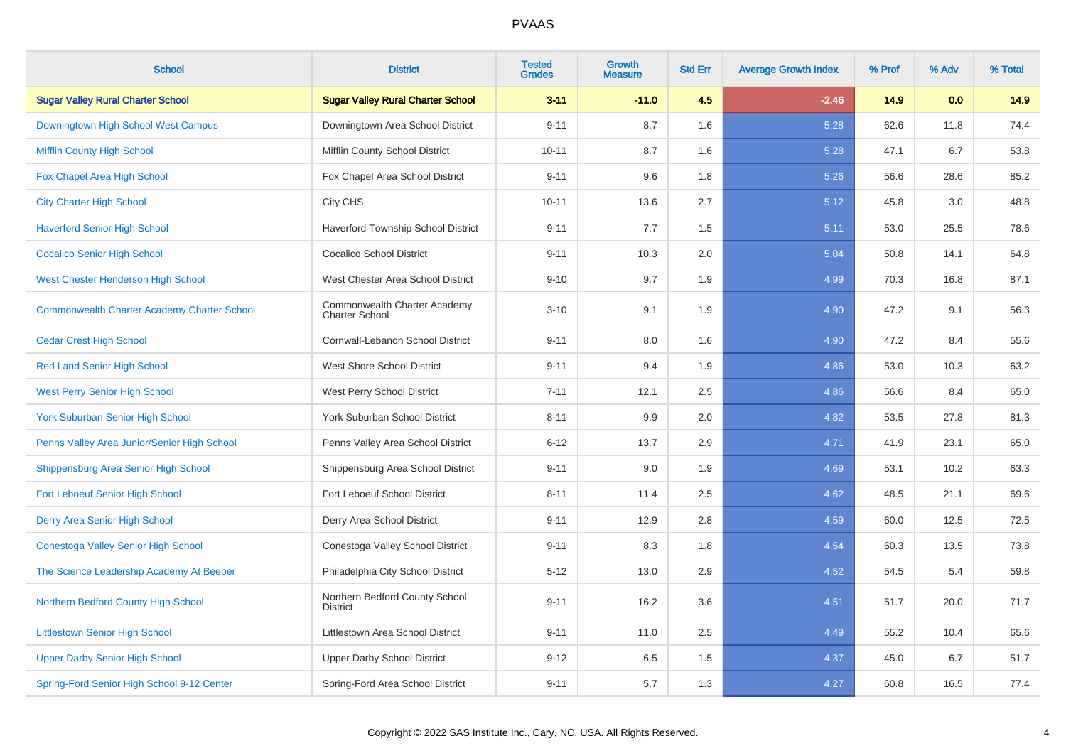# PVAAS

| School | District | Tested Grades | Growth Measure | Std Err | Average Growth Index | % Prof | % Adv | % Total |
|---|---|---|---|---|---|---|---|---|
| **Sugar Valley Rural Charter School** | **Sugar Valley Rural Charter School** | **3-11** | **-11.0** | **4.5** | **-2.46** | **14.9** | **0.0** | **14.9** |
| Downingtown High School West Campus | Downingtown Area School District | 9-11 | 8.7 | 1.6 | 5.28 | 62.6 | 11.8 | 74.4 |
| Mifflin County High School | Mifflin County School District | 10-11 | 8.7 | 1.6 | 5.28 | 47.1 | 6.7 | 53.8 |
| Fox Chapel Area High School | Fox Chapel Area School District | 9-11 | 9.6 | 1.8 | 5.26 | 56.6 | 28.6 | 85.2 |
| City Charter High School | City CHS | 10-11 | 13.6 | 2.7 | 5.12 | 45.8 | 3.0 | 48.8 |
| Haverford Senior High School | Haverford Township School District | 9-11 | 7.7 | 1.5 | 5.11 | 53.0 | 25.5 | 78.6 |
| Cocalico Senior High School | Cocalico School District | 9-11 | 10.3 | 2.0 | 5.04 | 50.8 | 14.1 | 64.8 |
| West Chester Henderson High School | West Chester Area School District | 9-10 | 9.7 | 1.9 | 4.99 | 70.3 | 16.8 | 87.1 |
| Commonwealth Charter Academy Charter School | Commonwealth Charter Academy Charter School | 3-10 | 9.1 | 1.9 | 4.90 | 47.2 | 9.1 | 56.3 |
| Cedar Crest High School | Cornwall-Lebanon School District | 9-11 | 8.0 | 1.6 | 4.90 | 47.2 | 8.4 | 55.6 |
| Red Land Senior High School | West Shore School District | 9-11 | 9.4 | 1.9 | 4.86 | 53.0 | 10.3 | 63.2 |
| West Perry Senior High School | West Perry School District | 7-11 | 12.1 | 2.5 | 4.86 | 56.6 | 8.4 | 65.0 |
| York Suburban Senior High School | York Suburban School District | 8-11 | 9.9 | 2.0 | 4.82 | 53.5 | 27.8 | 81.3 |
| Penns Valley Area Junior/Senior High School | Penns Valley Area School District | 6-12 | 13.7 | 2.9 | 4.71 | 41.9 | 23.1 | 65.0 |
| Shippensburg Area Senior High School | Shippensburg Area School District | 9-11 | 9.0 | 1.9 | 4.69 | 53.1 | 10.2 | 63.3 |
| Fort Leboeuf Senior High School | Fort Leboeuf School District | 8-11 | 11.4 | 2.5 | 4.62 | 48.5 | 21.1 | 69.6 |
| Derry Area Senior High School | Derry Area School District | 9-11 | 12.9 | 2.8 | 4.59 | 60.0 | 12.5 | 72.5 |
| Conestoga Valley Senior High School | Conestoga Valley School District | 9-11 | 8.3 | 1.8 | 4.54 | 60.3 | 13.5 | 73.8 |
| The Science Leadership Academy At Beeber | Philadelphia City School District | 5-12 | 13.0 | 2.9 | 4.52 | 54.5 | 5.4 | 59.8 |
| Northern Bedford County High School | Northern Bedford County School District | 9-11 | 16.2 | 3.6 | 4.51 | 51.7 | 20.0 | 71.7 |
| Littlestown Senior High School | Littlestown Area School District | 9-11 | 11.0 | 2.5 | 4.49 | 55.2 | 10.4 | 65.6 |
| Upper Darby Senior High School | Upper Darby School District | 9-12 | 6.5 | 1.5 | 4.37 | 45.0 | 6.7 | 51.7 |
| Spring-Ford Senior High School 9-12 Center | Spring-Ford Area School District | 9-11 | 5.7 | 1.3 | 4.27 | 60.8 | 16.5 | 77.4 |

Copyright © 2022 SAS Institute Inc., Cary, NC, USA. All Rights Reserved.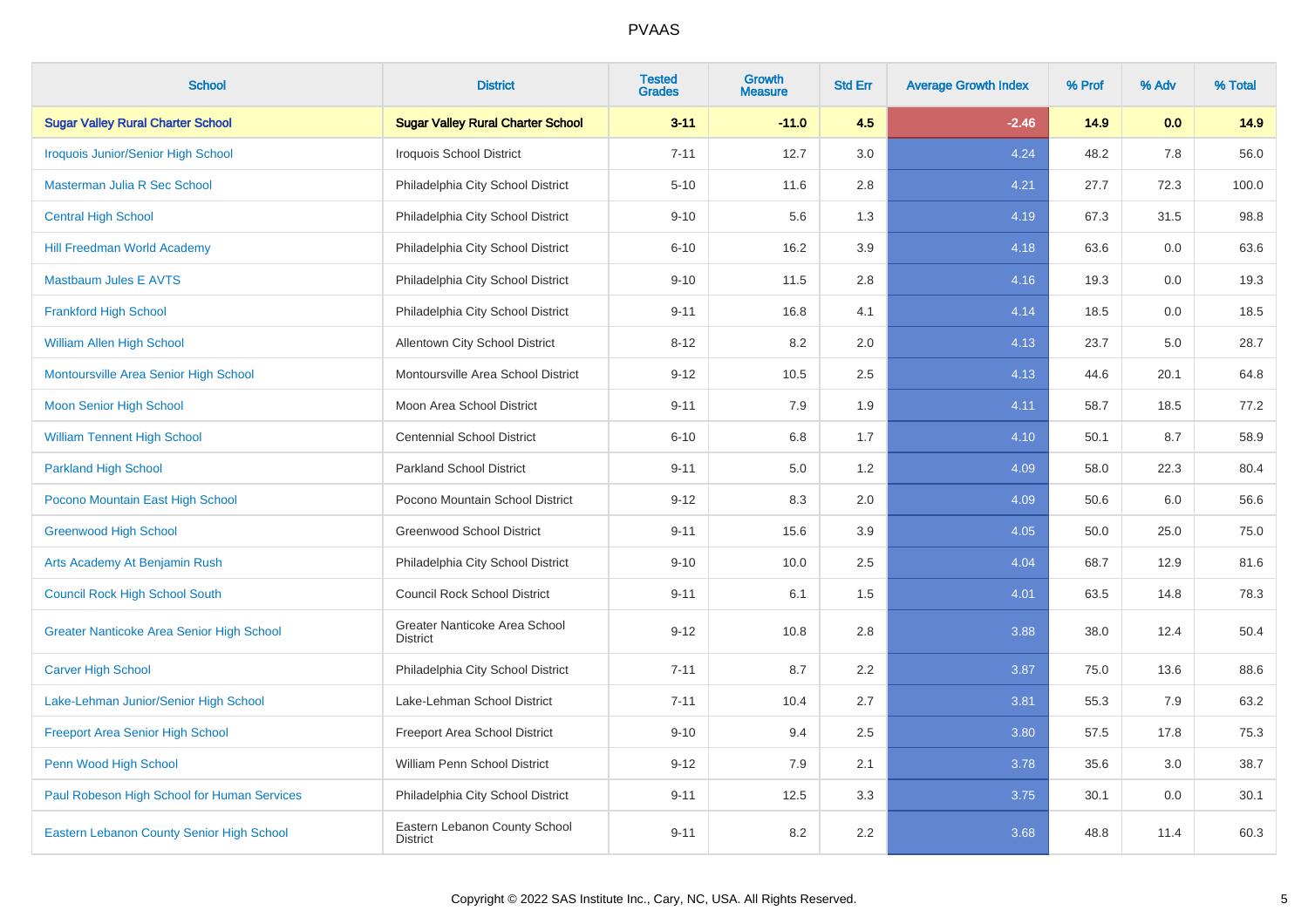| School | District | Tested Grades | Growth Measure | Std Err | Average Growth Index | % Prof | % Adv | % Total |
|---|---|---|---|---|---|---|---|---|
| **Sugar Valley Rural Charter School** | **Sugar Valley Rural Charter School** | **3-11** | **-11.0** | **4.5** | **-2.46** | **14.9** | **0.0** | **14.9** |
| Iroquois Junior/Senior High School | Iroquois School District | 7-11 | 12.7 | 3.0 | 4.24 | 48.2 | 7.8 | 56.0 |
| Masterman Julia R Sec School | Philadelphia City School District | 5-10 | 11.6 | 2.8 | 4.21 | 27.7 | 72.3 | 100.0 |
| Central High School | Philadelphia City School District | 9-10 | 5.6 | 1.3 | 4.19 | 67.3 | 31.5 | 98.8 |
| Hill Freedman World Academy | Philadelphia City School District | 6-10 | 16.2 | 3.9 | 4.18 | 63.6 | 0.0 | 63.6 |
| Mastbaum Jules E AVTS | Philadelphia City School District | 9-10 | 11.5 | 2.8 | 4.16 | 19.3 | 0.0 | 19.3 |
| Frankford High School | Philadelphia City School District | 9-11 | 16.8 | 4.1 | 4.14 | 18.5 | 0.0 | 18.5 |
| William Allen High School | Allentown City School District | 8-12 | 8.2 | 2.0 | 4.13 | 23.7 | 5.0 | 28.7 |
| Montoursville Area Senior High School | Montoursville Area School District | 9-12 | 10.5 | 2.5 | 4.13 | 44.6 | 20.1 | 64.8 |
| Moon Senior High School | Moon Area School District | 9-11 | 7.9 | 1.9 | 4.11 | 58.7 | 18.5 | 77.2 |
| William Tennent High School | Centennial School District | 6-10 | 6.8 | 1.7 | 4.10 | 50.1 | 8.7 | 58.9 |
| Parkland High School | Parkland School District | 9-11 | 5.0 | 1.2 | 4.09 | 58.0 | 22.3 | 80.4 |
| Pocono Mountain East High School | Pocono Mountain School District | 9-12 | 8.3 | 2.0 | 4.09 | 50.6 | 6.0 | 56.6 |
| Greenwood High School | Greenwood School District | 9-11 | 15.6 | 3.9 | 4.05 | 50.0 | 25.0 | 75.0 |
| Arts Academy At Benjamin Rush | Philadelphia City School District | 9-10 | 10.0 | 2.5 | 4.04 | 68.7 | 12.9 | 81.6 |
| Council Rock High School South | Council Rock School District | 9-11 | 6.1 | 1.5 | 4.01 | 63.5 | 14.8 | 78.3 |
| Greater Nanticoke Area Senior High School | Greater Nanticoke Area School District | 9-12 | 10.8 | 2.8 | 3.88 | 38.0 | 12.4 | 50.4 |
| Carver High School | Philadelphia City School District | 7-11 | 8.7 | 2.2 | 3.87 | 75.0 | 13.6 | 88.6 |
| Lake-Lehman Junior/Senior High School | Lake-Lehman School District | 7-11 | 10.4 | 2.7 | 3.81 | 55.3 | 7.9 | 63.2 |
| Freeport Area Senior High School | Freeport Area School District | 9-10 | 9.4 | 2.5 | 3.80 | 57.5 | 17.8 | 75.3 |
| Penn Wood High School | William Penn School District | 9-12 | 7.9 | 2.1 | 3.78 | 35.6 | 3.0 | 38.7 |
| Paul Robeson High School for Human Services | Philadelphia City School District | 9-11 | 12.5 | 3.3 | 3.75 | 30.1 | 0.0 | 30.1 |
| Eastern Lebanon County Senior High School | Eastern Lebanon County School District | 9-11 | 8.2 | 2.2 | 3.68 | 48.8 | 11.4 | 60.3 |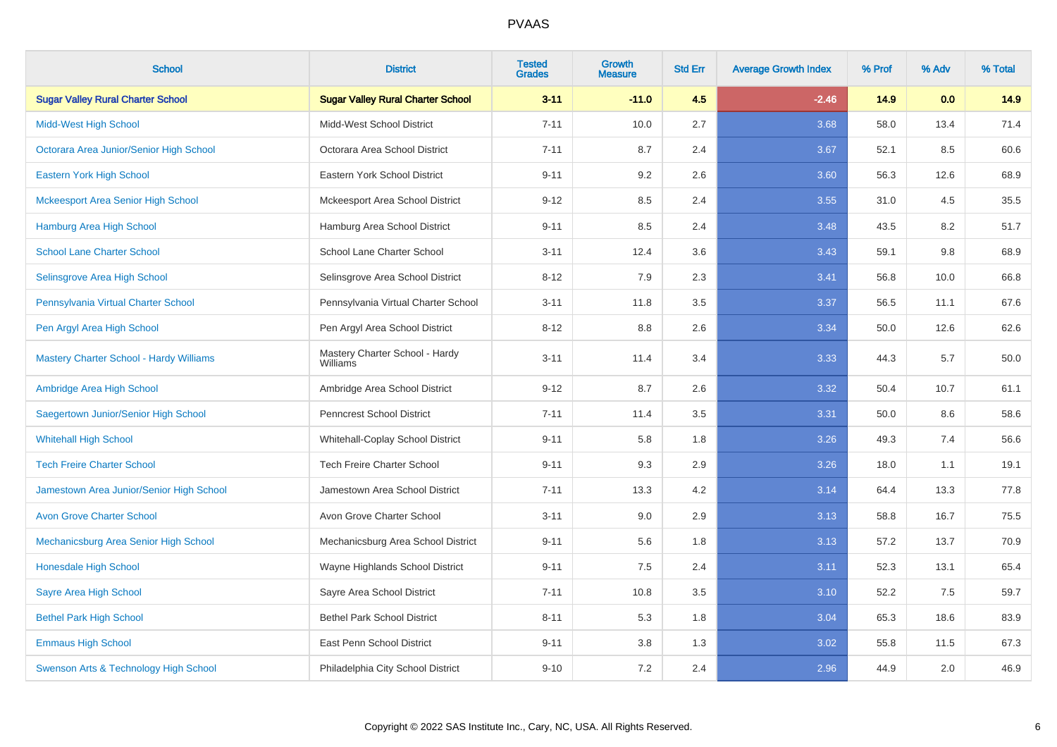# PVAAS

| School | District | Tested Grades | Growth Measure | Std Err | Average Growth Index | % Prof | % Adv | % Total |
|---|---|---|---|---|---|---|---|---|
| **Sugar Valley Rural Charter School** | **Sugar Valley Rural Charter School** | **3-11** | **-11.0** | **4.5** | **-2.46** | **14.9** | **0.0** | **14.9** |
| Midd-West High School | Midd-West School District | 7-11 | 10.0 | 2.7 | 3.68 | 58.0 | 13.4 | 71.4 |
| Octorara Area Junior/Senior High School | Octorara Area School District | 7-11 | 8.7 | 2.4 | 3.67 | 52.1 | 8.5 | 60.6 |
| Eastern York High School | Eastern York School District | 9-11 | 9.2 | 2.6 | 3.60 | 56.3 | 12.6 | 68.9 |
| Mckeesport Area Senior High School | Mckeesport Area School District | 9-12 | 8.5 | 2.4 | 3.55 | 31.0 | 4.5 | 35.5 |
| Hamburg Area High School | Hamburg Area School District | 9-11 | 8.5 | 2.4 | 3.48 | 43.5 | 8.2 | 51.7 |
| School Lane Charter School | School Lane Charter School | 3-11 | 12.4 | 3.6 | 3.43 | 59.1 | 9.8 | 68.9 |
| Selinsgrove Area High School | Selinsgrove Area School District | 8-12 | 7.9 | 2.3 | 3.41 | 56.8 | 10.0 | 66.8 |
| Pennsylvania Virtual Charter School | Pennsylvania Virtual Charter School | 3-11 | 11.8 | 3.5 | 3.37 | 56.5 | 11.1 | 67.6 |
| Pen Argyl Area High School | Pen Argyl Area School District | 8-12 | 8.8 | 2.6 | 3.34 | 50.0 | 12.6 | 62.6 |
| Mastery Charter School - Hardy Williams | Mastery Charter School - Hardy Williams | 3-11 | 11.4 | 3.4 | 3.33 | 44.3 | 5.7 | 50.0 |
| Ambridge Area High School | Ambridge Area School District | 9-12 | 8.7 | 2.6 | 3.32 | 50.4 | 10.7 | 61.1 |
| Saegertown Junior/Senior High School | Penncrest School District | 7-11 | 11.4 | 3.5 | 3.31 | 50.0 | 8.6 | 58.6 |
| Whitehall High School | Whitehall-Coplay School District | 9-11 | 5.8 | 1.8 | 3.26 | 49.3 | 7.4 | 56.6 |
| Tech Freire Charter School | Tech Freire Charter School | 9-11 | 9.3 | 2.9 | 3.26 | 18.0 | 1.1 | 19.1 |
| Jamestown Area Junior/Senior High School | Jamestown Area School District | 7-11 | 13.3 | 4.2 | 3.14 | 64.4 | 13.3 | 77.8 |
| Avon Grove Charter School | Avon Grove Charter School | 3-11 | 9.0 | 2.9 | 3.13 | 58.8 | 16.7 | 75.5 |
| Mechanicsburg Area Senior High School | Mechanicsburg Area School District | 9-11 | 5.6 | 1.8 | 3.13 | 57.2 | 13.7 | 70.9 |
| Honesdale High School | Wayne Highlands School District | 9-11 | 7.5 | 2.4 | 3.11 | 52.3 | 13.1 | 65.4 |
| Sayre Area High School | Sayre Area School District | 7-11 | 10.8 | 3.5 | 3.10 | 52.2 | 7.5 | 59.7 |
| Bethel Park High School | Bethel Park School District | 8-11 | 5.3 | 1.8 | 3.04 | 65.3 | 18.6 | 83.9 |
| Emmaus High School | East Penn School District | 9-11 | 3.8 | 1.3 | 3.02 | 55.8 | 11.5 | 67.3 |
| Swenson Arts & Technology High School | Philadelphia City School District | 9-10 | 7.2 | 2.4 | 2.96 | 44.9 | 2.0 | 46.9 |

Copyright © 2022 SAS Institute Inc., Cary, NC, USA. All Rights Reserved.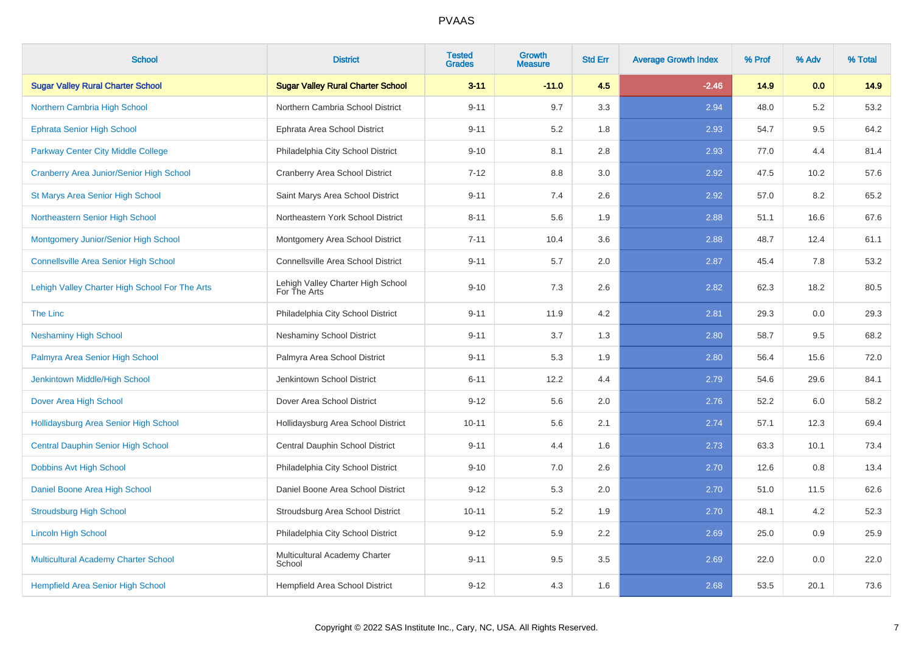| School | District | Tested Grades | Growth Measure | Std Err | Average Growth Index | % Prof | % Adv | % Total |
|---|---|---|---|---|---|---|---|---|
| **Sugar Valley Rural Charter School** | **Sugar Valley Rural Charter School** | **3-11** | **-11.0** | **4.5** | **-2.46** | **14.9** | **0.0** | **14.9** |
| Northern Cambria High School | Northern Cambria School District | 9-11 | 9.7 | 3.3 | 2.94 | 48.0 | 5.2 | 53.2 |
| Ephrata Senior High School | Ephrata Area School District | 9-11 | 5.2 | 1.8 | 2.93 | 54.7 | 9.5 | 64.2 |
| Parkway Center City Middle College | Philadelphia City School District | 9-10 | 8.1 | 2.8 | 2.93 | 77.0 | 4.4 | 81.4 |
| Cranberry Area Junior/Senior High School | Cranberry Area School District | 7-12 | 8.8 | 3.0 | 2.92 | 47.5 | 10.2 | 57.6 |
| St Marys Area Senior High School | Saint Marys Area School District | 9-11 | 7.4 | 2.6 | 2.92 | 57.0 | 8.2 | 65.2 |
| Northeastern Senior High School | Northeastern York School District | 8-11 | 5.6 | 1.9 | 2.88 | 51.1 | 16.6 | 67.6 |
| Montgomery Junior/Senior High School | Montgomery Area School District | 7-11 | 10.4 | 3.6 | 2.88 | 48.7 | 12.4 | 61.1 |
| Connellsville Area Senior High School | Connellsville Area School District | 9-11 | 5.7 | 2.0 | 2.87 | 45.4 | 7.8 | 53.2 |
| Lehigh Valley Charter High School For The Arts | Lehigh Valley Charter High School For The Arts | 9-10 | 7.3 | 2.6 | 2.82 | 62.3 | 18.2 | 80.5 |
| The Linc | Philadelphia City School District | 9-11 | 11.9 | 4.2 | 2.81 | 29.3 | 0.0 | 29.3 |
| Neshaminy High School | Neshaminy School District | 9-11 | 3.7 | 1.3 | 2.80 | 58.7 | 9.5 | 68.2 |
| Palmyra Area Senior High School | Palmyra Area School District | 9-11 | 5.3 | 1.9 | 2.80 | 56.4 | 15.6 | 72.0 |
| Jenkintown Middle/High School | Jenkintown School District | 6-11 | 12.2 | 4.4 | 2.79 | 54.6 | 29.6 | 84.1 |
| Dover Area High School | Dover Area School District | 9-12 | 5.6 | 2.0 | 2.76 | 52.2 | 6.0 | 58.2 |
| Hollidaysburg Area Senior High School | Hollidaysburg Area School District | 10-11 | 5.6 | 2.1 | 2.74 | 57.1 | 12.3 | 69.4 |
| Central Dauphin Senior High School | Central Dauphin School District | 9-11 | 4.4 | 1.6 | 2.73 | 63.3 | 10.1 | 73.4 |
| Dobbins Avt High School | Philadelphia City School District | 9-10 | 7.0 | 2.6 | 2.70 | 12.6 | 0.8 | 13.4 |
| Daniel Boone Area High School | Daniel Boone Area School District | 9-12 | 5.3 | 2.0 | 2.70 | 51.0 | 11.5 | 62.6 |
| Stroudsburg High School | Stroudsburg Area School District | 10-11 | 5.2 | 1.9 | 2.70 | 48.1 | 4.2 | 52.3 |
| Lincoln High School | Philadelphia City School District | 9-12 | 5.9 | 2.2 | 2.69 | 25.0 | 0.9 | 25.9 |
| Multicultural Academy Charter School | Multicultural Academy Charter School | 9-11 | 9.5 | 3.5 | 2.69 | 22.0 | 0.0 | 22.0 |
| Hempfield Area Senior High School | Hempfield Area School District | 9-12 | 4.3 | 1.6 | 2.68 | 53.5 | 20.1 | 73.6 |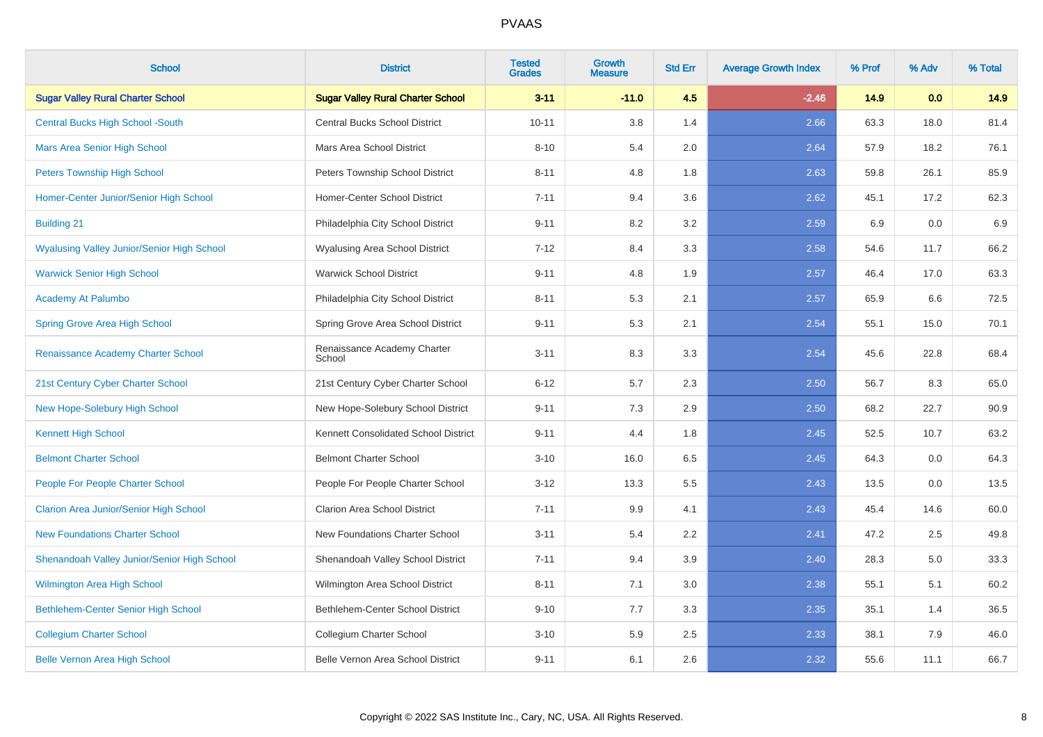| School | District | Tested Grades | Growth Measure | Std Err | Average Growth Index | % Prof | % Adv | % Total |
|---|---|---|---|---|---|---|---|---|
| **Sugar Valley Rural Charter School** | **Sugar Valley Rural Charter School** | **3-11** | **-11.0** | **4.5** | **-2.46** | **14.9** | **0.0** | **14.9** |
| Central Bucks High School -South | Central Bucks School District | 10-11 | 3.8 | 1.4 | 2.66 | 63.3 | 18.0 | 81.4 |
| Mars Area Senior High School | Mars Area School District | 8-10 | 5.4 | 2.0 | 2.64 | 57.9 | 18.2 | 76.1 |
| Peters Township High School | Peters Township School District | 8-11 | 4.8 | 1.8 | 2.63 | 59.8 | 26.1 | 85.9 |
| Homer-Center Junior/Senior High School | Homer-Center School District | 7-11 | 9.4 | 3.6 | 2.62 | 45.1 | 17.2 | 62.3 |
| Building 21 | Philadelphia City School District | 9-11 | 8.2 | 3.2 | 2.59 | 6.9 | 0.0 | 6.9 |
| Wyalusing Valley Junior/Senior High School | Wyalusing Area School District | 7-12 | 8.4 | 3.3 | 2.58 | 54.6 | 11.7 | 66.2 |
| Warwick Senior High School | Warwick School District | 9-11 | 4.8 | 1.9 | 2.57 | 46.4 | 17.0 | 63.3 |
| Academy At Palumbo | Philadelphia City School District | 8-11 | 5.3 | 2.1 | 2.57 | 65.9 | 6.6 | 72.5 |
| Spring Grove Area High School | Spring Grove Area School District | 9-11 | 5.3 | 2.1 | 2.54 | 55.1 | 15.0 | 70.1 |
| Renaissance Academy Charter School | Renaissance Academy Charter School | 3-11 | 8.3 | 3.3 | 2.54 | 45.6 | 22.8 | 68.4 |
| 21st Century Cyber Charter School | 21st Century Cyber Charter School | 6-12 | 5.7 | 2.3 | 2.50 | 56.7 | 8.3 | 65.0 |
| New Hope-Solebury High School | New Hope-Solebury School District | 9-11 | 7.3 | 2.9 | 2.50 | 68.2 | 22.7 | 90.9 |
| Kennett High School | Kennett Consolidated School District | 9-11 | 4.4 | 1.8 | 2.45 | 52.5 | 10.7 | 63.2 |
| Belmont Charter School | Belmont Charter School | 3-10 | 16.0 | 6.5 | 2.45 | 64.3 | 0.0 | 64.3 |
| People For People Charter School | People For People Charter School | 3-12 | 13.3 | 5.5 | 2.43 | 13.5 | 0.0 | 13.5 |
| Clarion Area Junior/Senior High School | Clarion Area School District | 7-11 | 9.9 | 4.1 | 2.43 | 45.4 | 14.6 | 60.0 |
| New Foundations Charter School | New Foundations Charter School | 3-11 | 5.4 | 2.2 | 2.41 | 47.2 | 2.5 | 49.8 |
| Shenandoah Valley Junior/Senior High School | Shenandoah Valley School District | 7-11 | 9.4 | 3.9 | 2.40 | 28.3 | 5.0 | 33.3 |
| Wilmington Area High School | Wilmington Area School District | 8-11 | 7.1 | 3.0 | 2.38 | 55.1 | 5.1 | 60.2 |
| Bethlehem-Center Senior High School | Bethlehem-Center School District | 9-10 | 7.7 | 3.3 | 2.35 | 35.1 | 1.4 | 36.5 |
| Collegium Charter School | Collegium Charter School | 3-10 | 5.9 | 2.5 | 2.33 | 38.1 | 7.9 | 46.0 |
| Belle Vernon Area High School | Belle Vernon Area School District | 9-11 | 6.1 | 2.6 | 2.32 | 55.6 | 11.1 | 66.7 |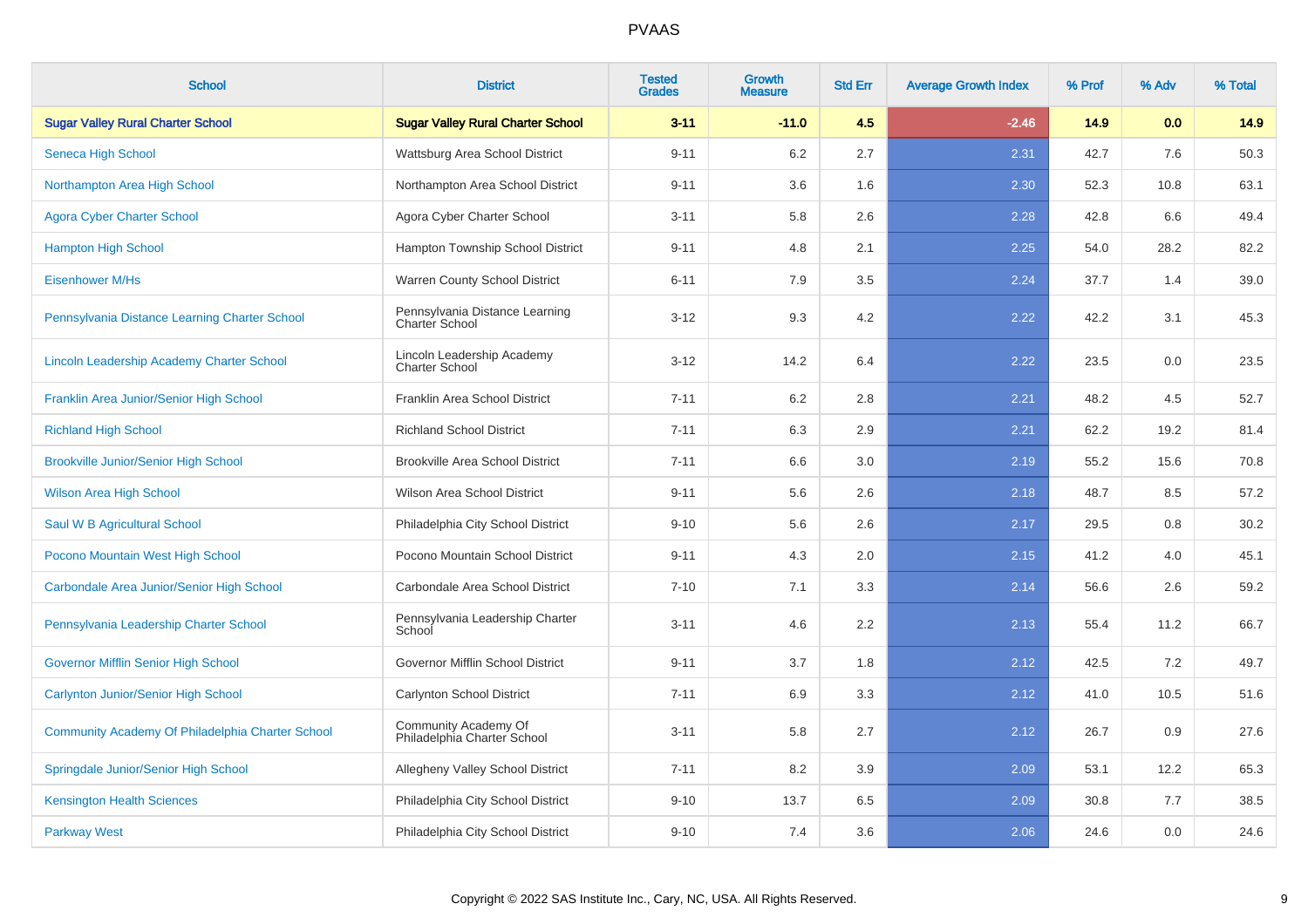# PVAAS

| School | District | Tested Grades | Growth Measure | Std Err | Average Growth Index | % Prof | % Adv | % Total |
|---|---|---|---|---|---|---|---|---|
| **Sugar Valley Rural Charter School** | **Sugar Valley Rural Charter School** | **3-11** | **-11.0** | **4.5** | **-2.46** | **14.9** | **0.0** | **14.9** |
| Seneca High School | Wattsburg Area School District | 9-11 | 6.2 | 2.7 | 2.31 | 42.7 | 7.6 | 50.3 |
| Northampton Area High School | Northampton Area School District | 9-11 | 3.6 | 1.6 | 2.30 | 52.3 | 10.8 | 63.1 |
| Agora Cyber Charter School | Agora Cyber Charter School | 3-11 | 5.8 | 2.6 | 2.28 | 42.8 | 6.6 | 49.4 |
| Hampton High School | Hampton Township School District | 9-11 | 4.8 | 2.1 | 2.25 | 54.0 | 28.2 | 82.2 |
| Eisenhower M/Hs | Warren County School District | 6-11 | 7.9 | 3.5 | 2.24 | 37.7 | 1.4 | 39.0 |
| Pennsylvania Distance Learning Charter School | Pennsylvania Distance Learning Charter School | 3-12 | 9.3 | 4.2 | 2.22 | 42.2 | 3.1 | 45.3 |
| Lincoln Leadership Academy Charter School | Lincoln Leadership Academy Charter School | 3-12 | 14.2 | 6.4 | 2.22 | 23.5 | 0.0 | 23.5 |
| Franklin Area Junior/Senior High School | Franklin Area School District | 7-11 | 6.2 | 2.8 | 2.21 | 48.2 | 4.5 | 52.7 |
| Richland High School | Richland School District | 7-11 | 6.3 | 2.9 | 2.21 | 62.2 | 19.2 | 81.4 |
| Brookville Junior/Senior High School | Brookville Area School District | 7-11 | 6.6 | 3.0 | 2.19 | 55.2 | 15.6 | 70.8 |
| Wilson Area High School | Wilson Area School District | 9-11 | 5.6 | 2.6 | 2.18 | 48.7 | 8.5 | 57.2 |
| Saul W B Agricultural School | Philadelphia City School District | 9-10 | 5.6 | 2.6 | 2.17 | 29.5 | 0.8 | 30.2 |
| Pocono Mountain West High School | Pocono Mountain School District | 9-11 | 4.3 | 2.0 | 2.15 | 41.2 | 4.0 | 45.1 |
| Carbondale Area Junior/Senior High School | Carbondale Area School District | 7-10 | 7.1 | 3.3 | 2.14 | 56.6 | 2.6 | 59.2 |
| Pennsylvania Leadership Charter School | Pennsylvania Leadership Charter School | 3-11 | 4.6 | 2.2 | 2.13 | 55.4 | 11.2 | 66.7 |
| Governor Mifflin Senior High School | Governor Mifflin School District | 9-11 | 3.7 | 1.8 | 2.12 | 42.5 | 7.2 | 49.7 |
| Carlynton Junior/Senior High School | Carlynton School District | 7-11 | 6.9 | 3.3 | 2.12 | 41.0 | 10.5 | 51.6 |
| Community Academy Of Philadelphia Charter School | Community Academy Of Philadelphia Charter School | 3-11 | 5.8 | 2.7 | 2.12 | 26.7 | 0.9 | 27.6 |
| Springdale Junior/Senior High School | Allegheny Valley School District | 7-11 | 8.2 | 3.9 | 2.09 | 53.1 | 12.2 | 65.3 |
| Kensington Health Sciences | Philadelphia City School District | 9-10 | 13.7 | 6.5 | 2.09 | 30.8 | 7.7 | 38.5 |
| Parkway West | Philadelphia City School District | 9-10 | 7.4 | 3.6 | 2.06 | 24.6 | 0.0 | 24.6 |

Copyright © 2022 SAS Institute Inc., Cary, NC, USA. All Rights Reserved.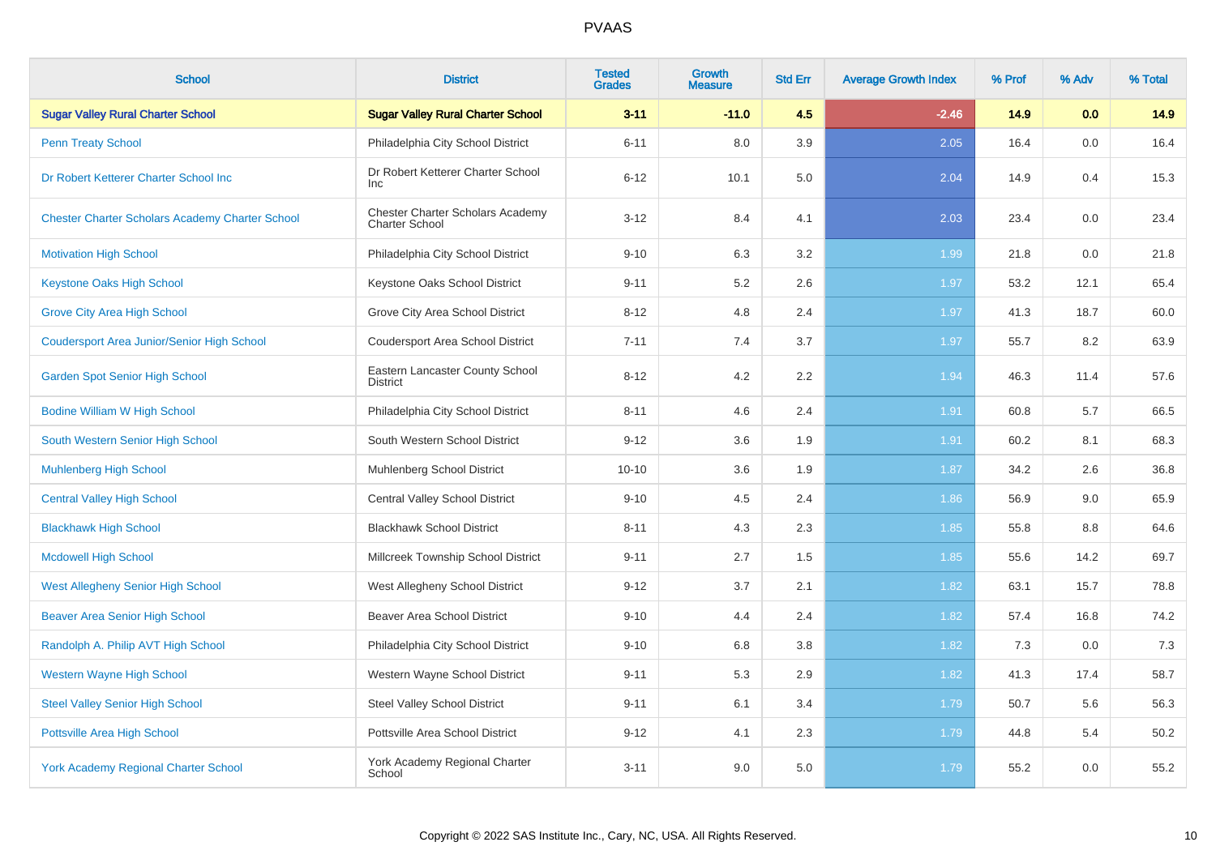# PVAAS

| School | District | Tested Grades | Growth Measure | Std Err | Average Growth Index | % Prof | % Adv | % Total |
|---|---|---|---|---|---|---|---|---|
| **Sugar Valley Rural Charter School** | **Sugar Valley Rural Charter School** | **3-11** | **-11.0** | **4.5** | **-2.46** | **14.9** | **0.0** | **14.9** |
| Penn Treaty School | Philadelphia City School District | 6-11 | 8.0 | 3.9 | 2.05 | 16.4 | 0.0 | 16.4 |
| Dr Robert Ketterer Charter School Inc | Dr Robert Ketterer Charter School Inc | 6-12 | 10.1 | 5.0 | 2.04 | 14.9 | 0.4 | 15.3 |
| Chester Charter Scholars Academy Charter School | Chester Charter Scholars Academy Charter School | 3-12 | 8.4 | 4.1 | 2.03 | 23.4 | 0.0 | 23.4 |
| Motivation High School | Philadelphia City School District | 9-10 | 6.3 | 3.2 | 1.99 | 21.8 | 0.0 | 21.8 |
| Keystone Oaks High School | Keystone Oaks School District | 9-11 | 5.2 | 2.6 | 1.97 | 53.2 | 12.1 | 65.4 |
| Grove City Area High School | Grove City Area School District | 8-12 | 4.8 | 2.4 | 1.97 | 41.3 | 18.7 | 60.0 |
| Coudersport Area Junior/Senior High School | Coudersport Area School District | 7-11 | 7.4 | 3.7 | 1.97 | 55.7 | 8.2 | 63.9 |
| Garden Spot Senior High School | Eastern Lancaster County School District | 8-12 | 4.2 | 2.2 | 1.94 | 46.3 | 11.4 | 57.6 |
| Bodine William W High School | Philadelphia City School District | 8-11 | 4.6 | 2.4 | 1.91 | 60.8 | 5.7 | 66.5 |
| South Western Senior High School | South Western School District | 9-12 | 3.6 | 1.9 | 1.91 | 60.2 | 8.1 | 68.3 |
| Muhlenberg High School | Muhlenberg School District | 10-10 | 3.6 | 1.9 | 1.87 | 34.2 | 2.6 | 36.8 |
| Central Valley High School | Central Valley School District | 9-10 | 4.5 | 2.4 | 1.86 | 56.9 | 9.0 | 65.9 |
| Blackhawk High School | Blackhawk School District | 8-11 | 4.3 | 2.3 | 1.85 | 55.8 | 8.8 | 64.6 |
| Mcdowell High School | Millcreek Township School District | 9-11 | 2.7 | 1.5 | 1.85 | 55.6 | 14.2 | 69.7 |
| West Allegheny Senior High School | West Allegheny School District | 9-12 | 3.7 | 2.1 | 1.82 | 63.1 | 15.7 | 78.8 |
| Beaver Area Senior High School | Beaver Area School District | 9-10 | 4.4 | 2.4 | 1.82 | 57.4 | 16.8 | 74.2 |
| Randolph A. Philip AVT High School | Philadelphia City School District | 9-10 | 6.8 | 3.8 | 1.82 | 7.3 | 0.0 | 7.3 |
| Western Wayne High School | Western Wayne School District | 9-11 | 5.3 | 2.9 | 1.82 | 41.3 | 17.4 | 58.7 |
| Steel Valley Senior High School | Steel Valley School District | 9-11 | 6.1 | 3.4 | 1.79 | 50.7 | 5.6 | 56.3 |
| Pottsville Area High School | Pottsville Area School District | 9-12 | 4.1 | 2.3 | 1.79 | 44.8 | 5.4 | 50.2 |
| York Academy Regional Charter School | York Academy Regional Charter School | 3-11 | 9.0 | 5.0 | 1.79 | 55.2 | 0.0 | 55.2 |

Copyright © 2022 SAS Institute Inc., Cary, NC, USA. All Rights Reserved.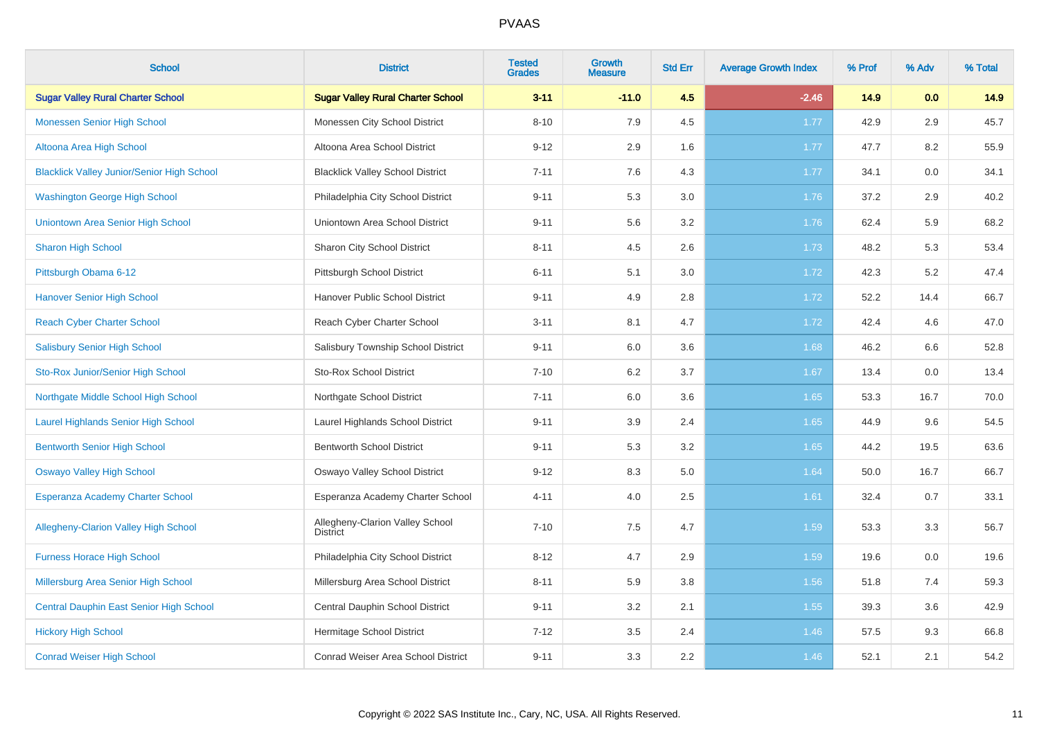# PVAAS

| School | District | Tested Grades | Growth Measure | Std Err | Average Growth Index | % Prof | % Adv | % Total |
|---|---|---|---|---|---|---|---|---|
| **Sugar Valley Rural Charter School** | **Sugar Valley Rural Charter School** | **3-11** | **-11.0** | **4.5** | **-2.46** | **14.9** | **0.0** | **14.9** |
| Monessen Senior High School | Monessen City School District | 8-10 | 7.9 | 4.5 | 1.77 | 42.9 | 2.9 | 45.7 |
| Altoona Area High School | Altoona Area School District | 9-12 | 2.9 | 1.6 | 1.77 | 47.7 | 8.2 | 55.9 |
| Blacklick Valley Junior/Senior High School | Blacklick Valley School District | 7-11 | 7.6 | 4.3 | 1.77 | 34.1 | 0.0 | 34.1 |
| Washington George High School | Philadelphia City School District | 9-11 | 5.3 | 3.0 | 1.76 | 37.2 | 2.9 | 40.2 |
| Uniontown Area Senior High School | Uniontown Area School District | 9-11 | 5.6 | 3.2 | 1.76 | 62.4 | 5.9 | 68.2 |
| Sharon High School | Sharon City School District | 8-11 | 4.5 | 2.6 | 1.73 | 48.2 | 5.3 | 53.4 |
| Pittsburgh Obama 6-12 | Pittsburgh School District | 6-11 | 5.1 | 3.0 | 1.72 | 42.3 | 5.2 | 47.4 |
| Hanover Senior High School | Hanover Public School District | 9-11 | 4.9 | 2.8 | 1.72 | 52.2 | 14.4 | 66.7 |
| Reach Cyber Charter School | Reach Cyber Charter School | 3-11 | 8.1 | 4.7 | 1.72 | 42.4 | 4.6 | 47.0 |
| Salisbury Senior High School | Salisbury Township School District | 9-11 | 6.0 | 3.6 | 1.68 | 46.2 | 6.6 | 52.8 |
| Sto-Rox Junior/Senior High School | Sto-Rox School District | 7-10 | 6.2 | 3.7 | 1.67 | 13.4 | 0.0 | 13.4 |
| Northgate Middle School High School | Northgate School District | 7-11 | 6.0 | 3.6 | 1.65 | 53.3 | 16.7 | 70.0 |
| Laurel Highlands Senior High School | Laurel Highlands School District | 9-11 | 3.9 | 2.4 | 1.65 | 44.9 | 9.6 | 54.5 |
| Bentworth Senior High School | Bentworth School District | 9-11 | 5.3 | 3.2 | 1.65 | 44.2 | 19.5 | 63.6 |
| Oswayo Valley High School | Oswayo Valley School District | 9-12 | 8.3 | 5.0 | 1.64 | 50.0 | 16.7 | 66.7 |
| Esperanza Academy Charter School | Esperanza Academy Charter School | 4-11 | 4.0 | 2.5 | 1.61 | 32.4 | 0.7 | 33.1 |
| Allegheny-Clarion Valley High School | Allegheny-Clarion Valley School District | 7-10 | 7.5 | 4.7 | 1.59 | 53.3 | 3.3 | 56.7 |
| Furness Horace High School | Philadelphia City School District | 8-12 | 4.7 | 2.9 | 1.59 | 19.6 | 0.0 | 19.6 |
| Millersburg Area Senior High School | Millersburg Area School District | 8-11 | 5.9 | 3.8 | 1.56 | 51.8 | 7.4 | 59.3 |
| Central Dauphin East Senior High School | Central Dauphin School District | 9-11 | 3.2 | 2.1 | 1.55 | 39.3 | 3.6 | 42.9 |
| Hickory High School | Hermitage School District | 7-12 | 3.5 | 2.4 | 1.46 | 57.5 | 9.3 | 66.8 |
| Conrad Weiser High School | Conrad Weiser Area School District | 9-11 | 3.3 | 2.2 | 1.46 | 52.1 | 2.1 | 54.2 |

Copyright © 2022 SAS Institute Inc., Cary, NC, USA. All Rights Reserved.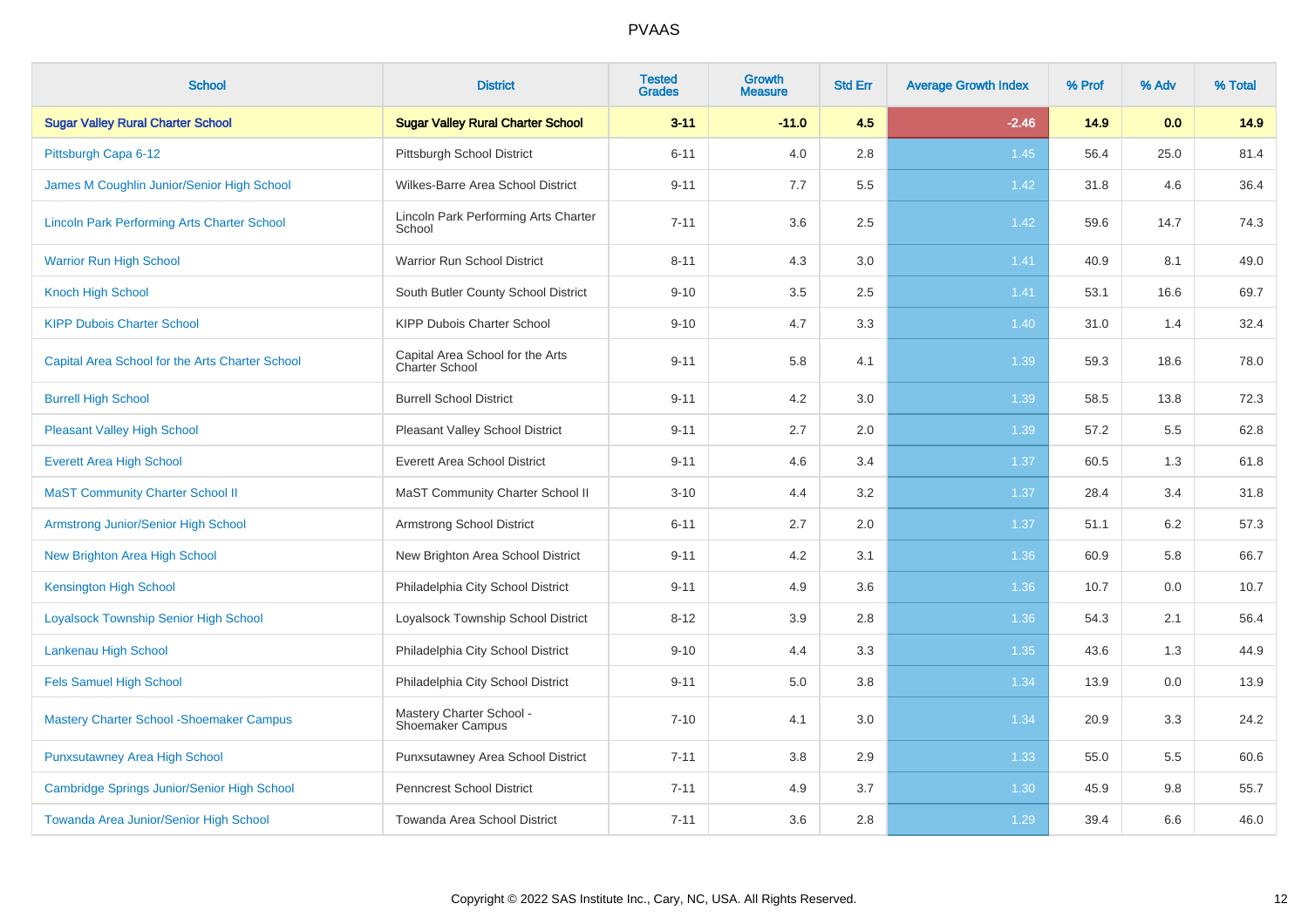# PVAAS

| School | District | Tested Grades | Growth Measure | Std Err | Average Growth Index | % Prof | % Adv | % Total |
|---|---|---|---|---|---|---|---|---|
| **Sugar Valley Rural Charter School** | **Sugar Valley Rural Charter School** | **3-11** | **-11.0** | **4.5** | **-2.46** | **14.9** | **0.0** | **14.9** |
| Pittsburgh Capa 6-12 | Pittsburgh School District | 6-11 | 4.0 | 2.8 | 1.45 | 56.4 | 25.0 | 81.4 |
| James M Coughlin Junior/Senior High School | Wilkes-Barre Area School District | 9-11 | 7.7 | 5.5 | 1.42 | 31.8 | 4.6 | 36.4 |
| Lincoln Park Performing Arts Charter School | Lincoln Park Performing Arts Charter School | 7-11 | 3.6 | 2.5 | 1.42 | 59.6 | 14.7 | 74.3 |
| Warrior Run High School | Warrior Run School District | 8-11 | 4.3 | 3.0 | 1.41 | 40.9 | 8.1 | 49.0 |
| Knoch High School | South Butler County School District | 9-10 | 3.5 | 2.5 | 1.41 | 53.1 | 16.6 | 69.7 |
| KIPP Dubois Charter School | KIPP Dubois Charter School | 9-10 | 4.7 | 3.3 | 1.40 | 31.0 | 1.4 | 32.4 |
| Capital Area School for the Arts Charter School | Capital Area School for the Arts Charter School | 9-11 | 5.8 | 4.1 | 1.39 | 59.3 | 18.6 | 78.0 |
| Burrell High School | Burrell School District | 9-11 | 4.2 | 3.0 | 1.39 | 58.5 | 13.8 | 72.3 |
| Pleasant Valley High School | Pleasant Valley School District | 9-11 | 2.7 | 2.0 | 1.39 | 57.2 | 5.5 | 62.8 |
| Everett Area High School | Everett Area School District | 9-11 | 4.6 | 3.4 | 1.37 | 60.5 | 1.3 | 61.8 |
| MaST Community Charter School II | MaST Community Charter School II | 3-10 | 4.4 | 3.2 | 1.37 | 28.4 | 3.4 | 31.8 |
| Armstrong Junior/Senior High School | Armstrong School District | 6-11 | 2.7 | 2.0 | 1.37 | 51.1 | 6.2 | 57.3 |
| New Brighton Area High School | New Brighton Area School District | 9-11 | 4.2 | 3.1 | 1.36 | 60.9 | 5.8 | 66.7 |
| Kensington High School | Philadelphia City School District | 9-11 | 4.9 | 3.6 | 1.36 | 10.7 | 0.0 | 10.7 |
| Loyalsock Township Senior High School | Loyalsock Township School District | 8-12 | 3.9 | 2.8 | 1.36 | 54.3 | 2.1 | 56.4 |
| Lankenau High School | Philadelphia City School District | 9-10 | 4.4 | 3.3 | 1.35 | 43.6 | 1.3 | 44.9 |
| Fels Samuel High School | Philadelphia City School District | 9-11 | 5.0 | 3.8 | 1.34 | 13.9 | 0.0 | 13.9 |
| Mastery Charter School -Shoemaker Campus | Mastery Charter School - Shoemaker Campus | 7-10 | 4.1 | 3.0 | 1.34 | 20.9 | 3.3 | 24.2 |
| Punxsutawney Area High School | Punxsutawney Area School District | 7-11 | 3.8 | 2.9 | 1.33 | 55.0 | 5.5 | 60.6 |
| Cambridge Springs Junior/Senior High School | Penncrest School District | 7-11 | 4.9 | 3.7 | 1.30 | 45.9 | 9.8 | 55.7 |
| Towanda Area Junior/Senior High School | Towanda Area School District | 7-11 | 3.6 | 2.8 | 1.29 | 39.4 | 6.6 | 46.0 |

Copyright © 2022 SAS Institute Inc., Cary, NC, USA. All Rights Reserved.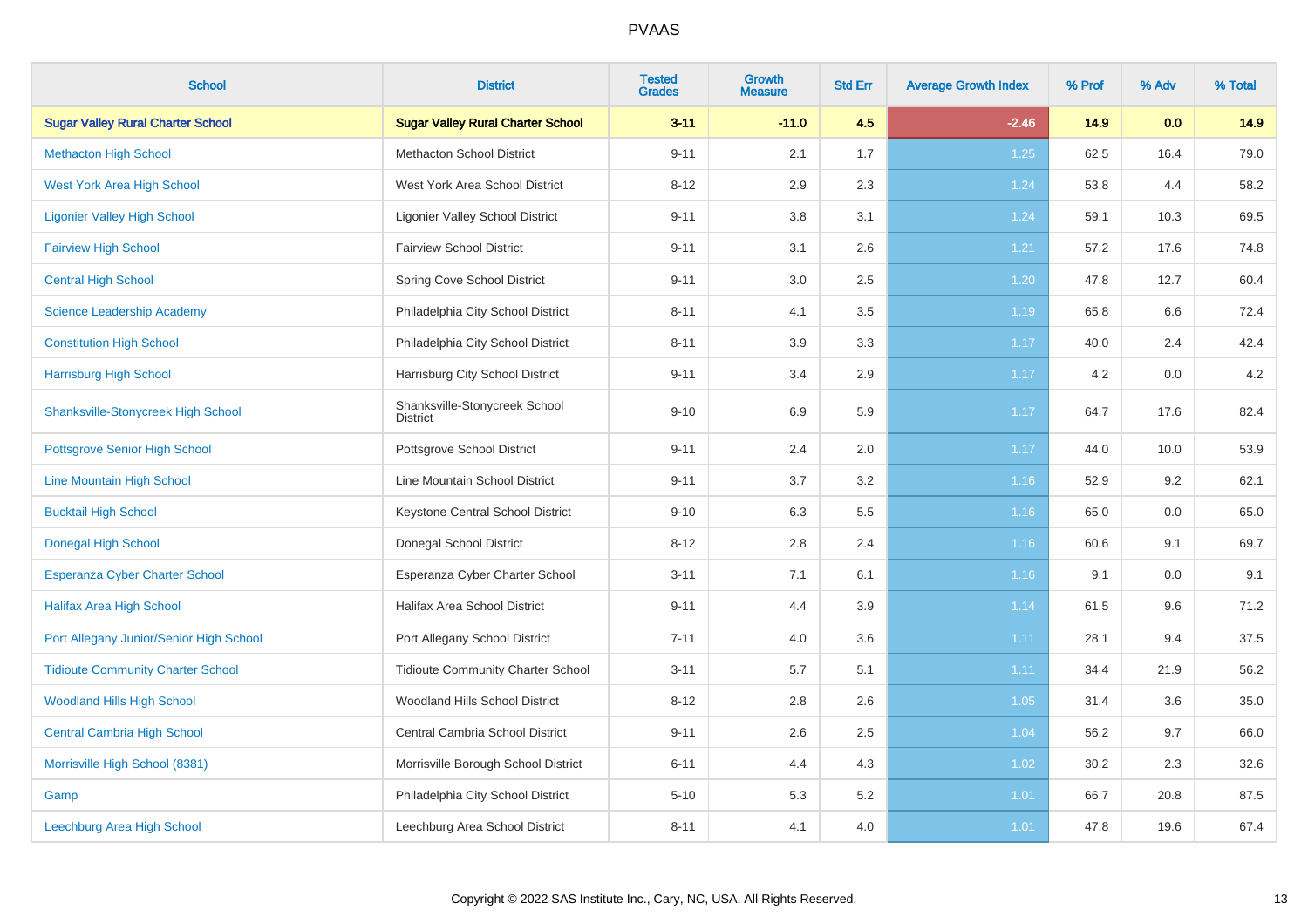# PVAAS

| School | District | Tested Grades | Growth Measure | Std Err | Average Growth Index | % Prof | % Adv | % Total |
|---|---|---|---|---|---|---|---|---|
| **Sugar Valley Rural Charter School** | **Sugar Valley Rural Charter School** | **3-11** | **-11.0** | **4.5** | **-2.46** | **14.9** | **0.0** | **14.9** |
| Methacton High School | Methacton School District | 9-11 | 2.1 | 1.7 | 1.25 | 62.5 | 16.4 | 79.0 |
| West York Area High School | West York Area School District | 8-12 | 2.9 | 2.3 | 1.24 | 53.8 | 4.4 | 58.2 |
| Ligonier Valley High School | Ligonier Valley School District | 9-11 | 3.8 | 3.1 | 1.24 | 59.1 | 10.3 | 69.5 |
| Fairview High School | Fairview School District | 9-11 | 3.1 | 2.6 | 1.21 | 57.2 | 17.6 | 74.8 |
| Central High School | Spring Cove School District | 9-11 | 3.0 | 2.5 | 1.20 | 47.8 | 12.7 | 60.4 |
| Science Leadership Academy | Philadelphia City School District | 8-11 | 4.1 | 3.5 | 1.19 | 65.8 | 6.6 | 72.4 |
| Constitution High School | Philadelphia City School District | 8-11 | 3.9 | 3.3 | 1.17 | 40.0 | 2.4 | 42.4 |
| Harrisburg High School | Harrisburg City School District | 9-11 | 3.4 | 2.9 | 1.17 | 4.2 | 0.0 | 4.2 |
| Shanksville-Stonycreek High School | Shanksville-Stonycreek School District | 9-10 | 6.9 | 5.9 | 1.17 | 64.7 | 17.6 | 82.4 |
| Pottsgrove Senior High School | Pottsgrove School District | 9-11 | 2.4 | 2.0 | 1.17 | 44.0 | 10.0 | 53.9 |
| Line Mountain High School | Line Mountain School District | 9-11 | 3.7 | 3.2 | 1.16 | 52.9 | 9.2 | 62.1 |
| Bucktail High School | Keystone Central School District | 9-10 | 6.3 | 5.5 | 1.16 | 65.0 | 0.0 | 65.0 |
| Donegal High School | Donegal School District | 8-12 | 2.8 | 2.4 | 1.16 | 60.6 | 9.1 | 69.7 |
| Esperanza Cyber Charter School | Esperanza Cyber Charter School | 3-11 | 7.1 | 6.1 | 1.16 | 9.1 | 0.0 | 9.1 |
| Halifax Area High School | Halifax Area School District | 9-11 | 4.4 | 3.9 | 1.14 | 61.5 | 9.6 | 71.2 |
| Port Allegany Junior/Senior High School | Port Allegany School District | 7-11 | 4.0 | 3.6 | 1.11 | 28.1 | 9.4 | 37.5 |
| Tidioute Community Charter School | Tidioute Community Charter School | 3-11 | 5.7 | 5.1 | 1.11 | 34.4 | 21.9 | 56.2 |
| Woodland Hills High School | Woodland Hills School District | 8-12 | 2.8 | 2.6 | 1.05 | 31.4 | 3.6 | 35.0 |
| Central Cambria High School | Central Cambria School District | 9-11 | 2.6 | 2.5 | 1.04 | 56.2 | 9.7 | 66.0 |
| Morrisville High School (8381) | Morrisville Borough School District | 6-11 | 4.4 | 4.3 | 1.02 | 30.2 | 2.3 | 32.6 |
| Gamp | Philadelphia City School District | 5-10 | 5.3 | 5.2 | 1.01 | 66.7 | 20.8 | 87.5 |
| Leechburg Area High School | Leechburg Area School District | 8-11 | 4.1 | 4.0 | 1.01 | 47.8 | 19.6 | 67.4 |

Copyright © 2022 SAS Institute Inc., Cary, NC, USA. All Rights Reserved.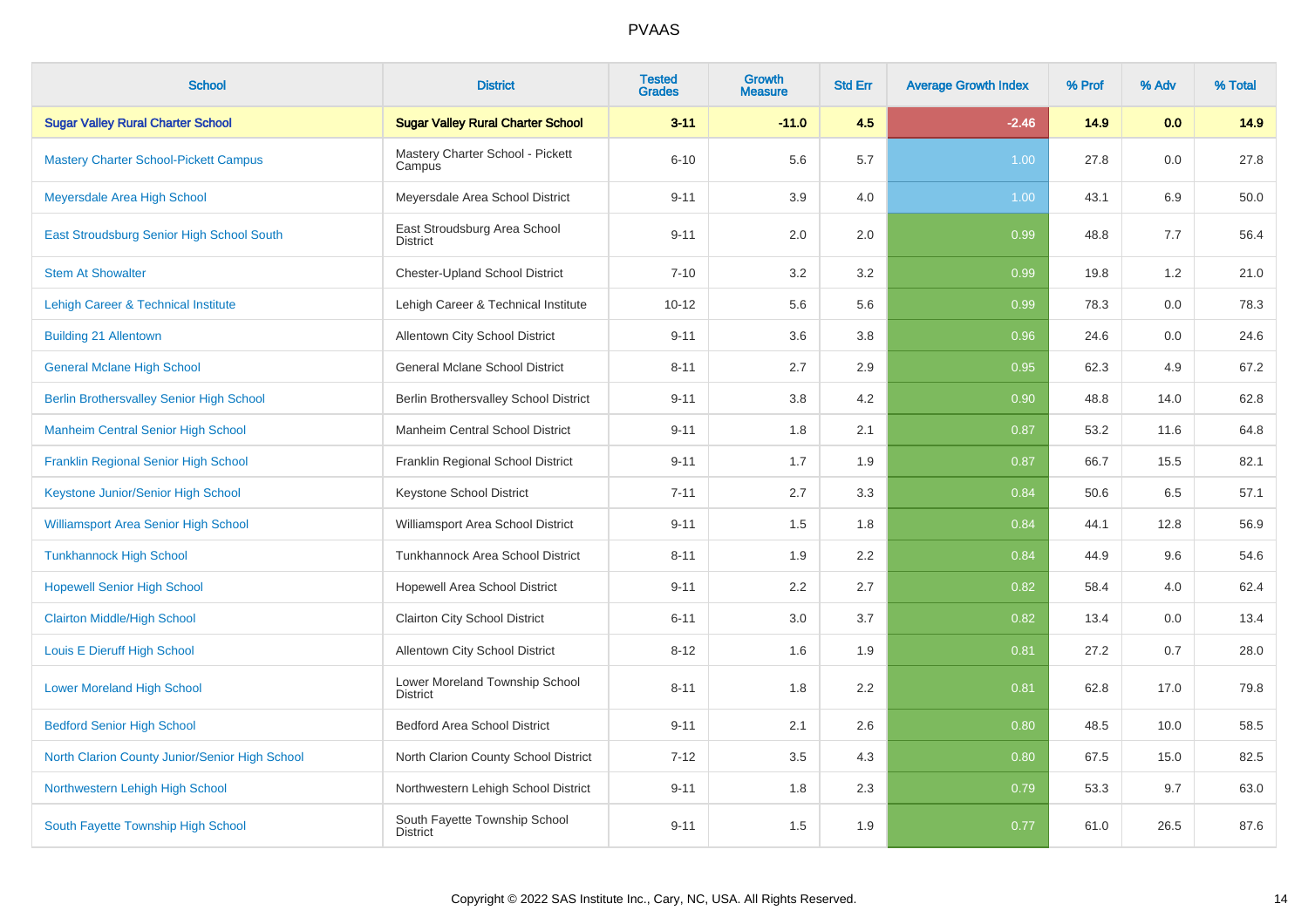| School | District | Tested Grades | Growth Measure | Std Err | Average Growth Index | % Prof | % Adv | % Total |
|---|---|---|---|---|---|---|---|---|
| **Sugar Valley Rural Charter School** | **Sugar Valley Rural Charter School** | **3-11** | **-11.0** | **4.5** | **-2.46** | **14.9** | **0.0** | **14.9** |
| Mastery Charter School-Pickett Campus | Mastery Charter School - Pickett Campus | 6-10 | 5.6 | 5.7 | 1.00 | 27.8 | 0.0 | 27.8 |
| Meyersdale Area High School | Meyersdale Area School District | 9-11 | 3.9 | 4.0 | 1.00 | 43.1 | 6.9 | 50.0 |
| East Stroudsburg Senior High School South | East Stroudsburg Area School District | 9-11 | 2.0 | 2.0 | 0.99 | 48.8 | 7.7 | 56.4 |
| Stem At Showalter | Chester-Upland School District | 7-10 | 3.2 | 3.2 | 0.99 | 19.8 | 1.2 | 21.0 |
| Lehigh Career & Technical Institute | Lehigh Career & Technical Institute | 10-12 | 5.6 | 5.6 | 0.99 | 78.3 | 0.0 | 78.3 |
| Building 21 Allentown | Allentown City School District | 9-11 | 3.6 | 3.8 | 0.96 | 24.6 | 0.0 | 24.6 |
| General Mclane High School | General Mclane School District | 8-11 | 2.7 | 2.9 | 0.95 | 62.3 | 4.9 | 67.2 |
| Berlin Brothersvalley Senior High School | Berlin Brothersvalley School District | 9-11 | 3.8 | 4.2 | 0.90 | 48.8 | 14.0 | 62.8 |
| Manheim Central Senior High School | Manheim Central School District | 9-11 | 1.8 | 2.1 | 0.87 | 53.2 | 11.6 | 64.8 |
| Franklin Regional Senior High School | Franklin Regional School District | 9-11 | 1.7 | 1.9 | 0.87 | 66.7 | 15.5 | 82.1 |
| Keystone Junior/Senior High School | Keystone School District | 7-11 | 2.7 | 3.3 | 0.84 | 50.6 | 6.5 | 57.1 |
| Williamsport Area Senior High School | Williamsport Area School District | 9-11 | 1.5 | 1.8 | 0.84 | 44.1 | 12.8 | 56.9 |
| Tunkhannock High School | Tunkhannock Area School District | 8-11 | 1.9 | 2.2 | 0.84 | 44.9 | 9.6 | 54.6 |
| Hopewell Senior High School | Hopewell Area School District | 9-11 | 2.2 | 2.7 | 0.82 | 58.4 | 4.0 | 62.4 |
| Clairton Middle/High School | Clairton City School District | 6-11 | 3.0 | 3.7 | 0.82 | 13.4 | 0.0 | 13.4 |
| Louis E Dieruff High School | Allentown City School District | 8-12 | 1.6 | 1.9 | 0.81 | 27.2 | 0.7 | 28.0 |
| Lower Moreland High School | Lower Moreland Township School District | 8-11 | 1.8 | 2.2 | 0.81 | 62.8 | 17.0 | 79.8 |
| Bedford Senior High School | Bedford Area School District | 9-11 | 2.1 | 2.6 | 0.80 | 48.5 | 10.0 | 58.5 |
| North Clarion County Junior/Senior High School | North Clarion County School District | 7-12 | 3.5 | 4.3 | 0.80 | 67.5 | 15.0 | 82.5 |
| Northwestern Lehigh High School | Northwestern Lehigh School District | 9-11 | 1.8 | 2.3 | 0.79 | 53.3 | 9.7 | 63.0 |
| South Fayette Township High School | South Fayette Township School District | 9-11 | 1.5 | 1.9 | 0.77 | 61.0 | 26.5 | 87.6 |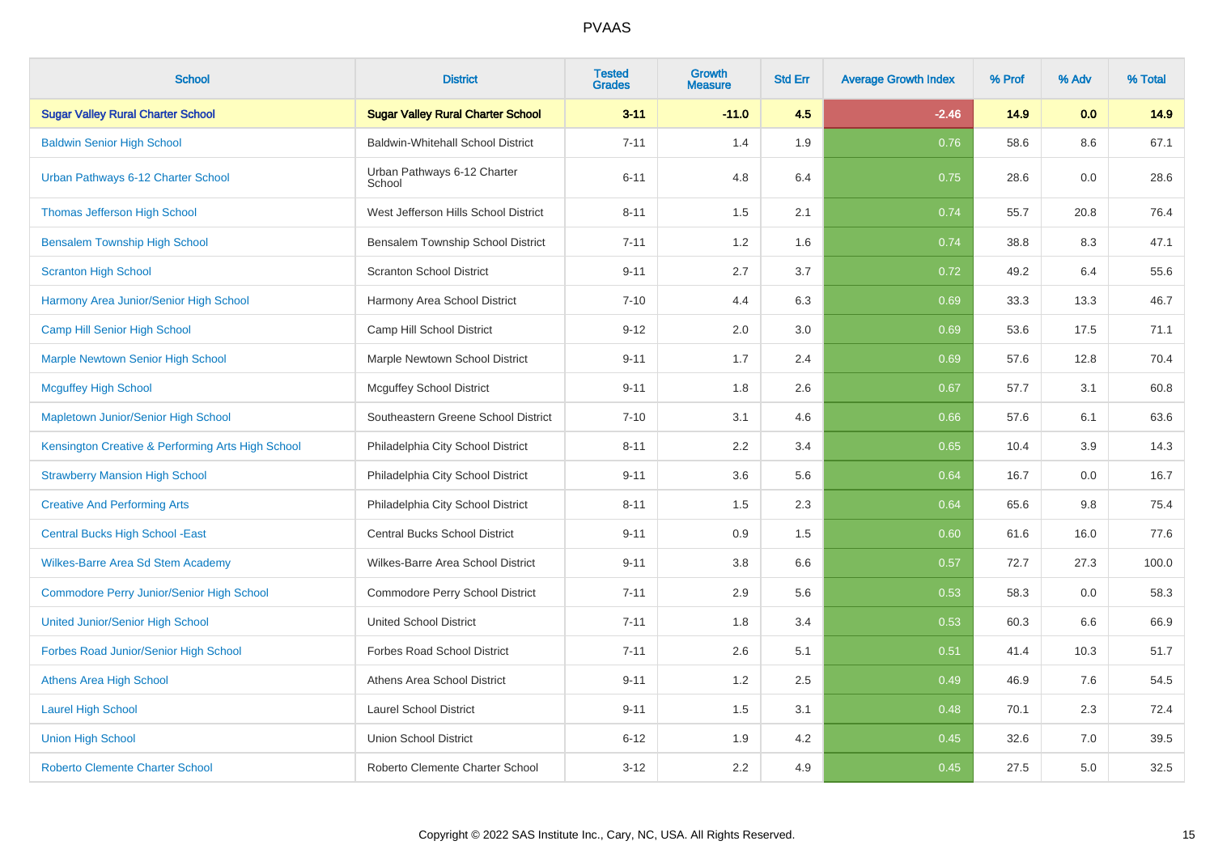# PVAAS

| School | District | Tested Grades | Growth Measure | Std Err | Average Growth Index | % Prof | % Adv | % Total |
|---|---|---|---|---|---|---|---|---|
| **Sugar Valley Rural Charter School** | **Sugar Valley Rural Charter School** | **3-11** | **-11.0** | **4.5** | **-2.46** | **14.9** | **0.0** | **14.9** |
| Baldwin Senior High School | Baldwin-Whitehall School District | 7-11 | 1.4 | 1.9 | 0.76 | 58.6 | 8.6 | 67.1 |
| Urban Pathways 6-12 Charter School | Urban Pathways 6-12 Charter School | 6-11 | 4.8 | 6.4 | 0.75 | 28.6 | 0.0 | 28.6 |
| Thomas Jefferson High School | West Jefferson Hills School District | 8-11 | 1.5 | 2.1 | 0.74 | 55.7 | 20.8 | 76.4 |
| Bensalem Township High School | Bensalem Township School District | 7-11 | 1.2 | 1.6 | 0.74 | 38.8 | 8.3 | 47.1 |
| Scranton High School | Scranton School District | 9-11 | 2.7 | 3.7 | 0.72 | 49.2 | 6.4 | 55.6 |
| Harmony Area Junior/Senior High School | Harmony Area School District | 7-10 | 4.4 | 6.3 | 0.69 | 33.3 | 13.3 | 46.7 |
| Camp Hill Senior High School | Camp Hill School District | 9-12 | 2.0 | 3.0 | 0.69 | 53.6 | 17.5 | 71.1 |
| Marple Newtown Senior High School | Marple Newtown School District | 9-11 | 1.7 | 2.4 | 0.69 | 57.6 | 12.8 | 70.4 |
| Mcguffey High School | Mcguffey School District | 9-11 | 1.8 | 2.6 | 0.67 | 57.7 | 3.1 | 60.8 |
| Mapletown Junior/Senior High School | Southeastern Greene School District | 7-10 | 3.1 | 4.6 | 0.66 | 57.6 | 6.1 | 63.6 |
| Kensington Creative & Performing Arts High School | Philadelphia City School District | 8-11 | 2.2 | 3.4 | 0.65 | 10.4 | 3.9 | 14.3 |
| Strawberry Mansion High School | Philadelphia City School District | 9-11 | 3.6 | 5.6 | 0.64 | 16.7 | 0.0 | 16.7 |
| Creative And Performing Arts | Philadelphia City School District | 8-11 | 1.5 | 2.3 | 0.64 | 65.6 | 9.8 | 75.4 |
| Central Bucks High School -East | Central Bucks School District | 9-11 | 0.9 | 1.5 | 0.60 | 61.6 | 16.0 | 77.6 |
| Wilkes-Barre Area Sd Stem Academy | Wilkes-Barre Area School District | 9-11 | 3.8 | 6.6 | 0.57 | 72.7 | 27.3 | 100.0 |
| Commodore Perry Junior/Senior High School | Commodore Perry School District | 7-11 | 2.9 | 5.6 | 0.53 | 58.3 | 0.0 | 58.3 |
| United Junior/Senior High School | United School District | 7-11 | 1.8 | 3.4 | 0.53 | 60.3 | 6.6 | 66.9 |
| Forbes Road Junior/Senior High School | Forbes Road School District | 7-11 | 2.6 | 5.1 | 0.51 | 41.4 | 10.3 | 51.7 |
| Athens Area High School | Athens Area School District | 9-11 | 1.2 | 2.5 | 0.49 | 46.9 | 7.6 | 54.5 |
| Laurel High School | Laurel School District | 9-11 | 1.5 | 3.1 | 0.48 | 70.1 | 2.3 | 72.4 |
| Union High School | Union School District | 6-12 | 1.9 | 4.2 | 0.45 | 32.6 | 7.0 | 39.5 |
| Roberto Clemente Charter School | Roberto Clemente Charter School | 3-12 | 2.2 | 4.9 | 0.45 | 27.5 | 5.0 | 32.5 |

Copyright © 2022 SAS Institute Inc., Cary, NC, USA. All Rights Reserved.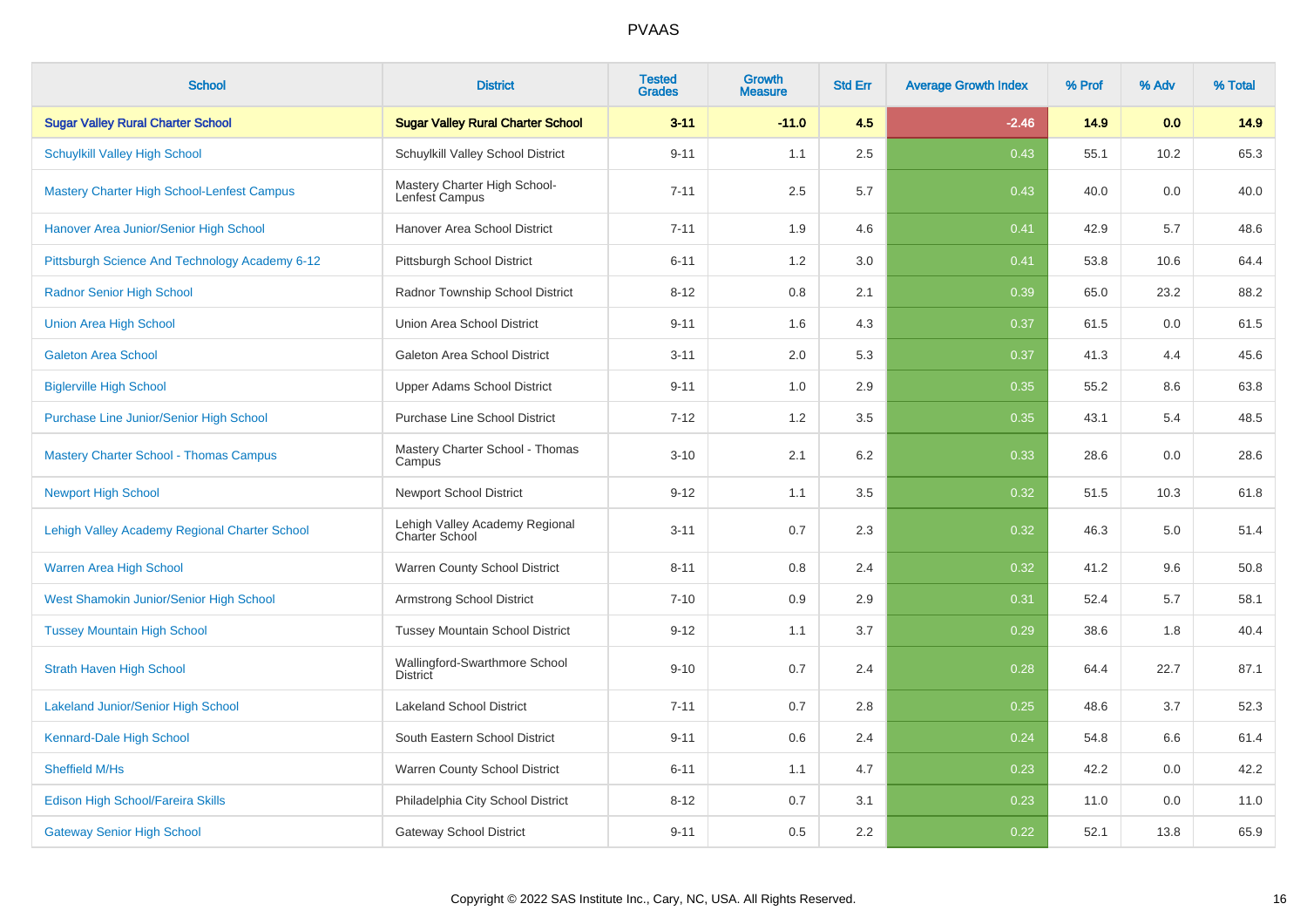# PVAAS

| School | District | Tested Grades | Growth Measure | Std Err | Average Growth Index | % Prof | % Adv | % Total |
|---|---|---|---|---|---|---|---|---|
| **Sugar Valley Rural Charter School** | **Sugar Valley Rural Charter School** | **3-11** | **-11.0** | **4.5** | **-2.46** | **14.9** | **0.0** | **14.9** |
| Schuylkill Valley High School | Schuylkill Valley School District | 9-11 | 1.1 | 2.5 | 0.43 | 55.1 | 10.2 | 65.3 |
| Mastery Charter High School-Lenfest Campus | Mastery Charter High School-Lenfest Campus | 7-11 | 2.5 | 5.7 | 0.43 | 40.0 | 0.0 | 40.0 |
| Hanover Area Junior/Senior High School | Hanover Area School District | 7-11 | 1.9 | 4.6 | 0.41 | 42.9 | 5.7 | 48.6 |
| Pittsburgh Science And Technology Academy 6-12 | Pittsburgh School District | 6-11 | 1.2 | 3.0 | 0.41 | 53.8 | 10.6 | 64.4 |
| Radnor Senior High School | Radnor Township School District | 8-12 | 0.8 | 2.1 | 0.39 | 65.0 | 23.2 | 88.2 |
| Union Area High School | Union Area School District | 9-11 | 1.6 | 4.3 | 0.37 | 61.5 | 0.0 | 61.5 |
| Galeton Area School | Galeton Area School District | 3-11 | 2.0 | 5.3 | 0.37 | 41.3 | 4.4 | 45.6 |
| Biglerville High School | Upper Adams School District | 9-11 | 1.0 | 2.9 | 0.35 | 55.2 | 8.6 | 63.8 |
| Purchase Line Junior/Senior High School | Purchase Line School District | 7-12 | 1.2 | 3.5 | 0.35 | 43.1 | 5.4 | 48.5 |
| Mastery Charter School - Thomas Campus | Mastery Charter School - Thomas Campus | 3-10 | 2.1 | 6.2 | 0.33 | 28.6 | 0.0 | 28.6 |
| Newport High School | Newport School District | 9-12 | 1.1 | 3.5 | 0.32 | 51.5 | 10.3 | 61.8 |
| Lehigh Valley Academy Regional Charter School | Lehigh Valley Academy Regional Charter School | 3-11 | 0.7 | 2.3 | 0.32 | 46.3 | 5.0 | 51.4 |
| Warren Area High School | Warren County School District | 8-11 | 0.8 | 2.4 | 0.32 | 41.2 | 9.6 | 50.8 |
| West Shamokin Junior/Senior High School | Armstrong School District | 7-10 | 0.9 | 2.9 | 0.31 | 52.4 | 5.7 | 58.1 |
| Tussey Mountain High School | Tussey Mountain School District | 9-12 | 1.1 | 3.7 | 0.29 | 38.6 | 1.8 | 40.4 |
| Strath Haven High School | Wallingford-Swarthmore School District | 9-10 | 0.7 | 2.4 | 0.28 | 64.4 | 22.7 | 87.1 |
| Lakeland Junior/Senior High School | Lakeland School District | 7-11 | 0.7 | 2.8 | 0.25 | 48.6 | 3.7 | 52.3 |
| Kennard-Dale High School | South Eastern School District | 9-11 | 0.6 | 2.4 | 0.24 | 54.8 | 6.6 | 61.4 |
| Sheffield M/Hs | Warren County School District | 6-11 | 1.1 | 4.7 | 0.23 | 42.2 | 0.0 | 42.2 |
| Edison High School/Fareira Skills | Philadelphia City School District | 8-12 | 0.7 | 3.1 | 0.23 | 11.0 | 0.0 | 11.0 |
| Gateway Senior High School | Gateway School District | 9-11 | 0.5 | 2.2 | 0.22 | 52.1 | 13.8 | 65.9 |

Copyright © 2022 SAS Institute Inc., Cary, NC, USA. All Rights Reserved.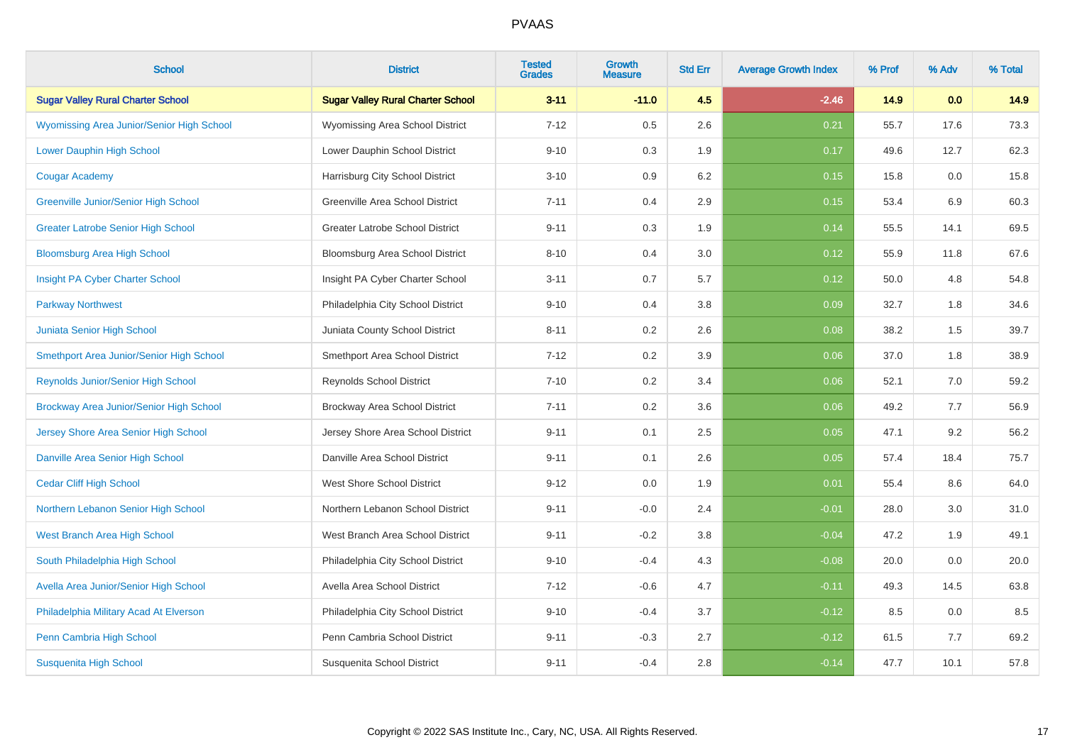# PVAAS

| School | District | Tested Grades | Growth Measure | Std Err | Average Growth Index | % Prof | % Adv | % Total |
|---|---|---|---|---|---|---|---|---|
| **Sugar Valley Rural Charter School** | **Sugar Valley Rural Charter School** | **3-11** | **-11.0** | **4.5** | **-2.46** | **14.9** | **0.0** | **14.9** |
| Wyomissing Area Junior/Senior High School | Wyomissing Area School District | 7-12 | 0.5 | 2.6 | 0.21 | 55.7 | 17.6 | 73.3 |
| Lower Dauphin High School | Lower Dauphin School District | 9-10 | 0.3 | 1.9 | 0.17 | 49.6 | 12.7 | 62.3 |
| Cougar Academy | Harrisburg City School District | 3-10 | 0.9 | 6.2 | 0.15 | 15.8 | 0.0 | 15.8 |
| Greenville Junior/Senior High School | Greenville Area School District | 7-11 | 0.4 | 2.9 | 0.15 | 53.4 | 6.9 | 60.3 |
| Greater Latrobe Senior High School | Greater Latrobe School District | 9-11 | 0.3 | 1.9 | 0.14 | 55.5 | 14.1 | 69.5 |
| Bloomsburg Area High School | Bloomsburg Area School District | 8-10 | 0.4 | 3.0 | 0.12 | 55.9 | 11.8 | 67.6 |
| Insight PA Cyber Charter School | Insight PA Cyber Charter School | 3-11 | 0.7 | 5.7 | 0.12 | 50.0 | 4.8 | 54.8 |
| Parkway Northwest | Philadelphia City School District | 9-10 | 0.4 | 3.8 | 0.09 | 32.7 | 1.8 | 34.6 |
| Juniata Senior High School | Juniata County School District | 8-11 | 0.2 | 2.6 | 0.08 | 38.2 | 1.5 | 39.7 |
| Smethport Area Junior/Senior High School | Smethport Area School District | 7-12 | 0.2 | 3.9 | 0.06 | 37.0 | 1.8 | 38.9 |
| Reynolds Junior/Senior High School | Reynolds School District | 7-10 | 0.2 | 3.4 | 0.06 | 52.1 | 7.0 | 59.2 |
| Brockway Area Junior/Senior High School | Brockway Area School District | 7-11 | 0.2 | 3.6 | 0.06 | 49.2 | 7.7 | 56.9 |
| Jersey Shore Area Senior High School | Jersey Shore Area School District | 9-11 | 0.1 | 2.5 | 0.05 | 47.1 | 9.2 | 56.2 |
| Danville Area Senior High School | Danville Area School District | 9-11 | 0.1 | 2.6 | 0.05 | 57.4 | 18.4 | 75.7 |
| Cedar Cliff High School | West Shore School District | 9-12 | 0.0 | 1.9 | 0.01 | 55.4 | 8.6 | 64.0 |
| Northern Lebanon Senior High School | Northern Lebanon School District | 9-11 | -0.0 | 2.4 | -0.01 | 28.0 | 3.0 | 31.0 |
| West Branch Area High School | West Branch Area School District | 9-11 | -0.2 | 3.8 | -0.04 | 47.2 | 1.9 | 49.1 |
| South Philadelphia High School | Philadelphia City School District | 9-10 | -0.4 | 4.3 | -0.08 | 20.0 | 0.0 | 20.0 |
| Avella Area Junior/Senior High School | Avella Area School District | 7-12 | -0.6 | 4.7 | -0.11 | 49.3 | 14.5 | 63.8 |
| Philadelphia Military Acad At Elverson | Philadelphia City School District | 9-10 | -0.4 | 3.7 | -0.12 | 8.5 | 0.0 | 8.5 |
| Penn Cambria High School | Penn Cambria School District | 9-11 | -0.3 | 2.7 | -0.12 | 61.5 | 7.7 | 69.2 |
| Susquenita High School | Susquenita School District | 9-11 | -0.4 | 2.8 | -0.14 | 47.7 | 10.1 | 57.8 |

Copyright © 2022 SAS Institute Inc., Cary, NC, USA. All Rights Reserved.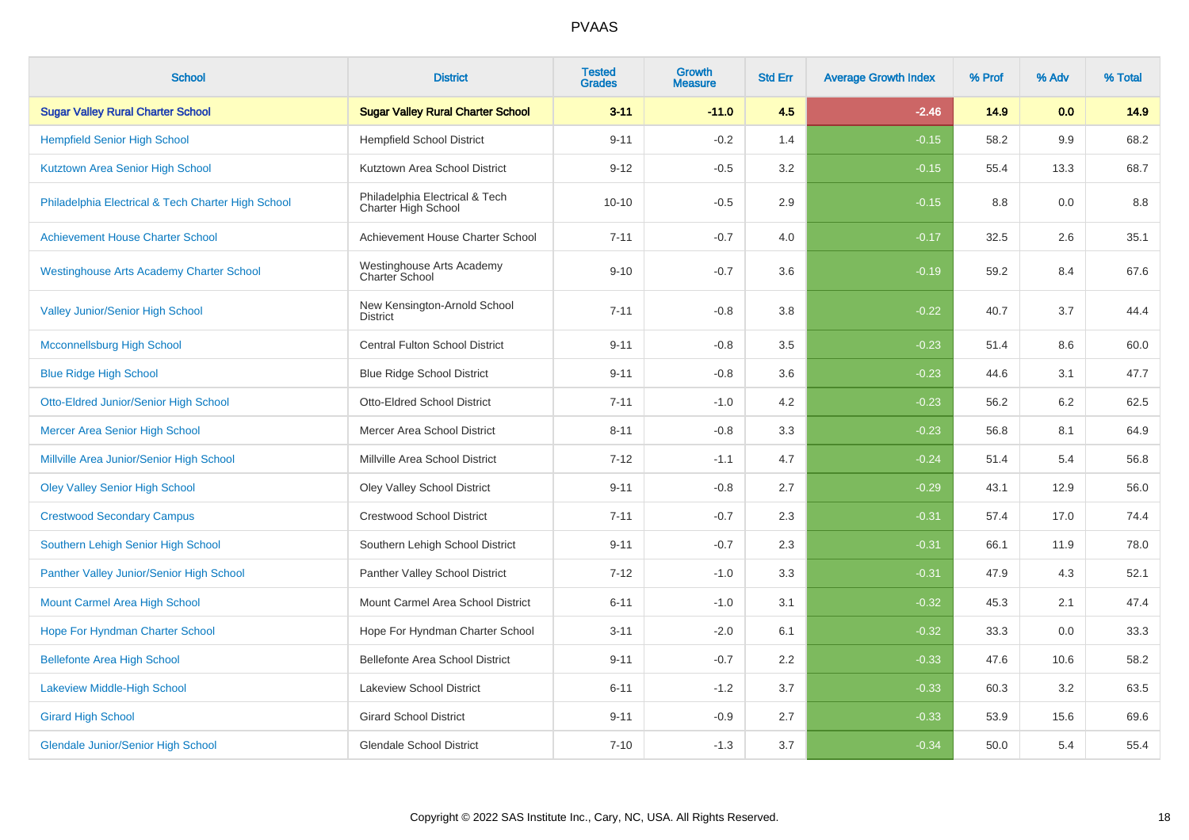# PVAAS

| School | District | Tested Grades | Growth Measure | Std Err | Average Growth Index | % Prof | % Adv | % Total |
|---|---|---|---|---|---|---|---|---|
| **Sugar Valley Rural Charter School** | **Sugar Valley Rural Charter School** | **3-11** | **-11.0** | **4.5** | **-2.46** | **14.9** | **0.0** | **14.9** |
| Hempfield Senior High School | Hempfield School District | 9-11 | -0.2 | 1.4 | -0.15 | 58.2 | 9.9 | 68.2 |
| Kutztown Area Senior High School | Kutztown Area School District | 9-12 | -0.5 | 3.2 | -0.15 | 55.4 | 13.3 | 68.7 |
| Philadelphia Electrical & Tech Charter High School | Philadelphia Electrical & Tech Charter High School | 10-10 | -0.5 | 2.9 | -0.15 | 8.8 | 0.0 | 8.8 |
| Achievement House Charter School | Achievement House Charter School | 7-11 | -0.7 | 4.0 | -0.17 | 32.5 | 2.6 | 35.1 |
| Westinghouse Arts Academy Charter School | Westinghouse Arts Academy Charter School | 9-10 | -0.7 | 3.6 | -0.19 | 59.2 | 8.4 | 67.6 |
| Valley Junior/Senior High School | New Kensington-Arnold School District | 7-11 | -0.8 | 3.8 | -0.22 | 40.7 | 3.7 | 44.4 |
| Mcconnellsburg High School | Central Fulton School District | 9-11 | -0.8 | 3.5 | -0.23 | 51.4 | 8.6 | 60.0 |
| Blue Ridge High School | Blue Ridge School District | 9-11 | -0.8 | 3.6 | -0.23 | 44.6 | 3.1 | 47.7 |
| Otto-Eldred Junior/Senior High School | Otto-Eldred School District | 7-11 | -1.0 | 4.2 | -0.23 | 56.2 | 6.2 | 62.5 |
| Mercer Area Senior High School | Mercer Area School District | 8-11 | -0.8 | 3.3 | -0.23 | 56.8 | 8.1 | 64.9 |
| Millville Area Junior/Senior High School | Millville Area School District | 7-12 | -1.1 | 4.7 | -0.24 | 51.4 | 5.4 | 56.8 |
| Oley Valley Senior High School | Oley Valley School District | 9-11 | -0.8 | 2.7 | -0.29 | 43.1 | 12.9 | 56.0 |
| Crestwood Secondary Campus | Crestwood School District | 7-11 | -0.7 | 2.3 | -0.31 | 57.4 | 17.0 | 74.4 |
| Southern Lehigh Senior High School | Southern Lehigh School District | 9-11 | -0.7 | 2.3 | -0.31 | 66.1 | 11.9 | 78.0 |
| Panther Valley Junior/Senior High School | Panther Valley School District | 7-12 | -1.0 | 3.3 | -0.31 | 47.9 | 4.3 | 52.1 |
| Mount Carmel Area High School | Mount Carmel Area School District | 6-11 | -1.0 | 3.1 | -0.32 | 45.3 | 2.1 | 47.4 |
| Hope For Hyndman Charter School | Hope For Hyndman Charter School | 3-11 | -2.0 | 6.1 | -0.32 | 33.3 | 0.0 | 33.3 |
| Bellefonte Area High School | Bellefonte Area School District | 9-11 | -0.7 | 2.2 | -0.33 | 47.6 | 10.6 | 58.2 |
| Lakeview Middle-High School | Lakeview School District | 6-11 | -1.2 | 3.7 | -0.33 | 60.3 | 3.2 | 63.5 |
| Girard High School | Girard School District | 9-11 | -0.9 | 2.7 | -0.33 | 53.9 | 15.6 | 69.6 |
| Glendale Junior/Senior High School | Glendale School District | 7-10 | -1.3 | 3.7 | -0.34 | 50.0 | 5.4 | 55.4 |

Copyright © 2022 SAS Institute Inc., Cary, NC, USA. All Rights Reserved.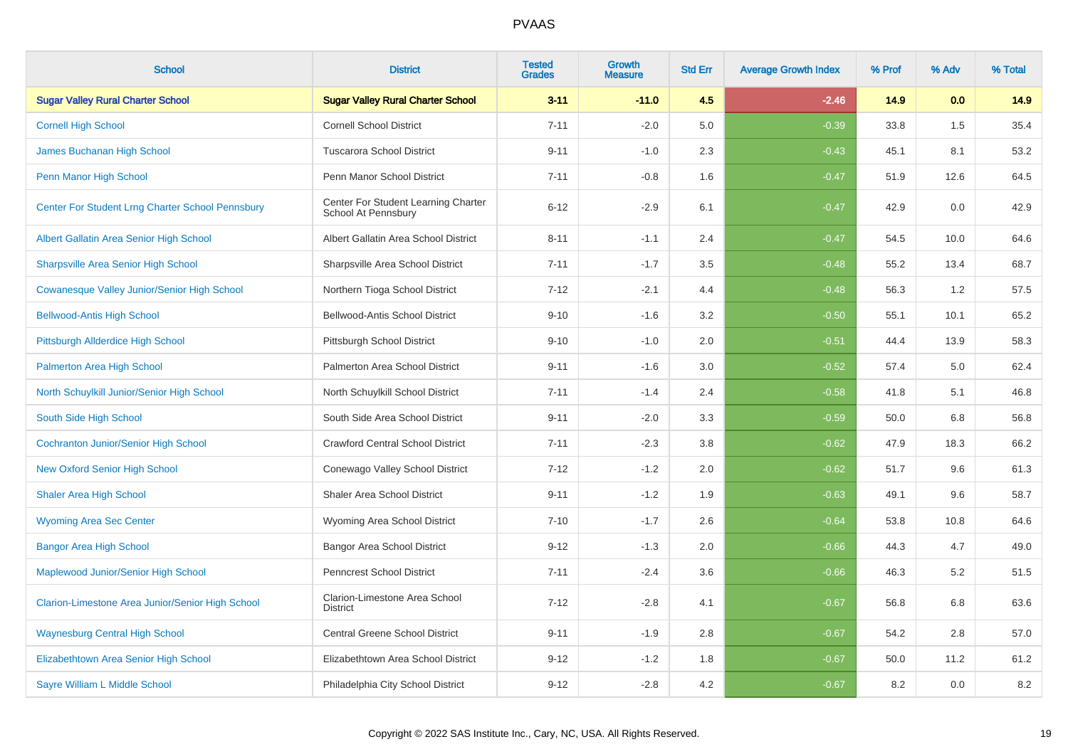# PVAAS

| School | District | Tested Grades | Growth Measure | Std Err | Average Growth Index | % Prof | % Adv | % Total |
|---|---|---|---|---|---|---|---|---|
| **Sugar Valley Rural Charter School** | **Sugar Valley Rural Charter School** | **3-11** | **-11.0** | **4.5** | **-2.46** | **14.9** | **0.0** | **14.9** |
| Cornell High School | Cornell School District | 7-11 | -2.0 | 5.0 | -0.39 | 33.8 | 1.5 | 35.4 |
| James Buchanan High School | Tuscarora School District | 9-11 | -1.0 | 2.3 | -0.43 | 45.1 | 8.1 | 53.2 |
| Penn Manor High School | Penn Manor School District | 7-11 | -0.8 | 1.6 | -0.47 | 51.9 | 12.6 | 64.5 |
| Center For Student Lrng Charter School Pennsbury | Center For Student Learning Charter School At Pennsbury | 6-12 | -2.9 | 6.1 | -0.47 | 42.9 | 0.0 | 42.9 |
| Albert Gallatin Area Senior High School | Albert Gallatin Area School District | 8-11 | -1.1 | 2.4 | -0.47 | 54.5 | 10.0 | 64.6 |
| Sharpsville Area Senior High School | Sharpsville Area School District | 7-11 | -1.7 | 3.5 | -0.48 | 55.2 | 13.4 | 68.7 |
| Cowanesque Valley Junior/Senior High School | Northern Tioga School District | 7-12 | -2.1 | 4.4 | -0.48 | 56.3 | 1.2 | 57.5 |
| Bellwood-Antis High School | Bellwood-Antis School District | 9-10 | -1.6 | 3.2 | -0.50 | 55.1 | 10.1 | 65.2 |
| Pittsburgh Allderdice High School | Pittsburgh School District | 9-10 | -1.0 | 2.0 | -0.51 | 44.4 | 13.9 | 58.3 |
| Palmerton Area High School | Palmerton Area School District | 9-11 | -1.6 | 3.0 | -0.52 | 57.4 | 5.0 | 62.4 |
| North Schuylkill Junior/Senior High School | North Schuylkill School District | 7-11 | -1.4 | 2.4 | -0.58 | 41.8 | 5.1 | 46.8 |
| South Side High School | South Side Area School District | 9-11 | -2.0 | 3.3 | -0.59 | 50.0 | 6.8 | 56.8 |
| Cochranton Junior/Senior High School | Crawford Central School District | 7-11 | -2.3 | 3.8 | -0.62 | 47.9 | 18.3 | 66.2 |
| New Oxford Senior High School | Conewago Valley School District | 7-12 | -1.2 | 2.0 | -0.62 | 51.7 | 9.6 | 61.3 |
| Shaler Area High School | Shaler Area School District | 9-11 | -1.2 | 1.9 | -0.63 | 49.1 | 9.6 | 58.7 |
| Wyoming Area Sec Center | Wyoming Area School District | 7-10 | -1.7 | 2.6 | -0.64 | 53.8 | 10.8 | 64.6 |
| Bangor Area High School | Bangor Area School District | 9-12 | -1.3 | 2.0 | -0.66 | 44.3 | 4.7 | 49.0 |
| Maplewood Junior/Senior High School | Penncrest School District | 7-11 | -2.4 | 3.6 | -0.66 | 46.3 | 5.2 | 51.5 |
| Clarion-Limestone Area Junior/Senior High School | Clarion-Limestone Area School District | 7-12 | -2.8 | 4.1 | -0.67 | 56.8 | 6.8 | 63.6 |
| Waynesburg Central High School | Central Greene School District | 9-11 | -1.9 | 2.8 | -0.67 | 54.2 | 2.8 | 57.0 |
| Elizabethtown Area Senior High School | Elizabethtown Area School District | 9-12 | -1.2 | 1.8 | -0.67 | 50.0 | 11.2 | 61.2 |
| Sayre William L Middle School | Philadelphia City School District | 9-12 | -2.8 | 4.2 | -0.67 | 8.2 | 0.0 | 8.2 |

Copyright © 2022 SAS Institute Inc., Cary, NC, USA. All Rights Reserved.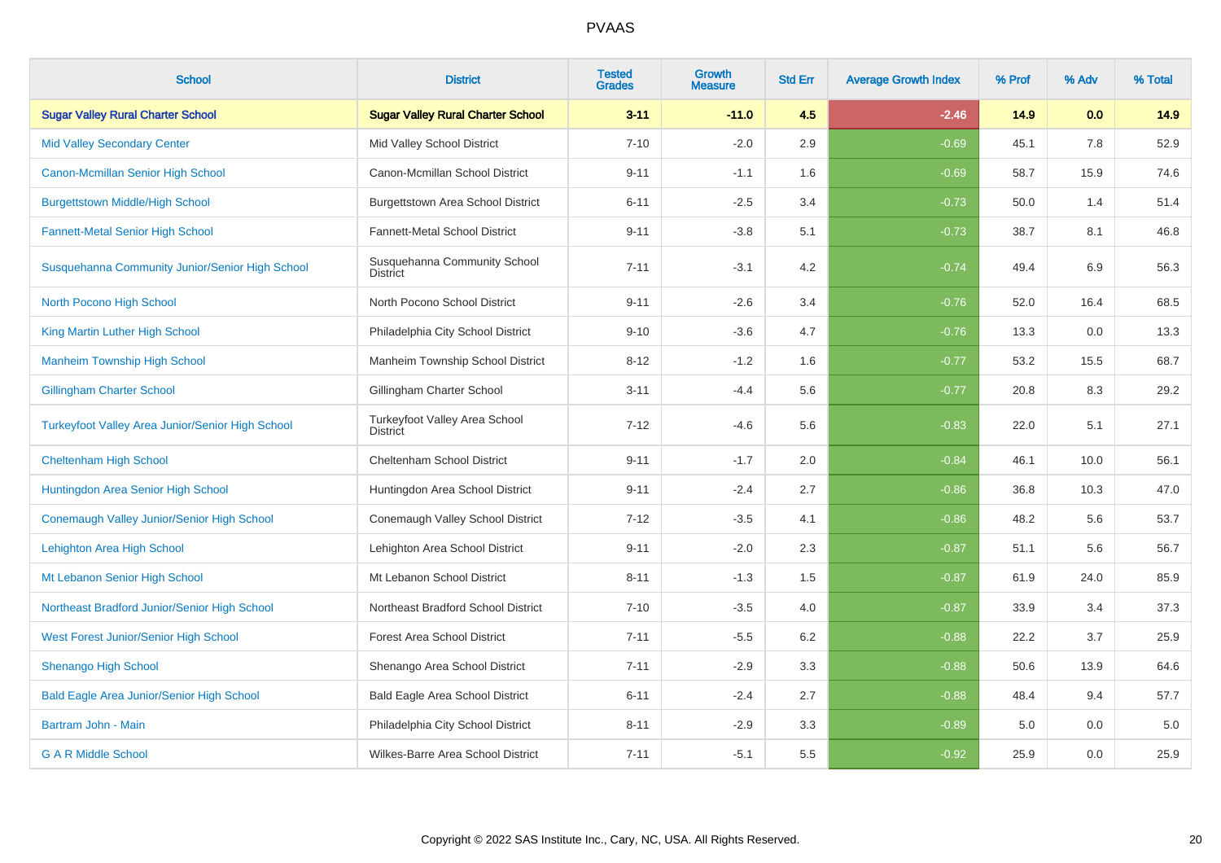# PVAAS

| School | District | Tested Grades | Growth Measure | Std Err | Average Growth Index | % Prof | % Adv | % Total |
|---|---|---|---|---|---|---|---|---|
| **Sugar Valley Rural Charter School** | **Sugar Valley Rural Charter School** | **3-11** | **-11.0** | **4.5** | **-2.46** | **14.9** | **0.0** | **14.9** |
| Mid Valley Secondary Center | Mid Valley School District | 7-10 | -2.0 | 2.9 | -0.69 | 45.1 | 7.8 | 52.9 |
| Canon-Mcmillan Senior High School | Canon-Mcmillan School District | 9-11 | -1.1 | 1.6 | -0.69 | 58.7 | 15.9 | 74.6 |
| Burgettstown Middle/High School | Burgettstown Area School District | 6-11 | -2.5 | 3.4 | -0.73 | 50.0 | 1.4 | 51.4 |
| Fannett-Metal Senior High School | Fannett-Metal School District | 9-11 | -3.8 | 5.1 | -0.73 | 38.7 | 8.1 | 46.8 |
| Susquehanna Community Junior/Senior High School | Susquehanna Community School District | 7-11 | -3.1 | 4.2 | -0.74 | 49.4 | 6.9 | 56.3 |
| North Pocono High School | North Pocono School District | 9-11 | -2.6 | 3.4 | -0.76 | 52.0 | 16.4 | 68.5 |
| King Martin Luther High School | Philadelphia City School District | 9-10 | -3.6 | 4.7 | -0.76 | 13.3 | 0.0 | 13.3 |
| Manheim Township High School | Manheim Township School District | 8-12 | -1.2 | 1.6 | -0.77 | 53.2 | 15.5 | 68.7 |
| Gillingham Charter School | Gillingham Charter School | 3-11 | -4.4 | 5.6 | -0.77 | 20.8 | 8.3 | 29.2 |
| Turkeyfoot Valley Area Junior/Senior High School | Turkeyfoot Valley Area School District | 7-12 | -4.6 | 5.6 | -0.83 | 22.0 | 5.1 | 27.1 |
| Cheltenham High School | Cheltenham School District | 9-11 | -1.7 | 2.0 | -0.84 | 46.1 | 10.0 | 56.1 |
| Huntingdon Area Senior High School | Huntingdon Area School District | 9-11 | -2.4 | 2.7 | -0.86 | 36.8 | 10.3 | 47.0 |
| Conemaugh Valley Junior/Senior High School | Conemaugh Valley School District | 7-12 | -3.5 | 4.1 | -0.86 | 48.2 | 5.6 | 53.7 |
| Lehighton Area High School | Lehighton Area School District | 9-11 | -2.0 | 2.3 | -0.87 | 51.1 | 5.6 | 56.7 |
| Mt Lebanon Senior High School | Mt Lebanon School District | 8-11 | -1.3 | 1.5 | -0.87 | 61.9 | 24.0 | 85.9 |
| Northeast Bradford Junior/Senior High School | Northeast Bradford School District | 7-10 | -3.5 | 4.0 | -0.87 | 33.9 | 3.4 | 37.3 |
| West Forest Junior/Senior High School | Forest Area School District | 7-11 | -5.5 | 6.2 | -0.88 | 22.2 | 3.7 | 25.9 |
| Shenango High School | Shenango Area School District | 7-11 | -2.9 | 3.3 | -0.88 | 50.6 | 13.9 | 64.6 |
| Bald Eagle Area Junior/Senior High School | Bald Eagle Area School District | 6-11 | -2.4 | 2.7 | -0.88 | 48.4 | 9.4 | 57.7 |
| Bartram John - Main | Philadelphia City School District | 8-11 | -2.9 | 3.3 | -0.89 | 5.0 | 0.0 | 5.0 |
| G A R Middle School | Wilkes-Barre Area School District | 7-11 | -5.1 | 5.5 | -0.92 | 25.9 | 0.0 | 25.9 |

Copyright © 2022 SAS Institute Inc., Cary, NC, USA. All Rights Reserved.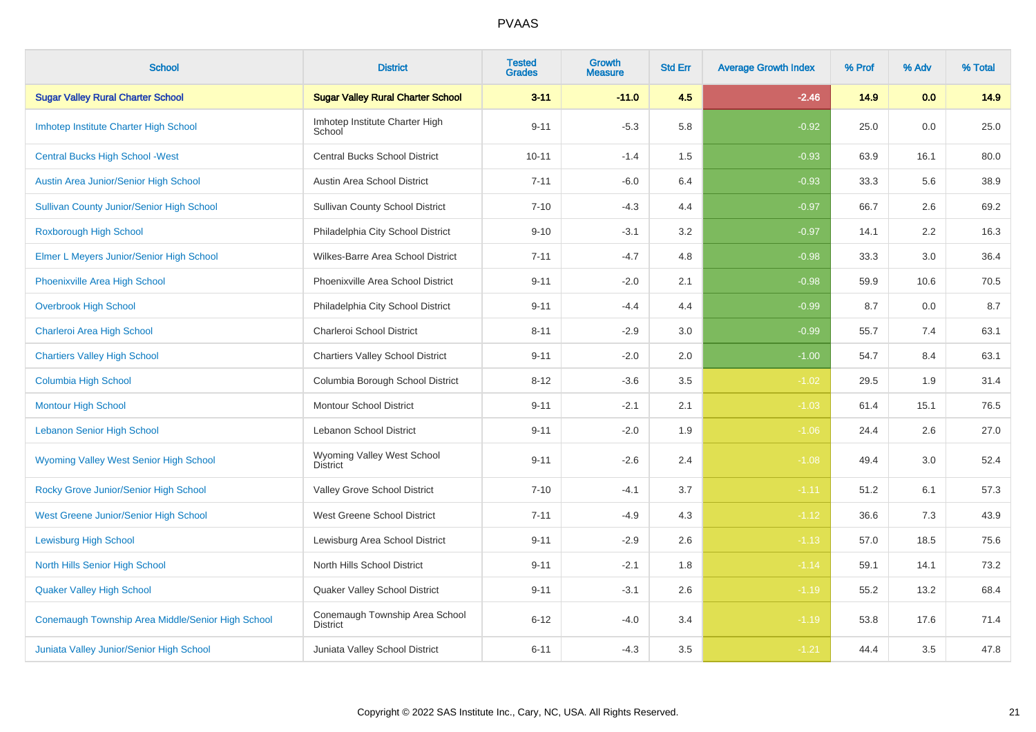# PVAAS

| School | District | Tested Grades | Growth Measure | Std Err | Average Growth Index | % Prof | % Adv | % Total |
|---|---|---|---|---|---|---|---|---|
| **Sugar Valley Rural Charter School** | **Sugar Valley Rural Charter School** | **3-11** | **-11.0** | **4.5** | **-2.46** | **14.9** | **0.0** | **14.9** |
| Imhotep Institute Charter High School | Imhotep Institute Charter High School | 9-11 | -5.3 | 5.8 | -0.92 | 25.0 | 0.0 | 25.0 |
| Central Bucks High School -West | Central Bucks School District | 10-11 | -1.4 | 1.5 | -0.93 | 63.9 | 16.1 | 80.0 |
| Austin Area Junior/Senior High School | Austin Area School District | 7-11 | -6.0 | 6.4 | -0.93 | 33.3 | 5.6 | 38.9 |
| Sullivan County Junior/Senior High School | Sullivan County School District | 7-10 | -4.3 | 4.4 | -0.97 | 66.7 | 2.6 | 69.2 |
| Roxborough High School | Philadelphia City School District | 9-10 | -3.1 | 3.2 | -0.97 | 14.1 | 2.2 | 16.3 |
| Elmer L Meyers Junior/Senior High School | Wilkes-Barre Area School District | 7-11 | -4.7 | 4.8 | -0.98 | 33.3 | 3.0 | 36.4 |
| Phoenixville Area High School | Phoenixville Area School District | 9-11 | -2.0 | 2.1 | -0.98 | 59.9 | 10.6 | 70.5 |
| Overbrook High School | Philadelphia City School District | 9-11 | -4.4 | 4.4 | -0.99 | 8.7 | 0.0 | 8.7 |
| Charleroi Area High School | Charleroi School District | 8-11 | -2.9 | 3.0 | -0.99 | 55.7 | 7.4 | 63.1 |
| Chartiers Valley High School | Chartiers Valley School District | 9-11 | -2.0 | 2.0 | -1.00 | 54.7 | 8.4 | 63.1 |
| Columbia High School | Columbia Borough School District | 8-12 | -3.6 | 3.5 | -1.02 | 29.5 | 1.9 | 31.4 |
| Montour High School | Montour School District | 9-11 | -2.1 | 2.1 | -1.03 | 61.4 | 15.1 | 76.5 |
| Lebanon Senior High School | Lebanon School District | 9-11 | -2.0 | 1.9 | -1.06 | 24.4 | 2.6 | 27.0 |
| Wyoming Valley West Senior High School | Wyoming Valley West School District | 9-11 | -2.6 | 2.4 | -1.08 | 49.4 | 3.0 | 52.4 |
| Rocky Grove Junior/Senior High School | Valley Grove School District | 7-10 | -4.1 | 3.7 | -1.11 | 51.2 | 6.1 | 57.3 |
| West Greene Junior/Senior High School | West Greene School District | 7-11 | -4.9 | 4.3 | -1.12 | 36.6 | 7.3 | 43.9 |
| Lewisburg High School | Lewisburg Area School District | 9-11 | -2.9 | 2.6 | -1.13 | 57.0 | 18.5 | 75.6 |
| North Hills Senior High School | North Hills School District | 9-11 | -2.1 | 1.8 | -1.14 | 59.1 | 14.1 | 73.2 |
| Quaker Valley High School | Quaker Valley School District | 9-11 | -3.1 | 2.6 | -1.19 | 55.2 | 13.2 | 68.4 |
| Conemaugh Township Area Middle/Senior High School | Conemaugh Township Area School District | 6-12 | -4.0 | 3.4 | -1.19 | 53.8 | 17.6 | 71.4 |
| Juniata Valley Junior/Senior High School | Juniata Valley School District | 6-11 | -4.3 | 3.5 | -1.21 | 44.4 | 3.5 | 47.8 |

Copyright © 2022 SAS Institute Inc., Cary, NC, USA. All Rights Reserved.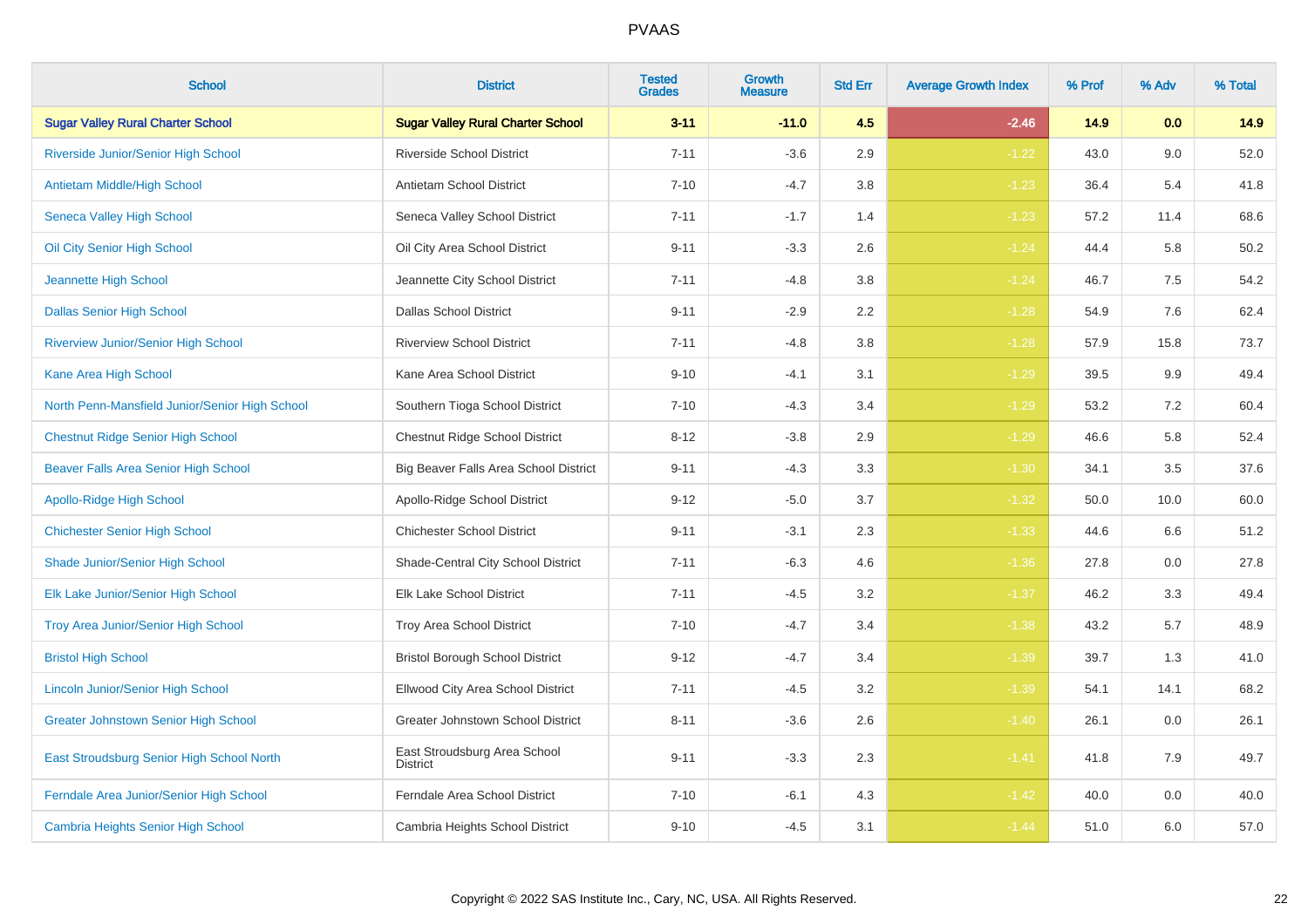| School | District | Tested Grades | Growth Measure | Std Err | Average Growth Index | % Prof | % Adv | % Total |
|---|---|---|---|---|---|---|---|---|
| **Sugar Valley Rural Charter School** | **Sugar Valley Rural Charter School** | **3-11** | **-11.0** | **4.5** | **-2.46** | **14.9** | **0.0** | **14.9** |
| Riverside Junior/Senior High School | Riverside School District | 7-11 | -3.6 | 2.9 | -1.22 | 43.0 | 9.0 | 52.0 |
| Antietam Middle/High School | Antietam School District | 7-10 | -4.7 | 3.8 | -1.23 | 36.4 | 5.4 | 41.8 |
| Seneca Valley High School | Seneca Valley School District | 7-11 | -1.7 | 1.4 | -1.23 | 57.2 | 11.4 | 68.6 |
| Oil City Senior High School | Oil City Area School District | 9-11 | -3.3 | 2.6 | -1.24 | 44.4 | 5.8 | 50.2 |
| Jeannette High School | Jeannette City School District | 7-11 | -4.8 | 3.8 | -1.24 | 46.7 | 7.5 | 54.2 |
| Dallas Senior High School | Dallas School District | 9-11 | -2.9 | 2.2 | -1.28 | 54.9 | 7.6 | 62.4 |
| Riverview Junior/Senior High School | Riverview School District | 7-11 | -4.8 | 3.8 | -1.28 | 57.9 | 15.8 | 73.7 |
| Kane Area High School | Kane Area School District | 9-10 | -4.1 | 3.1 | -1.29 | 39.5 | 9.9 | 49.4 |
| North Penn-Mansfield Junior/Senior High School | Southern Tioga School District | 7-10 | -4.3 | 3.4 | -1.29 | 53.2 | 7.2 | 60.4 |
| Chestnut Ridge Senior High School | Chestnut Ridge School District | 8-12 | -3.8 | 2.9 | -1.29 | 46.6 | 5.8 | 52.4 |
| Beaver Falls Area Senior High School | Big Beaver Falls Area School District | 9-11 | -4.3 | 3.3 | -1.30 | 34.1 | 3.5 | 37.6 |
| Apollo-Ridge High School | Apollo-Ridge School District | 9-12 | -5.0 | 3.7 | -1.32 | 50.0 | 10.0 | 60.0 |
| Chichester Senior High School | Chichester School District | 9-11 | -3.1 | 2.3 | -1.33 | 44.6 | 6.6 | 51.2 |
| Shade Junior/Senior High School | Shade-Central City School District | 7-11 | -6.3 | 4.6 | -1.36 | 27.8 | 0.0 | 27.8 |
| Elk Lake Junior/Senior High School | Elk Lake School District | 7-11 | -4.5 | 3.2 | -1.37 | 46.2 | 3.3 | 49.4 |
| Troy Area Junior/Senior High School | Troy Area School District | 7-10 | -4.7 | 3.4 | -1.38 | 43.2 | 5.7 | 48.9 |
| Bristol High School | Bristol Borough School District | 9-12 | -4.7 | 3.4 | -1.39 | 39.7 | 1.3 | 41.0 |
| Lincoln Junior/Senior High School | Ellwood City Area School District | 7-11 | -4.5 | 3.2 | -1.39 | 54.1 | 14.1 | 68.2 |
| Greater Johnstown Senior High School | Greater Johnstown School District | 8-11 | -3.6 | 2.6 | -1.40 | 26.1 | 0.0 | 26.1 |
| East Stroudsburg Senior High School North | East Stroudsburg Area School District | 9-11 | -3.3 | 2.3 | -1.41 | 41.8 | 7.9 | 49.7 |
| Ferndale Area Junior/Senior High School | Ferndale Area School District | 7-10 | -6.1 | 4.3 | -1.42 | 40.0 | 0.0 | 40.0 |
| Cambria Heights Senior High School | Cambria Heights School District | 9-10 | -4.5 | 3.1 | -1.44 | 51.0 | 6.0 | 57.0 |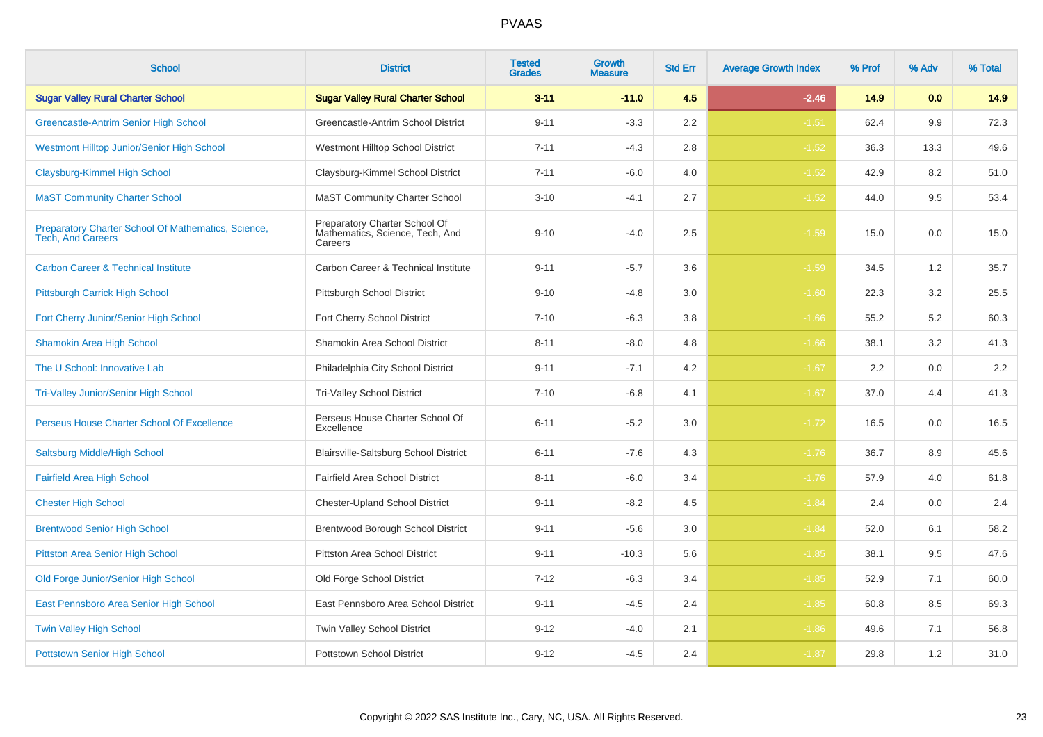# PVAAS

| School | District | Tested Grades | Growth Measure | Std Err | Average Growth Index | % Prof | % Adv | % Total |
|---|---|---|---|---|---|---|---|---|
| **Sugar Valley Rural Charter School** | **Sugar Valley Rural Charter School** | **3-11** | **-11.0** | **4.5** | **-2.46** | **14.9** | **0.0** | **14.9** |
| Greencastle-Antrim Senior High School | Greencastle-Antrim School District | 9-11 | -3.3 | 2.2 | -1.51 | 62.4 | 9.9 | 72.3 |
| Westmont Hilltop Junior/Senior High School | Westmont Hilltop School District | 7-11 | -4.3 | 2.8 | -1.52 | 36.3 | 13.3 | 49.6 |
| Claysburg-Kimmel High School | Claysburg-Kimmel School District | 7-11 | -6.0 | 4.0 | -1.52 | 42.9 | 8.2 | 51.0 |
| MaST Community Charter School | MaST Community Charter School | 3-10 | -4.1 | 2.7 | -1.52 | 44.0 | 9.5 | 53.4 |
| Preparatory Charter School Of Mathematics, Science, Tech, And Careers | Preparatory Charter School Of Mathematics, Science, Tech, And Careers | 9-10 | -4.0 | 2.5 | -1.59 | 15.0 | 0.0 | 15.0 |
| Carbon Career & Technical Institute | Carbon Career & Technical Institute | 9-11 | -5.7 | 3.6 | -1.59 | 34.5 | 1.2 | 35.7 |
| Pittsburgh Carrick High School | Pittsburgh School District | 9-10 | -4.8 | 3.0 | -1.60 | 22.3 | 3.2 | 25.5 |
| Fort Cherry Junior/Senior High School | Fort Cherry School District | 7-10 | -6.3 | 3.8 | -1.66 | 55.2 | 5.2 | 60.3 |
| Shamokin Area High School | Shamokin Area School District | 8-11 | -8.0 | 4.8 | -1.66 | 38.1 | 3.2 | 41.3 |
| The U School: Innovative Lab | Philadelphia City School District | 9-11 | -7.1 | 4.2 | -1.67 | 2.2 | 0.0 | 2.2 |
| Tri-Valley Junior/Senior High School | Tri-Valley School District | 7-10 | -6.8 | 4.1 | -1.67 | 37.0 | 4.4 | 41.3 |
| Perseus House Charter School Of Excellence | Perseus House Charter School Of Excellence | 6-11 | -5.2 | 3.0 | -1.72 | 16.5 | 0.0 | 16.5 |
| Saltsburg Middle/High School | Blairsville-Saltsburg School District | 6-11 | -7.6 | 4.3 | -1.76 | 36.7 | 8.9 | 45.6 |
| Fairfield Area High School | Fairfield Area School District | 8-11 | -6.0 | 3.4 | -1.76 | 57.9 | 4.0 | 61.8 |
| Chester High School | Chester-Upland School District | 9-11 | -8.2 | 4.5 | -1.84 | 2.4 | 0.0 | 2.4 |
| Brentwood Senior High School | Brentwood Borough School District | 9-11 | -5.6 | 3.0 | -1.84 | 52.0 | 6.1 | 58.2 |
| Pittston Area Senior High School | Pittston Area School District | 9-11 | -10.3 | 5.6 | -1.85 | 38.1 | 9.5 | 47.6 |
| Old Forge Junior/Senior High School | Old Forge School District | 7-12 | -6.3 | 3.4 | -1.85 | 52.9 | 7.1 | 60.0 |
| East Pennsboro Area Senior High School | East Pennsboro Area School District | 9-11 | -4.5 | 2.4 | -1.85 | 60.8 | 8.5 | 69.3 |
| Twin Valley High School | Twin Valley School District | 9-12 | -4.0 | 2.1 | -1.86 | 49.6 | 7.1 | 56.8 |
| Pottstown Senior High School | Pottstown School District | 9-12 | -4.5 | 2.4 | -1.87 | 29.8 | 1.2 | 31.0 |

Copyright © 2022 SAS Institute Inc., Cary, NC, USA. All Rights Reserved.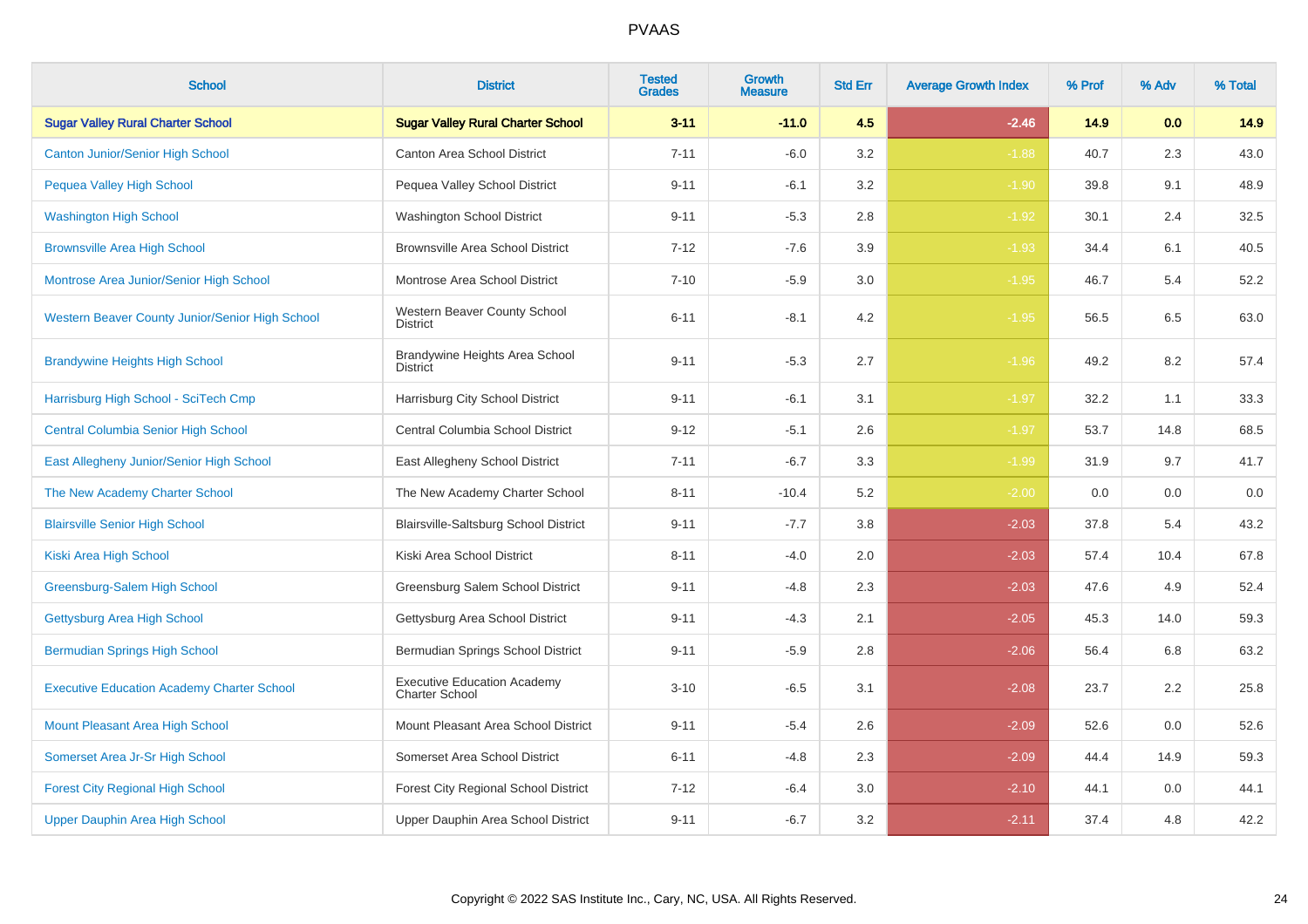# PVAAS

| School | District | Tested Grades | Growth Measure | Std Err | Average Growth Index | % Prof | % Adv | % Total |
|---|---|---|---|---|---|---|---|---|
| **Sugar Valley Rural Charter School** | **Sugar Valley Rural Charter School** | **3-11** | **-11.0** | **4.5** | **-2.46** | **14.9** | **0.0** | **14.9** |
| Canton Junior/Senior High School | Canton Area School District | 7-11 | -6.0 | 3.2 | -1.88 | 40.7 | 2.3 | 43.0 |
| Pequea Valley High School | Pequea Valley School District | 9-11 | -6.1 | 3.2 | -1.90 | 39.8 | 9.1 | 48.9 |
| Washington High School | Washington School District | 9-11 | -5.3 | 2.8 | -1.92 | 30.1 | 2.4 | 32.5 |
| Brownsville Area High School | Brownsville Area School District | 7-12 | -7.6 | 3.9 | -1.93 | 34.4 | 6.1 | 40.5 |
| Montrose Area Junior/Senior High School | Montrose Area School District | 7-10 | -5.9 | 3.0 | -1.95 | 46.7 | 5.4 | 52.2 |
| Western Beaver County Junior/Senior High School | Western Beaver County School District | 6-11 | -8.1 | 4.2 | -1.95 | 56.5 | 6.5 | 63.0 |
| Brandywine Heights High School | Brandywine Heights Area School District | 9-11 | -5.3 | 2.7 | -1.96 | 49.2 | 8.2 | 57.4 |
| Harrisburg High School - SciTech Cmp | Harrisburg City School District | 9-11 | -6.1 | 3.1 | -1.97 | 32.2 | 1.1 | 33.3 |
| Central Columbia Senior High School | Central Columbia School District | 9-12 | -5.1 | 2.6 | -1.97 | 53.7 | 14.8 | 68.5 |
| East Allegheny Junior/Senior High School | East Allegheny School District | 7-11 | -6.7 | 3.3 | -1.99 | 31.9 | 9.7 | 41.7 |
| The New Academy Charter School | The New Academy Charter School | 8-11 | -10.4 | 5.2 | -2.00 | 0.0 | 0.0 | 0.0 |
| Blairsville Senior High School | Blairsville-Saltsburg School District | 9-11 | -7.7 | 3.8 | -2.03 | 37.8 | 5.4 | 43.2 |
| Kiski Area High School | Kiski Area School District | 8-11 | -4.0 | 2.0 | -2.03 | 57.4 | 10.4 | 67.8 |
| Greensburg-Salem High School | Greensburg Salem School District | 9-11 | -4.8 | 2.3 | -2.03 | 47.6 | 4.9 | 52.4 |
| Gettysburg Area High School | Gettysburg Area School District | 9-11 | -4.3 | 2.1 | -2.05 | 45.3 | 14.0 | 59.3 |
| Bermudian Springs High School | Bermudian Springs School District | 9-11 | -5.9 | 2.8 | -2.06 | 56.4 | 6.8 | 63.2 |
| Executive Education Academy Charter School | Executive Education Academy Charter School | 3-10 | -6.5 | 3.1 | -2.08 | 23.7 | 2.2 | 25.8 |
| Mount Pleasant Area High School | Mount Pleasant Area School District | 9-11 | -5.4 | 2.6 | -2.09 | 52.6 | 0.0 | 52.6 |
| Somerset Area Jr-Sr High School | Somerset Area School District | 6-11 | -4.8 | 2.3 | -2.09 | 44.4 | 14.9 | 59.3 |
| Forest City Regional High School | Forest City Regional School District | 7-12 | -6.4 | 3.0 | -2.10 | 44.1 | 0.0 | 44.1 |
| Upper Dauphin Area High School | Upper Dauphin Area School District | 9-11 | -6.7 | 3.2 | -2.11 | 37.4 | 4.8 | 42.2 |

Copyright © 2022 SAS Institute Inc., Cary, NC, USA. All Rights Reserved.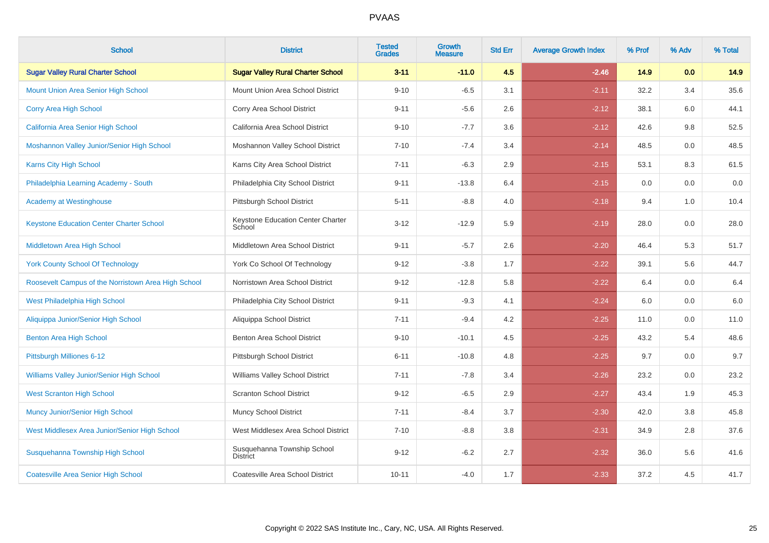| School | District | Tested Grades | Growth Measure | Std Err | Average Growth Index | % Prof | % Adv | % Total |
|---|---|---|---|---|---|---|---|---|
| **Sugar Valley Rural Charter School** | **Sugar Valley Rural Charter School** | **3-11** | **-11.0** | **4.5** | **-2.46** | **14.9** | **0.0** | **14.9** |
| Mount Union Area Senior High School | Mount Union Area School District | 9-10 | -6.5 | 3.1 | -2.11 | 32.2 | 3.4 | 35.6 |
| Corry Area High School | Corry Area School District | 9-11 | -5.6 | 2.6 | -2.12 | 38.1 | 6.0 | 44.1 |
| California Area Senior High School | California Area School District | 9-10 | -7.7 | 3.6 | -2.12 | 42.6 | 9.8 | 52.5 |
| Moshannon Valley Junior/Senior High School | Moshannon Valley School District | 7-10 | -7.4 | 3.4 | -2.14 | 48.5 | 0.0 | 48.5 |
| Karns City High School | Karns City Area School District | 7-11 | -6.3 | 2.9 | -2.15 | 53.1 | 8.3 | 61.5 |
| Philadelphia Learning Academy - South | Philadelphia City School District | 9-11 | -13.8 | 6.4 | -2.15 | 0.0 | 0.0 | 0.0 |
| Academy at Westinghouse | Pittsburgh School District | 5-11 | -8.8 | 4.0 | -2.18 | 9.4 | 1.0 | 10.4 |
| Keystone Education Center Charter School | Keystone Education Center Charter School | 3-12 | -12.9 | 5.9 | -2.19 | 28.0 | 0.0 | 28.0 |
| Middletown Area High School | Middletown Area School District | 9-11 | -5.7 | 2.6 | -2.20 | 46.4 | 5.3 | 51.7 |
| York County School Of Technology | York Co School Of Technology | 9-12 | -3.8 | 1.7 | -2.22 | 39.1 | 5.6 | 44.7 |
| Roosevelt Campus of the Norristown Area High School | Norristown Area School District | 9-12 | -12.8 | 5.8 | -2.22 | 6.4 | 0.0 | 6.4 |
| West Philadelphia High School | Philadelphia City School District | 9-11 | -9.3 | 4.1 | -2.24 | 6.0 | 0.0 | 6.0 |
| Aliquippa Junior/Senior High School | Aliquippa School District | 7-11 | -9.4 | 4.2 | -2.25 | 11.0 | 0.0 | 11.0 |
| Benton Area High School | Benton Area School District | 9-10 | -10.1 | 4.5 | -2.25 | 43.2 | 5.4 | 48.6 |
| Pittsburgh Milliones 6-12 | Pittsburgh School District | 6-11 | -10.8 | 4.8 | -2.25 | 9.7 | 0.0 | 9.7 |
| Williams Valley Junior/Senior High School | Williams Valley School District | 7-11 | -7.8 | 3.4 | -2.26 | 23.2 | 0.0 | 23.2 |
| West Scranton High School | Scranton School District | 9-12 | -6.5 | 2.9 | -2.27 | 43.4 | 1.9 | 45.3 |
| Muncy Junior/Senior High School | Muncy School District | 7-11 | -8.4 | 3.7 | -2.30 | 42.0 | 3.8 | 45.8 |
| West Middlesex Area Junior/Senior High School | West Middlesex Area School District | 7-10 | -8.8 | 3.8 | -2.31 | 34.9 | 2.8 | 37.6 |
| Susquehanna Township High School | Susquehanna Township School District | 9-12 | -6.2 | 2.7 | -2.32 | 36.0 | 5.6 | 41.6 |
| Coatesville Area Senior High School | Coatesville Area School District | 10-11 | -4.0 | 1.7 | -2.33 | 37.2 | 4.5 | 41.7 |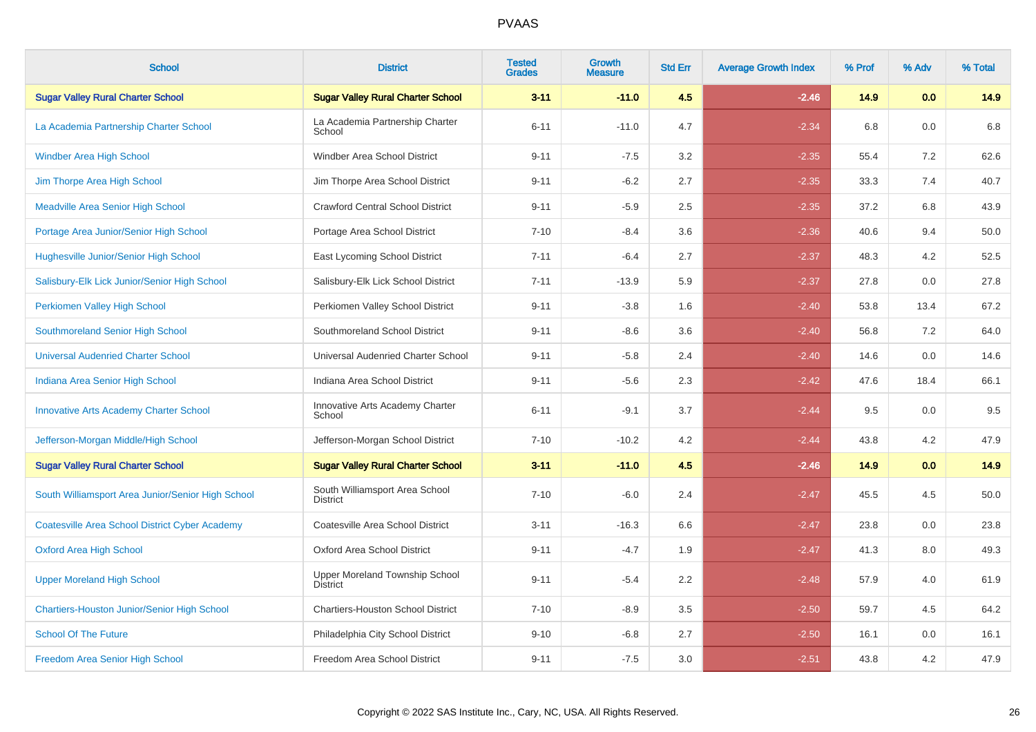| School | District | Tested Grades | Growth Measure | Std Err | Average Growth Index | % Prof | % Adv | % Total |
|---|---|---|---|---|---|---|---|---|
| **Sugar Valley Rural Charter School** | **Sugar Valley Rural Charter School** | **3-11** | **-11.0** | **4.5** | **-2.46** | **14.9** | **0.0** | **14.9** |
| La Academia Partnership Charter School | La Academia Partnership Charter School | 6-11 | -11.0 | 4.7 | -2.34 | 6.8 | 0.0 | 6.8 |
| Windber Area High School | Windber Area School District | 9-11 | -7.5 | 3.2 | -2.35 | 55.4 | 7.2 | 62.6 |
| Jim Thorpe Area High School | Jim Thorpe Area School District | 9-11 | -6.2 | 2.7 | -2.35 | 33.3 | 7.4 | 40.7 |
| Meadville Area Senior High School | Crawford Central School District | 9-11 | -5.9 | 2.5 | -2.35 | 37.2 | 6.8 | 43.9 |
| Portage Area Junior/Senior High School | Portage Area School District | 7-10 | -8.4 | 3.6 | -2.36 | 40.6 | 9.4 | 50.0 |
| Hughesville Junior/Senior High School | East Lycoming School District | 7-11 | -6.4 | 2.7 | -2.37 | 48.3 | 4.2 | 52.5 |
| Salisbury-Elk Lick Junior/Senior High School | Salisbury-Elk Lick School District | 7-11 | -13.9 | 5.9 | -2.37 | 27.8 | 0.0 | 27.8 |
| Perkiomen Valley High School | Perkiomen Valley School District | 9-11 | -3.8 | 1.6 | -2.40 | 53.8 | 13.4 | 67.2 |
| Southmoreland Senior High School | Southmoreland School District | 9-11 | -8.6 | 3.6 | -2.40 | 56.8 | 7.2 | 64.0 |
| Universal Audenried Charter School | Universal Audenried Charter School | 9-11 | -5.8 | 2.4 | -2.40 | 14.6 | 0.0 | 14.6 |
| Indiana Area Senior High School | Indiana Area School District | 9-11 | -5.6 | 2.3 | -2.42 | 47.6 | 18.4 | 66.1 |
| Innovative Arts Academy Charter School | Innovative Arts Academy Charter School | 6-11 | -9.1 | 3.7 | -2.44 | 9.5 | 0.0 | 9.5 |
| Jefferson-Morgan Middle/High School | Jefferson-Morgan School District | 7-10 | -10.2 | 4.2 | -2.44 | 43.8 | 4.2 | 47.9 |
| **Sugar Valley Rural Charter School** | **Sugar Valley Rural Charter School** | **3-11** | **-11.0** | **4.5** | **-2.46** | **14.9** | **0.0** | **14.9** |
| South Williamsport Area Junior/Senior High School | South Williamsport Area School District | 7-10 | -6.0 | 2.4 | -2.47 | 45.5 | 4.5 | 50.0 |
| Coatesville Area School District Cyber Academy | Coatesville Area School District | 3-11 | -16.3 | 6.6 | -2.47 | 23.8 | 0.0 | 23.8 |
| Oxford Area High School | Oxford Area School District | 9-11 | -4.7 | 1.9 | -2.47 | 41.3 | 8.0 | 49.3 |
| Upper Moreland High School | Upper Moreland Township School District | 9-11 | -5.4 | 2.2 | -2.48 | 57.9 | 4.0 | 61.9 |
| Chartiers-Houston Junior/Senior High School | Chartiers-Houston School District | 7-10 | -8.9 | 3.5 | -2.50 | 59.7 | 4.5 | 64.2 |
| School Of The Future | Philadelphia City School District | 9-10 | -6.8 | 2.7 | -2.50 | 16.1 | 0.0 | 16.1 |
| Freedom Area Senior High School | Freedom Area School District | 9-11 | -7.5 | 3.0 | -2.51 | 43.8 | 4.2 | 47.9 |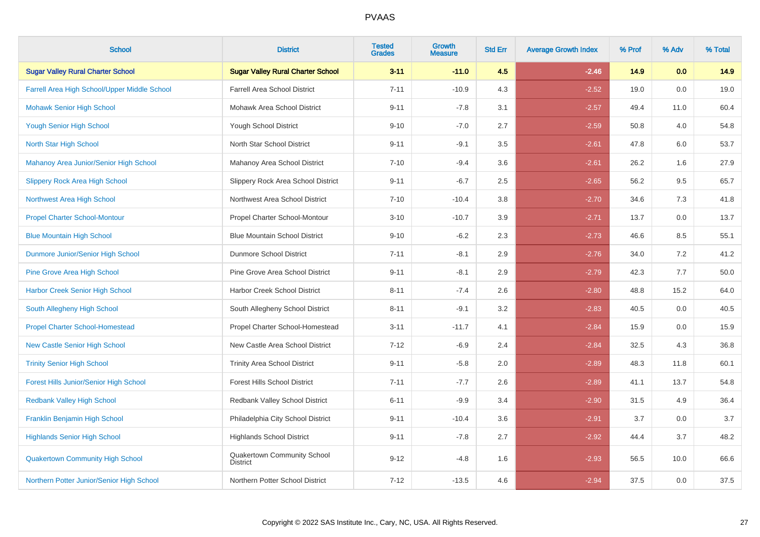PVAAS

| School | District | Tested Grades | Growth Measure | Std Err | Average Growth Index | % Prof | % Adv | % Total |
|---|---|---|---|---|---|---|---|---|
| **Sugar Valley Rural Charter School** | **Sugar Valley Rural Charter School** | **3-11** | **-11.0** | **4.5** | **-2.46** | **14.9** | **0.0** | **14.9** |
| Farrell Area High School/Upper Middle School | Farrell Area School District | 7-11 | -10.9 | 4.3 | -2.52 | 19.0 | 0.0 | 19.0 |
| Mohawk Senior High School | Mohawk Area School District | 9-11 | -7.8 | 3.1 | -2.57 | 49.4 | 11.0 | 60.4 |
| Yough Senior High School | Yough School District | 9-10 | -7.0 | 2.7 | -2.59 | 50.8 | 4.0 | 54.8 |
| North Star High School | North Star School District | 9-11 | -9.1 | 3.5 | -2.61 | 47.8 | 6.0 | 53.7 |
| Mahanoy Area Junior/Senior High School | Mahanoy Area School District | 7-10 | -9.4 | 3.6 | -2.61 | 26.2 | 1.6 | 27.9 |
| Slippery Rock Area High School | Slippery Rock Area School District | 9-11 | -6.7 | 2.5 | -2.65 | 56.2 | 9.5 | 65.7 |
| Northwest Area High School | Northwest Area School District | 7-10 | -10.4 | 3.8 | -2.70 | 34.6 | 7.3 | 41.8 |
| Propel Charter School-Montour | Propel Charter School-Montour | 3-10 | -10.7 | 3.9 | -2.71 | 13.7 | 0.0 | 13.7 |
| Blue Mountain High School | Blue Mountain School District | 9-10 | -6.2 | 2.3 | -2.73 | 46.6 | 8.5 | 55.1 |
| Dunmore Junior/Senior High School | Dunmore School District | 7-11 | -8.1 | 2.9 | -2.76 | 34.0 | 7.2 | 41.2 |
| Pine Grove Area High School | Pine Grove Area School District | 9-11 | -8.1 | 2.9 | -2.79 | 42.3 | 7.7 | 50.0 |
| Harbor Creek Senior High School | Harbor Creek School District | 8-11 | -7.4 | 2.6 | -2.80 | 48.8 | 15.2 | 64.0 |
| South Allegheny High School | South Allegheny School District | 8-11 | -9.1 | 3.2 | -2.83 | 40.5 | 0.0 | 40.5 |
| Propel Charter School-Homestead | Propel Charter School-Homestead | 3-11 | -11.7 | 4.1 | -2.84 | 15.9 | 0.0 | 15.9 |
| New Castle Senior High School | New Castle Area School District | 7-12 | -6.9 | 2.4 | -2.84 | 32.5 | 4.3 | 36.8 |
| Trinity Senior High School | Trinity Area School District | 9-11 | -5.8 | 2.0 | -2.89 | 48.3 | 11.8 | 60.1 |
| Forest Hills Junior/Senior High School | Forest Hills School District | 7-11 | -7.7 | 2.6 | -2.89 | 41.1 | 13.7 | 54.8 |
| Redbank Valley High School | Redbank Valley School District | 6-11 | -9.9 | 3.4 | -2.90 | 31.5 | 4.9 | 36.4 |
| Franklin Benjamin High School | Philadelphia City School District | 9-11 | -10.4 | 3.6 | -2.91 | 3.7 | 0.0 | 3.7 |
| Highlands Senior High School | Highlands School District | 9-11 | -7.8 | 2.7 | -2.92 | 44.4 | 3.7 | 48.2 |
| Quakertown Community High School | Quakertown Community School District | 9-12 | -4.8 | 1.6 | -2.93 | 56.5 | 10.0 | 66.6 |
| Northern Potter Junior/Senior High School | Northern Potter School District | 7-12 | -13.5 | 4.6 | -2.94 | 37.5 | 0.0 | 37.5 |

Copyright © 2022 SAS Institute Inc., Cary, NC, USA. All Rights Reserved.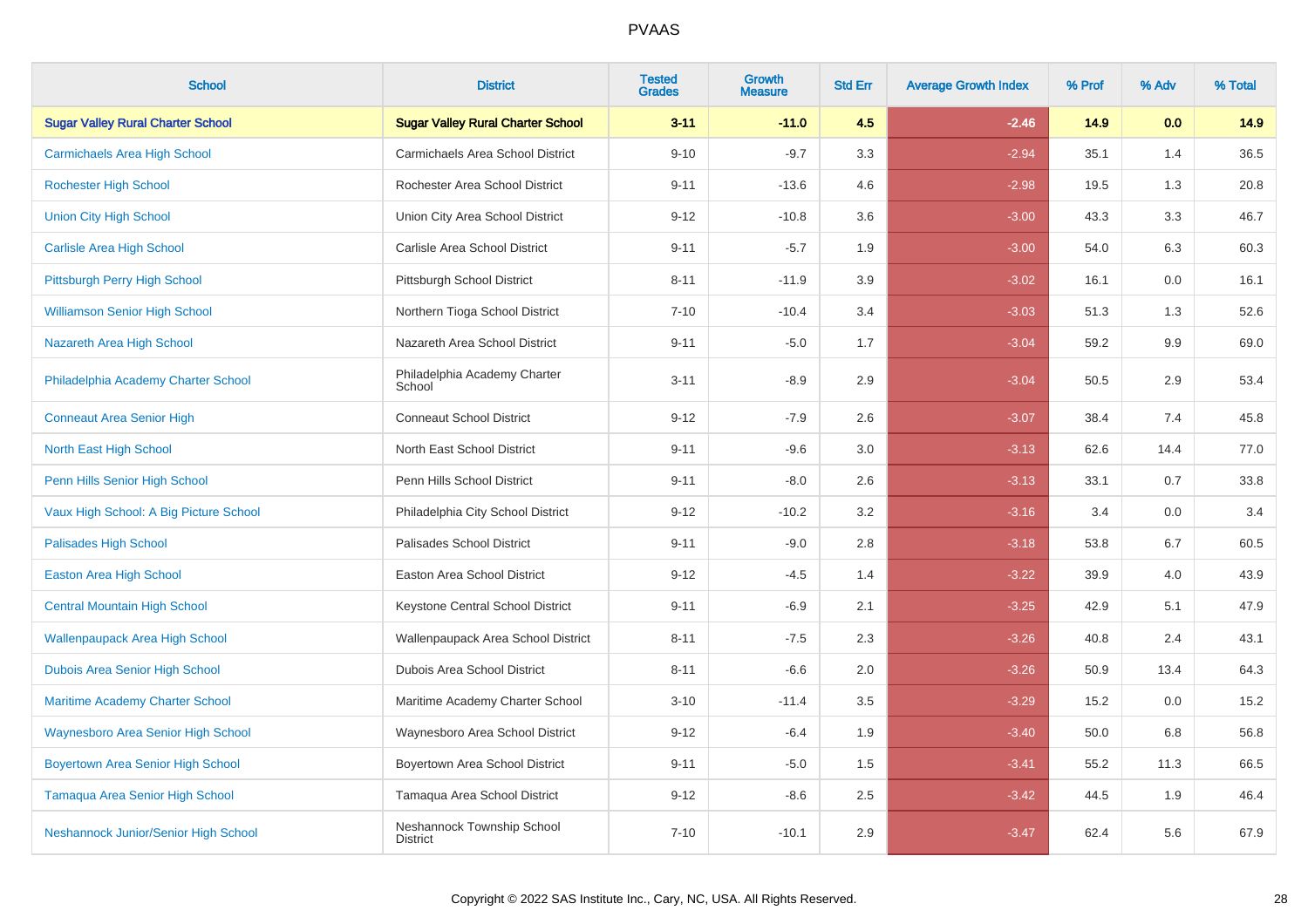| School | District | Tested Grades | Growth Measure | Std Err | Average Growth Index | % Prof | % Adv | % Total |
|---|---|---|---|---|---|---|---|---|
| **Sugar Valley Rural Charter School** | **Sugar Valley Rural Charter School** | **3-11** | **-11.0** | **4.5** | **-2.46** | **14.9** | **0.0** | **14.9** |
| Carmichaels Area High School | Carmichaels Area School District | 9-10 | -9.7 | 3.3 | -2.94 | 35.1 | 1.4 | 36.5 |
| Rochester High School | Rochester Area School District | 9-11 | -13.6 | 4.6 | -2.98 | 19.5 | 1.3 | 20.8 |
| Union City High School | Union City Area School District | 9-12 | -10.8 | 3.6 | -3.00 | 43.3 | 3.3 | 46.7 |
| Carlisle Area High School | Carlisle Area School District | 9-11 | -5.7 | 1.9 | -3.00 | 54.0 | 6.3 | 60.3 |
| Pittsburgh Perry High School | Pittsburgh School District | 8-11 | -11.9 | 3.9 | -3.02 | 16.1 | 0.0 | 16.1 |
| Williamson Senior High School | Northern Tioga School District | 7-10 | -10.4 | 3.4 | -3.03 | 51.3 | 1.3 | 52.6 |
| Nazareth Area High School | Nazareth Area School District | 9-11 | -5.0 | 1.7 | -3.04 | 59.2 | 9.9 | 69.0 |
| Philadelphia Academy Charter School | Philadelphia Academy Charter School | 3-11 | -8.9 | 2.9 | -3.04 | 50.5 | 2.9 | 53.4 |
| Conneaut Area Senior High | Conneaut School District | 9-12 | -7.9 | 2.6 | -3.07 | 38.4 | 7.4 | 45.8 |
| North East High School | North East School District | 9-11 | -9.6 | 3.0 | -3.13 | 62.6 | 14.4 | 77.0 |
| Penn Hills Senior High School | Penn Hills School District | 9-11 | -8.0 | 2.6 | -3.13 | 33.1 | 0.7 | 33.8 |
| Vaux High School: A Big Picture School | Philadelphia City School District | 9-12 | -10.2 | 3.2 | -3.16 | 3.4 | 0.0 | 3.4 |
| Palisades High School | Palisades School District | 9-11 | -9.0 | 2.8 | -3.18 | 53.8 | 6.7 | 60.5 |
| Easton Area High School | Easton Area School District | 9-12 | -4.5 | 1.4 | -3.22 | 39.9 | 4.0 | 43.9 |
| Central Mountain High School | Keystone Central School District | 9-11 | -6.9 | 2.1 | -3.25 | 42.9 | 5.1 | 47.9 |
| Wallenpaupack Area High School | Wallenpaupack Area School District | 8-11 | -7.5 | 2.3 | -3.26 | 40.8 | 2.4 | 43.1 |
| Dubois Area Senior High School | Dubois Area School District | 8-11 | -6.6 | 2.0 | -3.26 | 50.9 | 13.4 | 64.3 |
| Maritime Academy Charter School | Maritime Academy Charter School | 3-10 | -11.4 | 3.5 | -3.29 | 15.2 | 0.0 | 15.2 |
| Waynesboro Area Senior High School | Waynesboro Area School District | 9-12 | -6.4 | 1.9 | -3.40 | 50.0 | 6.8 | 56.8 |
| Boyertown Area Senior High School | Boyertown Area School District | 9-11 | -5.0 | 1.5 | -3.41 | 55.2 | 11.3 | 66.5 |
| Tamaqua Area Senior High School | Tamaqua Area School District | 9-12 | -8.6 | 2.5 | -3.42 | 44.5 | 1.9 | 46.4 |
| Neshannock Junior/Senior High School | Neshannock Township School District | 7-10 | -10.1 | 2.9 | -3.47 | 62.4 | 5.6 | 67.9 |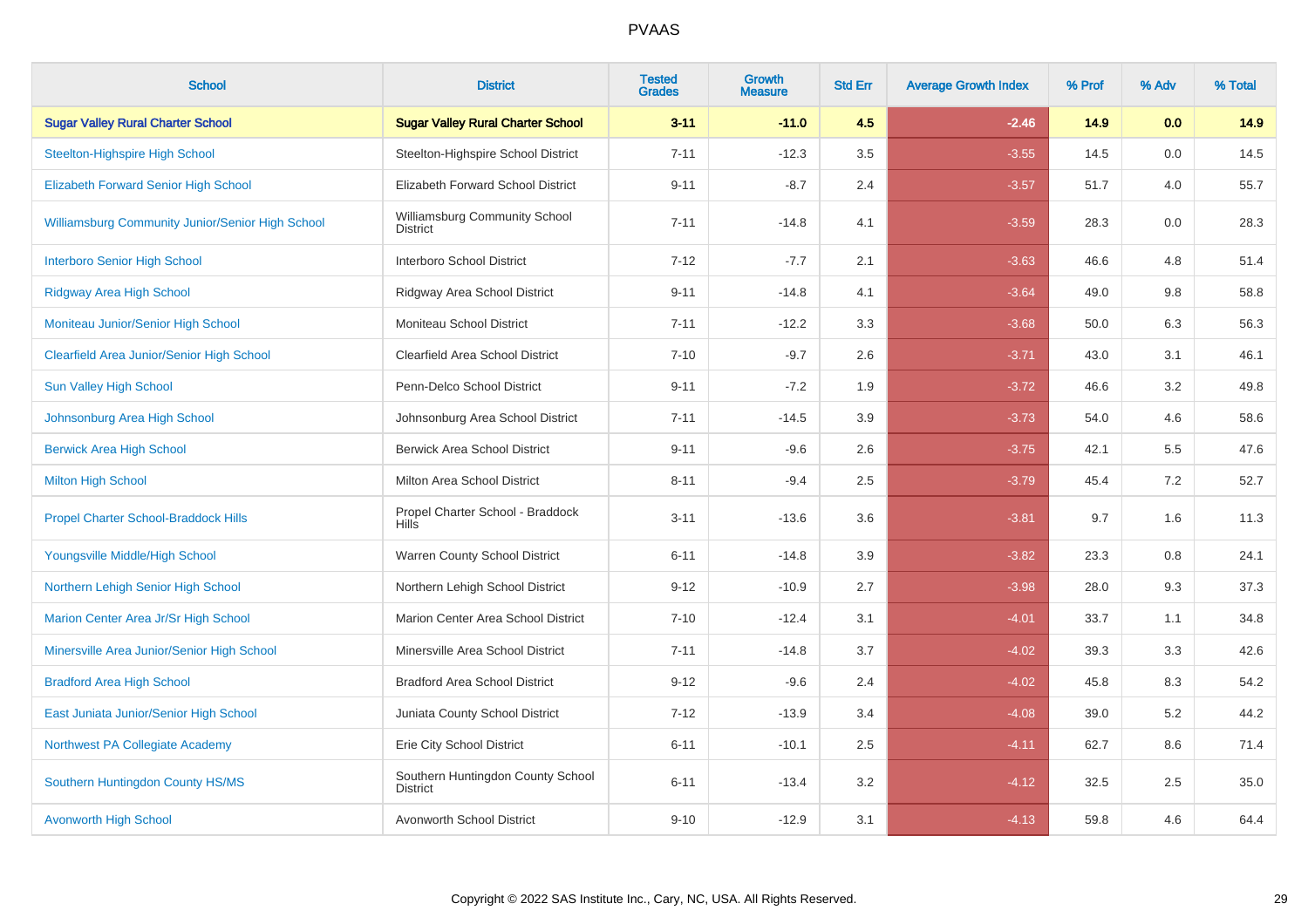# PVAAS

| School | District | Tested Grades | Growth Measure | Std Err | Average Growth Index | % Prof | % Adv | % Total |
|---|---|---|---|---|---|---|---|---|
| **Sugar Valley Rural Charter School** | **Sugar Valley Rural Charter School** | **3-11** | **-11.0** | **4.5** | **-2.46** | **14.9** | **0.0** | **14.9** |
| Steelton-Highspire High School | Steelton-Highspire School District | 7-11 | -12.3 | 3.5 | -3.55 | 14.5 | 0.0 | 14.5 |
| Elizabeth Forward Senior High School | Elizabeth Forward School District | 9-11 | -8.7 | 2.4 | -3.57 | 51.7 | 4.0 | 55.7 |
| Williamsburg Community Junior/Senior High School | Williamsburg Community School District | 7-11 | -14.8 | 4.1 | -3.59 | 28.3 | 0.0 | 28.3 |
| Interboro Senior High School | Interboro School District | 7-12 | -7.7 | 2.1 | -3.63 | 46.6 | 4.8 | 51.4 |
| Ridgway Area High School | Ridgway Area School District | 9-11 | -14.8 | 4.1 | -3.64 | 49.0 | 9.8 | 58.8 |
| Moniteau Junior/Senior High School | Moniteau School District | 7-11 | -12.2 | 3.3 | -3.68 | 50.0 | 6.3 | 56.3 |
| Clearfield Area Junior/Senior High School | Clearfield Area School District | 7-10 | -9.7 | 2.6 | -3.71 | 43.0 | 3.1 | 46.1 |
| Sun Valley High School | Penn-Delco School District | 9-11 | -7.2 | 1.9 | -3.72 | 46.6 | 3.2 | 49.8 |
| Johnsonburg Area High School | Johnsonburg Area School District | 7-11 | -14.5 | 3.9 | -3.73 | 54.0 | 4.6 | 58.6 |
| Berwick Area High School | Berwick Area School District | 9-11 | -9.6 | 2.6 | -3.75 | 42.1 | 5.5 | 47.6 |
| Milton High School | Milton Area School District | 8-11 | -9.4 | 2.5 | -3.79 | 45.4 | 7.2 | 52.7 |
| Propel Charter School-Braddock Hills | Propel Charter School - Braddock Hills | 3-11 | -13.6 | 3.6 | -3.81 | 9.7 | 1.6 | 11.3 |
| Youngsville Middle/High School | Warren County School District | 6-11 | -14.8 | 3.9 | -3.82 | 23.3 | 0.8 | 24.1 |
| Northern Lehigh Senior High School | Northern Lehigh School District | 9-12 | -10.9 | 2.7 | -3.98 | 28.0 | 9.3 | 37.3 |
| Marion Center Area Jr/Sr High School | Marion Center Area School District | 7-10 | -12.4 | 3.1 | -4.01 | 33.7 | 1.1 | 34.8 |
| Minersville Area Junior/Senior High School | Minersville Area School District | 7-11 | -14.8 | 3.7 | -4.02 | 39.3 | 3.3 | 42.6 |
| Bradford Area High School | Bradford Area School District | 9-12 | -9.6 | 2.4 | -4.02 | 45.8 | 8.3 | 54.2 |
| East Juniata Junior/Senior High School | Juniata County School District | 7-12 | -13.9 | 3.4 | -4.08 | 39.0 | 5.2 | 44.2 |
| Northwest PA Collegiate Academy | Erie City School District | 6-11 | -10.1 | 2.5 | -4.11 | 62.7 | 8.6 | 71.4 |
| Southern Huntingdon County HS/MS | Southern Huntingdon County School District | 6-11 | -13.4 | 3.2 | -4.12 | 32.5 | 2.5 | 35.0 |
| Avonworth High School | Avonworth School District | 9-10 | -12.9 | 3.1 | -4.13 | 59.8 | 4.6 | 64.4 |

Copyright © 2022 SAS Institute Inc., Cary, NC, USA. All Rights Reserved.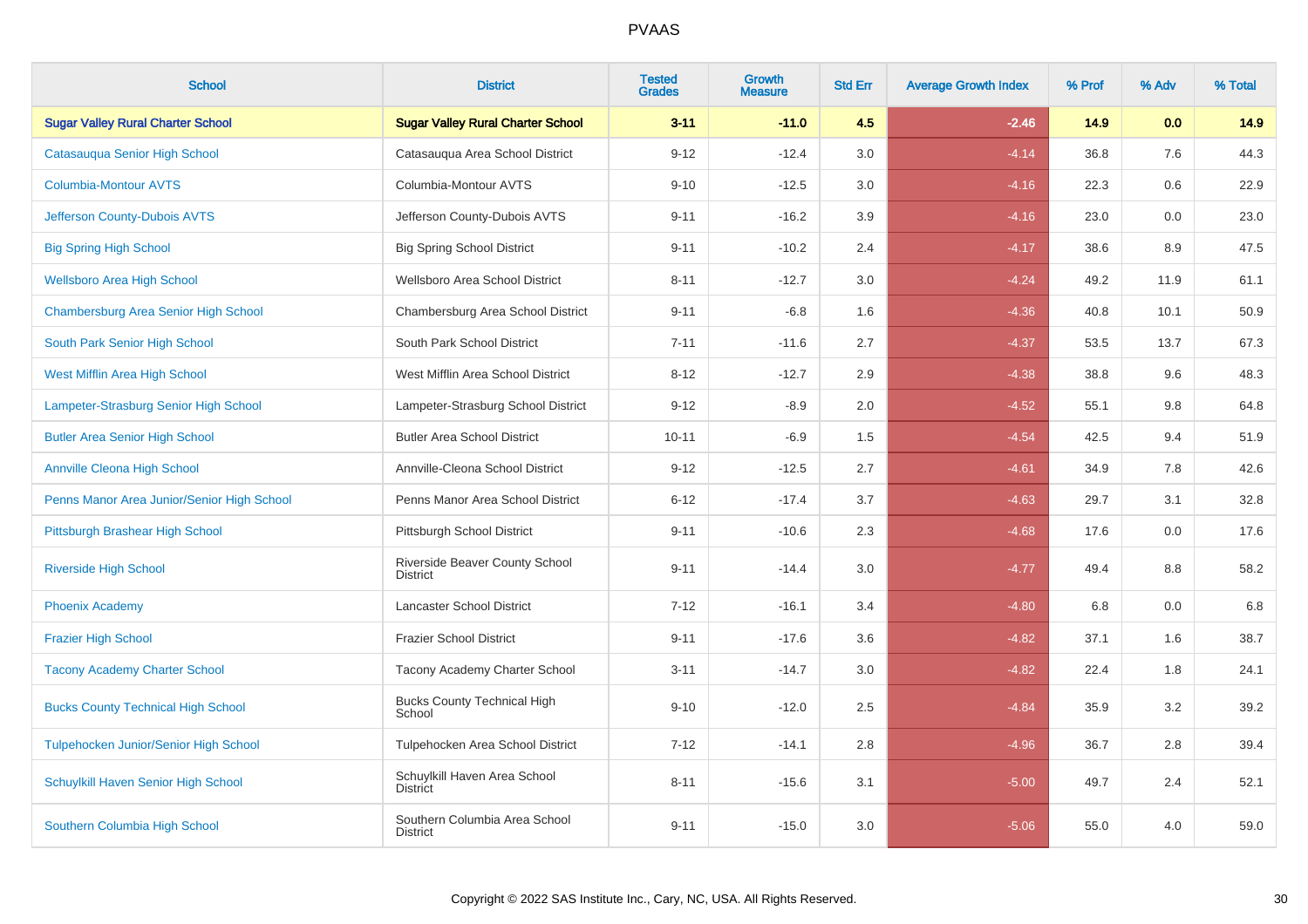# PVAAS

| School | District | Tested Grades | Growth Measure | Std Err | Average Growth Index | % Prof | % Adv | % Total |
|---|---|---|---|---|---|---|---|---|
| **Sugar Valley Rural Charter School** | **Sugar Valley Rural Charter School** | **3-11** | **-11.0** | **4.5** | **-2.46** | **14.9** | **0.0** | **14.9** |
| Catasauqua Senior High School | Catasauqua Area School District | 9-12 | -12.4 | 3.0 | -4.14 | 36.8 | 7.6 | 44.3 |
| Columbia-Montour AVTS | Columbia-Montour AVTS | 9-10 | -12.5 | 3.0 | -4.16 | 22.3 | 0.6 | 22.9 |
| Jefferson County-Dubois AVTS | Jefferson County-Dubois AVTS | 9-11 | -16.2 | 3.9 | -4.16 | 23.0 | 0.0 | 23.0 |
| Big Spring High School | Big Spring School District | 9-11 | -10.2 | 2.4 | -4.17 | 38.6 | 8.9 | 47.5 |
| Wellsboro Area High School | Wellsboro Area School District | 8-11 | -12.7 | 3.0 | -4.24 | 49.2 | 11.9 | 61.1 |
| Chambersburg Area Senior High School | Chambersburg Area School District | 9-11 | -6.8 | 1.6 | -4.36 | 40.8 | 10.1 | 50.9 |
| South Park Senior High School | South Park School District | 7-11 | -11.6 | 2.7 | -4.37 | 53.5 | 13.7 | 67.3 |
| West Mifflin Area High School | West Mifflin Area School District | 8-12 | -12.7 | 2.9 | -4.38 | 38.8 | 9.6 | 48.3 |
| Lampeter-Strasburg Senior High School | Lampeter-Strasburg School District | 9-12 | -8.9 | 2.0 | -4.52 | 55.1 | 9.8 | 64.8 |
| Butler Area Senior High School | Butler Area School District | 10-11 | -6.9 | 1.5 | -4.54 | 42.5 | 9.4 | 51.9 |
| Annville Cleona High School | Annville-Cleona School District | 9-12 | -12.5 | 2.7 | -4.61 | 34.9 | 7.8 | 42.6 |
| Penns Manor Area Junior/Senior High School | Penns Manor Area School District | 6-12 | -17.4 | 3.7 | -4.63 | 29.7 | 3.1 | 32.8 |
| Pittsburgh Brashear High School | Pittsburgh School District | 9-11 | -10.6 | 2.3 | -4.68 | 17.6 | 0.0 | 17.6 |
| Riverside High School | Riverside Beaver County School District | 9-11 | -14.4 | 3.0 | -4.77 | 49.4 | 8.8 | 58.2 |
| Phoenix Academy | Lancaster School District | 7-12 | -16.1 | 3.4 | -4.80 | 6.8 | 0.0 | 6.8 |
| Frazier High School | Frazier School District | 9-11 | -17.6 | 3.6 | -4.82 | 37.1 | 1.6 | 38.7 |
| Tacony Academy Charter School | Tacony Academy Charter School | 3-11 | -14.7 | 3.0 | -4.82 | 22.4 | 1.8 | 24.1 |
| Bucks County Technical High School | Bucks County Technical High School | 9-10 | -12.0 | 2.5 | -4.84 | 35.9 | 3.2 | 39.2 |
| Tulpehocken Junior/Senior High School | Tulpehocken Area School District | 7-12 | -14.1 | 2.8 | -4.96 | 36.7 | 2.8 | 39.4 |
| Schuylkill Haven Senior High School | Schuylkill Haven Area School District | 8-11 | -15.6 | 3.1 | -5.00 | 49.7 | 2.4 | 52.1 |
| Southern Columbia High School | Southern Columbia Area School District | 9-11 | -15.0 | 3.0 | -5.06 | 55.0 | 4.0 | 59.0 |

Copyright © 2022 SAS Institute Inc., Cary, NC, USA. All Rights Reserved.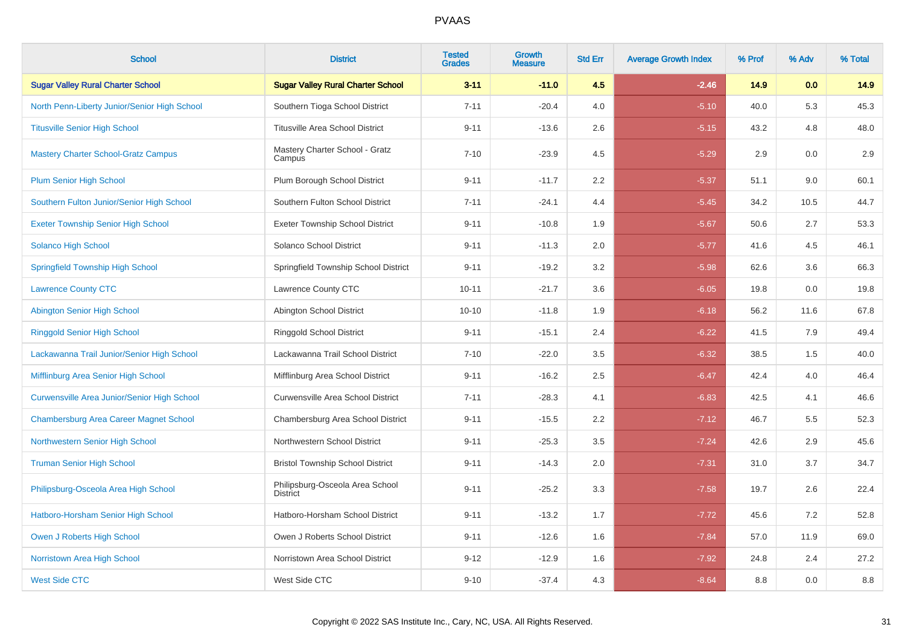# PVAAS

| School | District | Tested Grades | Growth Measure | Std Err | Average Growth Index | % Prof | % Adv | % Total |
|---|---|---|---|---|---|---|---|---|
| **Sugar Valley Rural Charter School** | **Sugar Valley Rural Charter School** | **3-11** | **-11.0** | **4.5** | **-2.46** | **14.9** | **0.0** | **14.9** |
| North Penn-Liberty Junior/Senior High School | Southern Tioga School District | 7-11 | -20.4 | 4.0 | -5.10 | 40.0 | 5.3 | 45.3 |
| Titusville Senior High School | Titusville Area School District | 9-11 | -13.6 | 2.6 | -5.15 | 43.2 | 4.8 | 48.0 |
| Mastery Charter School-Gratz Campus | Mastery Charter School - Gratz Campus | 7-10 | -23.9 | 4.5 | -5.29 | 2.9 | 0.0 | 2.9 |
| Plum Senior High School | Plum Borough School District | 9-11 | -11.7 | 2.2 | -5.37 | 51.1 | 9.0 | 60.1 |
| Southern Fulton Junior/Senior High School | Southern Fulton School District | 7-11 | -24.1 | 4.4 | -5.45 | 34.2 | 10.5 | 44.7 |
| Exeter Township Senior High School | Exeter Township School District | 9-11 | -10.8 | 1.9 | -5.67 | 50.6 | 2.7 | 53.3 |
| Solanco High School | Solanco School District | 9-11 | -11.3 | 2.0 | -5.77 | 41.6 | 4.5 | 46.1 |
| Springfield Township High School | Springfield Township School District | 9-11 | -19.2 | 3.2 | -5.98 | 62.6 | 3.6 | 66.3 |
| Lawrence County CTC | Lawrence County CTC | 10-11 | -21.7 | 3.6 | -6.05 | 19.8 | 0.0 | 19.8 |
| Abington Senior High School | Abington School District | 10-10 | -11.8 | 1.9 | -6.18 | 56.2 | 11.6 | 67.8 |
| Ringgold Senior High School | Ringgold School District | 9-11 | -15.1 | 2.4 | -6.22 | 41.5 | 7.9 | 49.4 |
| Lackawanna Trail Junior/Senior High School | Lackawanna Trail School District | 7-10 | -22.0 | 3.5 | -6.32 | 38.5 | 1.5 | 40.0 |
| Mifflinburg Area Senior High School | Mifflinburg Area School District | 9-11 | -16.2 | 2.5 | -6.47 | 42.4 | 4.0 | 46.4 |
| Curwensville Area Junior/Senior High School | Curwensville Area School District | 7-11 | -28.3 | 4.1 | -6.83 | 42.5 | 4.1 | 46.6 |
| Chambersburg Area Career Magnet School | Chambersburg Area School District | 9-11 | -15.5 | 2.2 | -7.12 | 46.7 | 5.5 | 52.3 |
| Northwestern Senior High School | Northwestern School District | 9-11 | -25.3 | 3.5 | -7.24 | 42.6 | 2.9 | 45.6 |
| Truman Senior High School | Bristol Township School District | 9-11 | -14.3 | 2.0 | -7.31 | 31.0 | 3.7 | 34.7 |
| Philipsburg-Osceola Area High School | Philipsburg-Osceola Area School District | 9-11 | -25.2 | 3.3 | -7.58 | 19.7 | 2.6 | 22.4 |
| Hatboro-Horsham Senior High School | Hatboro-Horsham School District | 9-11 | -13.2 | 1.7 | -7.72 | 45.6 | 7.2 | 52.8 |
| Owen J Roberts High School | Owen J Roberts School District | 9-11 | -12.6 | 1.6 | -7.84 | 57.0 | 11.9 | 69.0 |
| Norristown Area High School | Norristown Area School District | 9-12 | -12.9 | 1.6 | -7.92 | 24.8 | 2.4 | 27.2 |
| West Side CTC | West Side CTC | 9-10 | -37.4 | 4.3 | -8.64 | 8.8 | 0.0 | 8.8 |

Copyright © 2022 SAS Institute Inc., Cary, NC, USA. All Rights Reserved.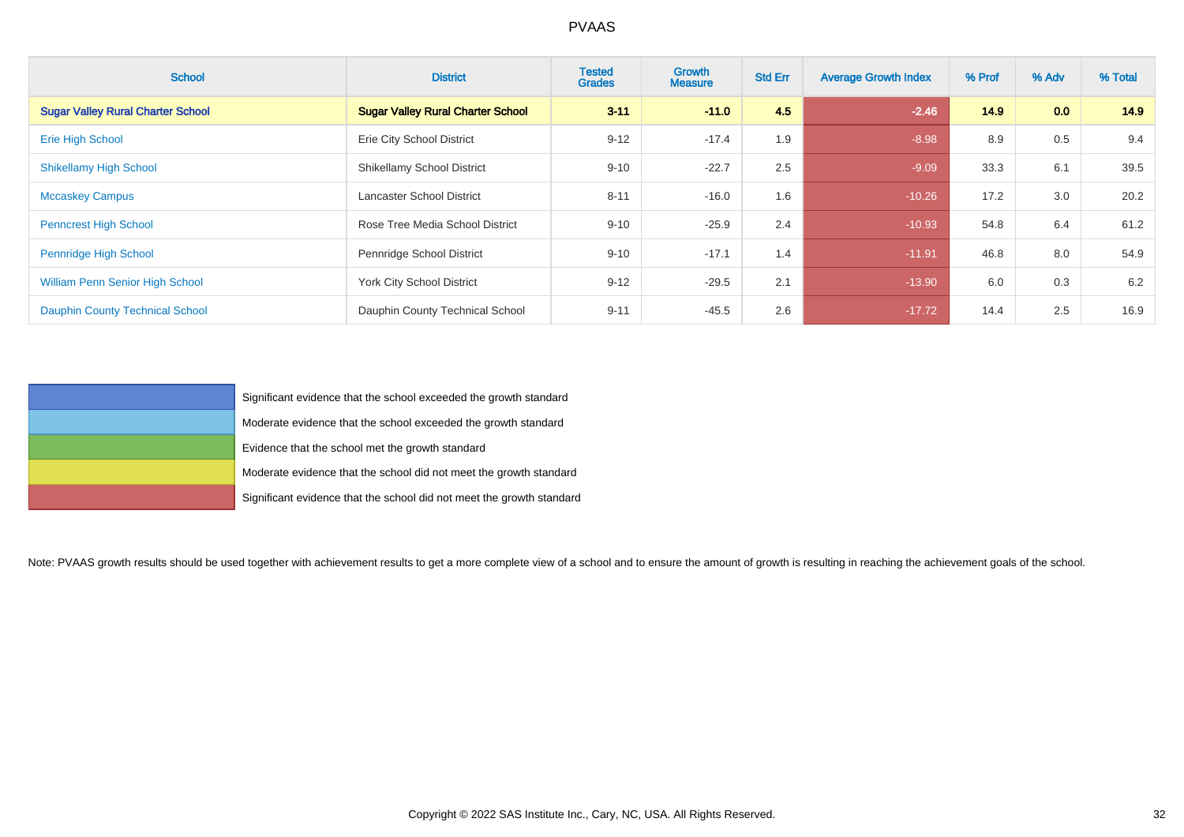PVAAS

| School | District | Tested Grades | Growth Measure | Std Err | Average Growth Index | % Prof | % Adv | % Total |
|---|---|---|---|---|---|---|---|---|
| **Sugar Valley Rural Charter School** | **Sugar Valley Rural Charter School** | **3-11** | **-11.0** | **4.5** | **-2.46** | **14.9** | **0.0** | **14.9** |
| Erie High School | Erie City School District | 9-12 | -17.4 | 1.9 | -8.98 | 8.9 | 0.5 | 9.4 |
| Shikellamy High School | Shikellamy School District | 9-10 | -22.7 | 2.5 | -9.09 | 33.3 | 6.1 | 39.5 |
| Mccaskey Campus | Lancaster School District | 8-11 | -16.0 | 1.6 | -10.26 | 17.2 | 3.0 | 20.2 |
| Penncrest High School | Rose Tree Media School District | 9-10 | -25.9 | 2.4 | -10.93 | 54.8 | 6.4 | 61.2 |
| Pennridge High School | Pennridge School District | 9-10 | -17.1 | 1.4 | -11.91 | 46.8 | 8.0 | 54.9 |
| William Penn Senior High School | York City School District | 9-12 | -29.5 | 2.1 | -13.90 | 6.0 | 0.3 | 6.2 |
| Dauphin County Technical School | Dauphin County Technical School | 9-11 | -45.5 | 2.6 | -17.72 | 14.4 | 2.5 | 16.9 |

Significant evidence that the school exceeded the growth standard

Moderate evidence that the school exceeded the growth standard

Evidence that the school met the growth standard

Moderate evidence that the school did not meet the growth standard

Significant evidence that the school did not meet the growth standard

Note: PVAAS growth results should be used together with achievement results to get a more complete view of a school and to ensure the amount of growth is resulting in reaching the achievement goals of the school.

Copyright © 2022 SAS Institute Inc., Cary, NC, USA. All Rights Reserved.